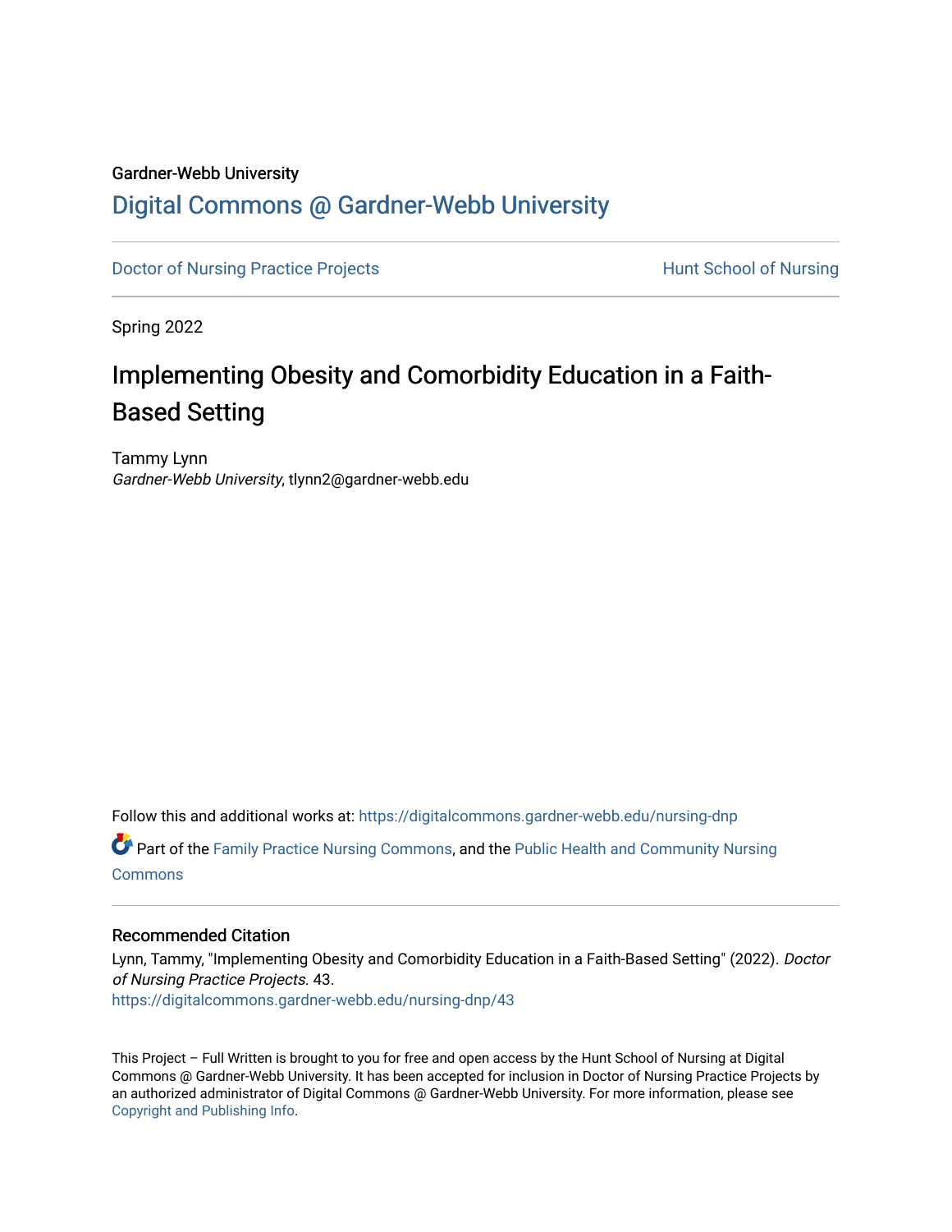Gardner-Webb University

# Digital Commons @ Gardner-Webb University

Doctor of Nursing Practice Projects

Hunt School of Nursing

Spring 2022

## Implementing Obesity and Comorbidity Education in a Faith-Based Setting

Tammy Lynn
*Gardner-Webb University*, tlynn2@gardner-webb.edu

Follow this and additional works at: https://digitalcommons.gardner-webb.edu/nursing-dnp

Part of the Family Practice Nursing Commons, and the Public Health and Community Nursing Commons

### Recommended Citation

Lynn, Tammy, "Implementing Obesity and Comorbidity Education in a Faith-Based Setting" (2022). *Doctor of Nursing Practice Projects*. 43.
https://digitalcommons.gardner-webb.edu/nursing-dnp/43

This Project – Full Written is brought to you for free and open access by the Hunt School of Nursing at Digital Commons @ Gardner-Webb University. It has been accepted for inclusion in Doctor of Nursing Practice Projects by an authorized administrator of Digital Commons @ Gardner-Webb University. For more information, please see Copyright and Publishing Info.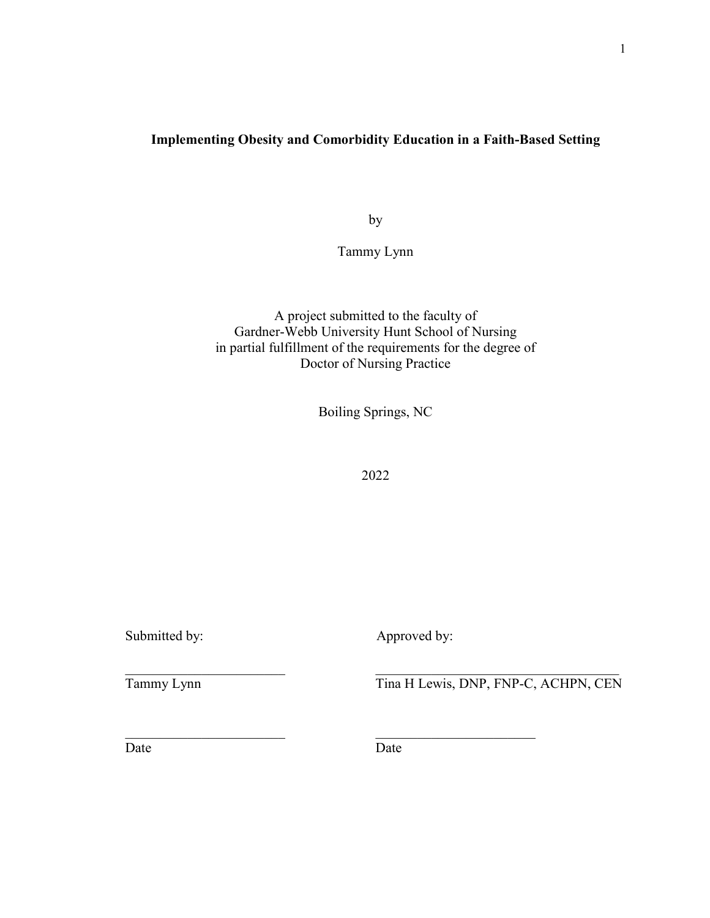# Implementing Obesity and Comorbidity Education in a Faith-Based Setting

by

Tammy Lynn

A project submitted to the faculty of
Gardner-Webb University Hunt School of Nursing
in partial fulfillment of the requirements for the degree of
Doctor of Nursing Practice

Boiling Springs, NC

2022

| Submitted by: | Approved by: |
| --- | --- |
| ______________________ | ______________________ |
| Tammy Lynn | Tina H Lewis, DNP, FNP-C, ACHPN, CEN |
| ______________________ | ______________________ |
| Date | Date |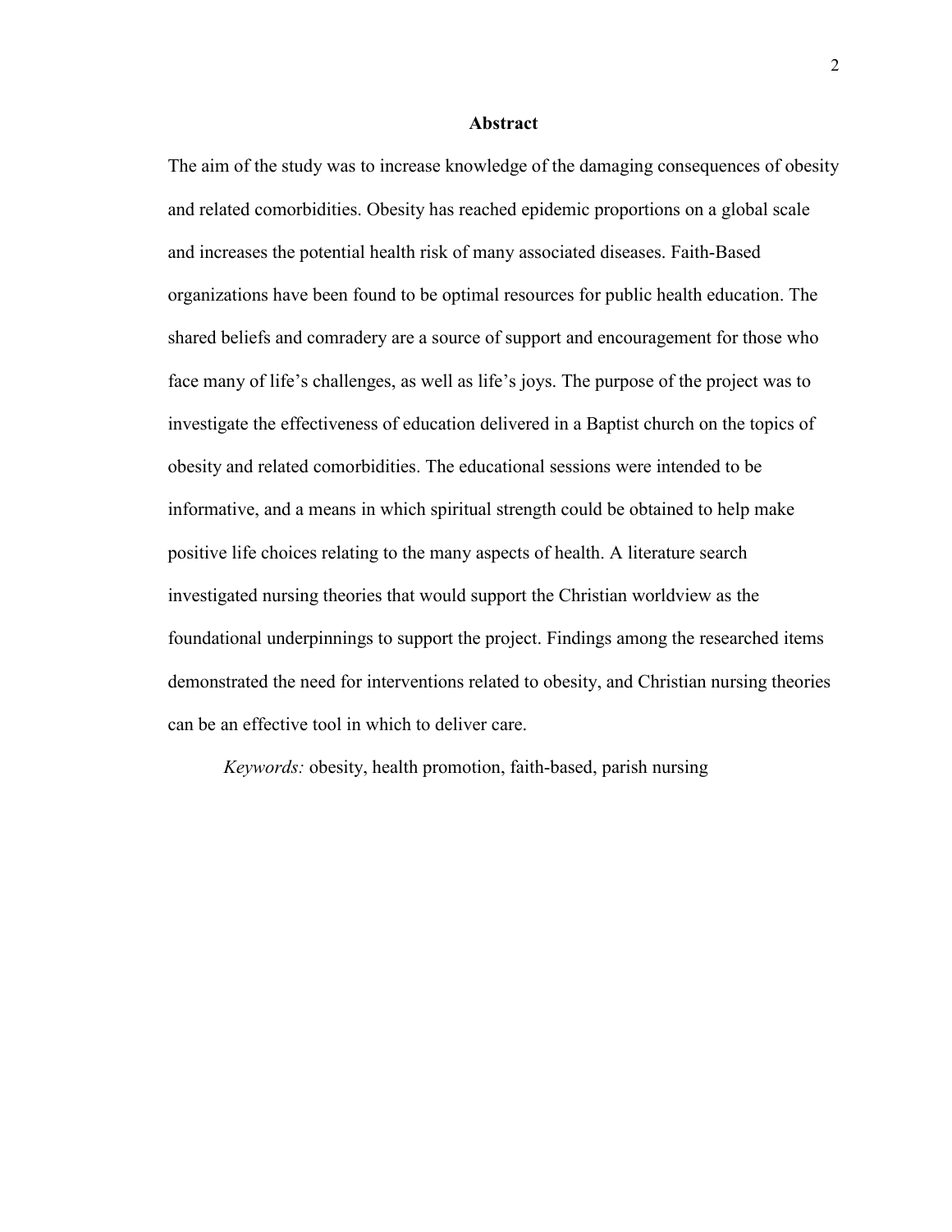# Abstract

The aim of the study was to increase knowledge of the damaging consequences of obesity and related comorbidities. Obesity has reached epidemic proportions on a global scale and increases the potential health risk of many associated diseases. Faith-Based organizations have been found to be optimal resources for public health education. The shared beliefs and comradery are a source of support and encouragement for those who face many of life's challenges, as well as life's joys. The purpose of the project was to investigate the effectiveness of education delivered in a Baptist church on the topics of obesity and related comorbidities. The educational sessions were intended to be informative, and a means in which spiritual strength could be obtained to help make positive life choices relating to the many aspects of health. A literature search investigated nursing theories that would support the Christian worldview as the foundational underpinnings to support the project. Findings among the researched items demonstrated the need for interventions related to obesity, and Christian nursing theories can be an effective tool in which to deliver care.

*Keywords:* obesity, health promotion, faith-based, parish nursing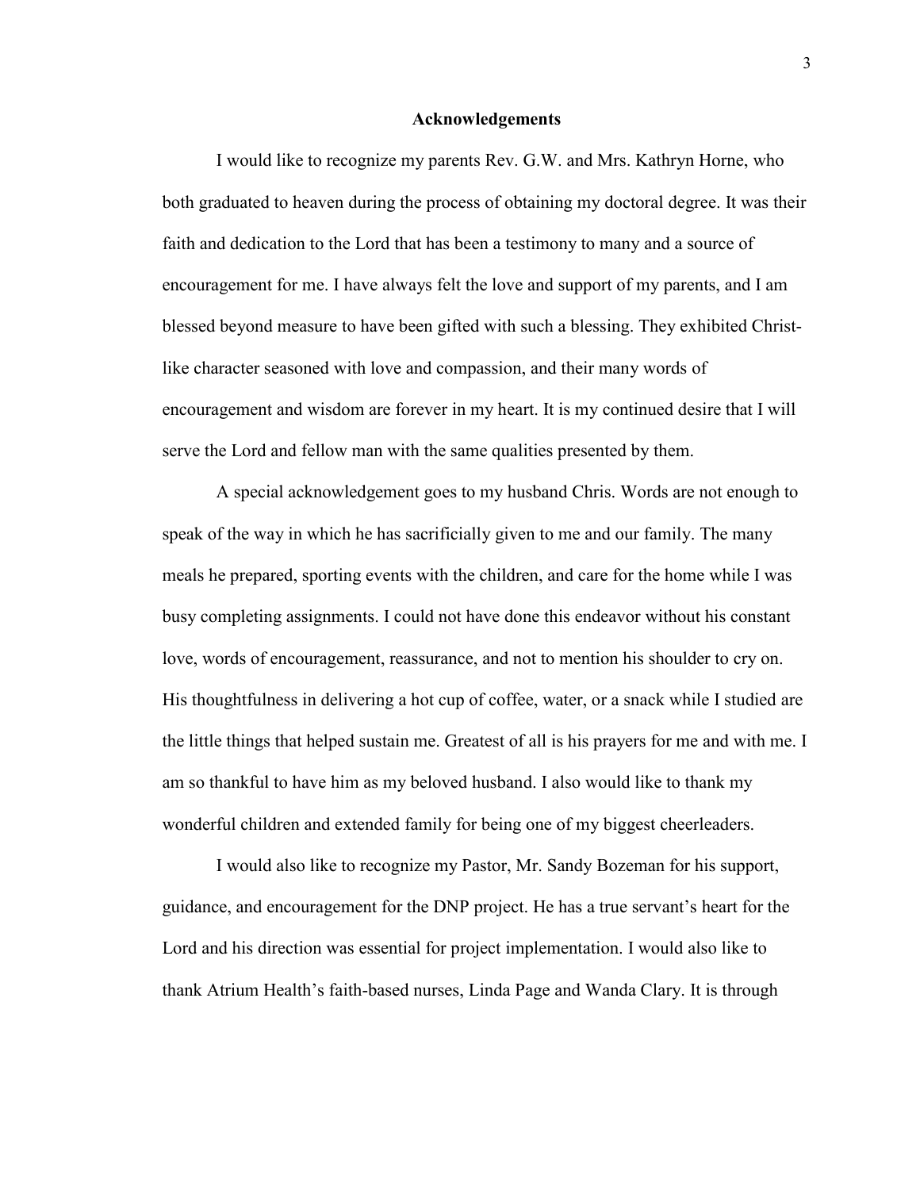## Acknowledgements

I would like to recognize my parents Rev. G.W. and Mrs. Kathryn Horne, who both graduated to heaven during the process of obtaining my doctoral degree. It was their faith and dedication to the Lord that has been a testimony to many and a source of encouragement for me. I have always felt the love and support of my parents, and I am blessed beyond measure to have been gifted with such a blessing. They exhibited Christ-like character seasoned with love and compassion, and their many words of encouragement and wisdom are forever in my heart. It is my continued desire that I will serve the Lord and fellow man with the same qualities presented by them.

A special acknowledgement goes to my husband Chris. Words are not enough to speak of the way in which he has sacrificially given to me and our family. The many meals he prepared, sporting events with the children, and care for the home while I was busy completing assignments. I could not have done this endeavor without his constant love, words of encouragement, reassurance, and not to mention his shoulder to cry on. His thoughtfulness in delivering a hot cup of coffee, water, or a snack while I studied are the little things that helped sustain me. Greatest of all is his prayers for me and with me. I am so thankful to have him as my beloved husband. I also would like to thank my wonderful children and extended family for being one of my biggest cheerleaders.

I would also like to recognize my Pastor, Mr. Sandy Bozeman for his support, guidance, and encouragement for the DNP project. He has a true servant's heart for the Lord and his direction was essential for project implementation. I would also like to thank Atrium Health's faith-based nurses, Linda Page and Wanda Clary. It is through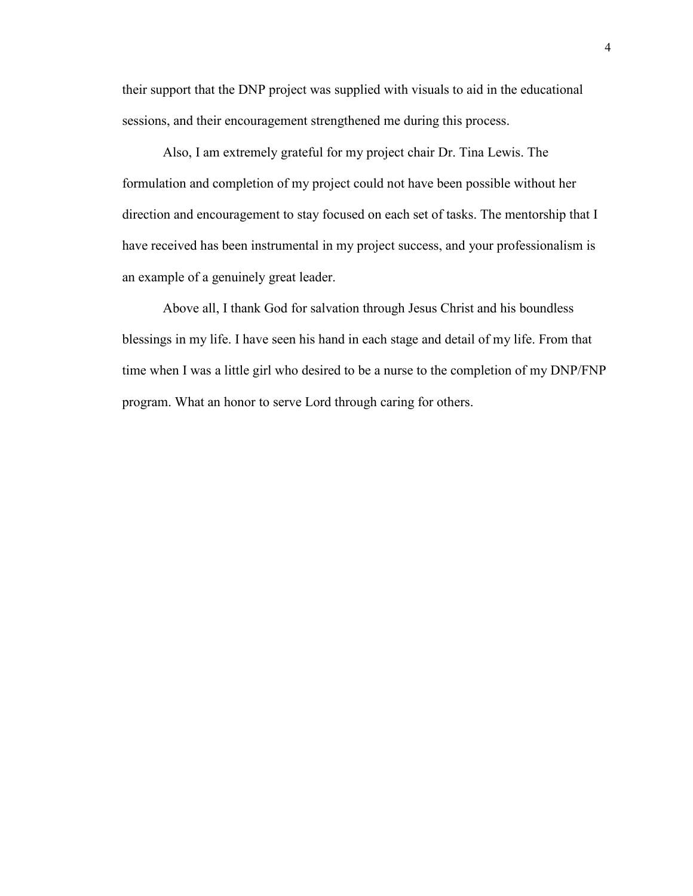their support that the DNP project was supplied with visuals to aid in the educational sessions, and their encouragement strengthened me during this process.

Also, I am extremely grateful for my project chair Dr. Tina Lewis. The formulation and completion of my project could not have been possible without her direction and encouragement to stay focused on each set of tasks. The mentorship that I have received has been instrumental in my project success, and your professionalism is an example of a genuinely great leader.

Above all, I thank God for salvation through Jesus Christ and his boundless blessings in my life. I have seen his hand in each stage and detail of my life. From that time when I was a little girl who desired to be a nurse to the completion of my DNP/FNP program. What an honor to serve Lord through caring for others.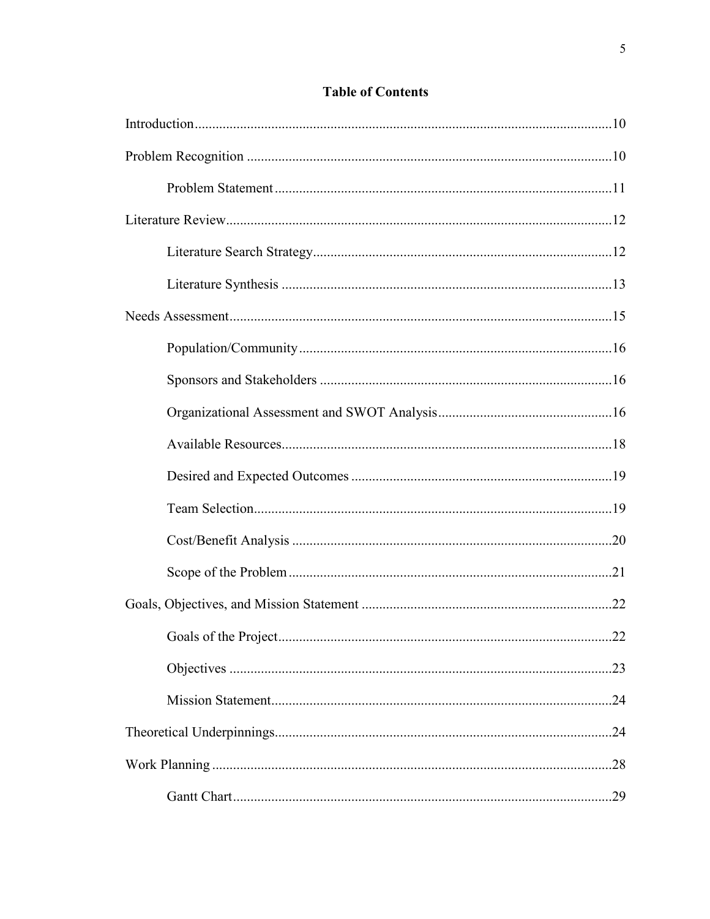# Table of Contents

Introduction....................................................................................................................10

Problem Recognition ........................................................................................................10

    Problem Statement...............................................................................................11

Literature Review...........................................................................................................12

    Literature Search Strategy...................................................................................12

    Literature Synthesis ............................................................................................13

Needs Assessment...........................................................................................................15

    Population/Community........................................................................................16

    Sponsors and Stakeholders .................................................................................16

    Organizational Assessment and SWOT Analysis................................................16

    Available Resources.............................................................................................18

    Desired and Expected Outcomes .........................................................................19

    Team Selection.....................................................................................................19

    Cost/Benefit Analysis ..........................................................................................20

    Scope of the Problem ...........................................................................................21

Goals, Objectives, and Mission Statement ......................................................................22

    Goals of the Project..............................................................................................22

    Objectives ............................................................................................................23

    Mission Statement................................................................................................24

Theoretical Underpinnings...............................................................................................24

Work Planning .................................................................................................................28

    Gantt Chart...........................................................................................................29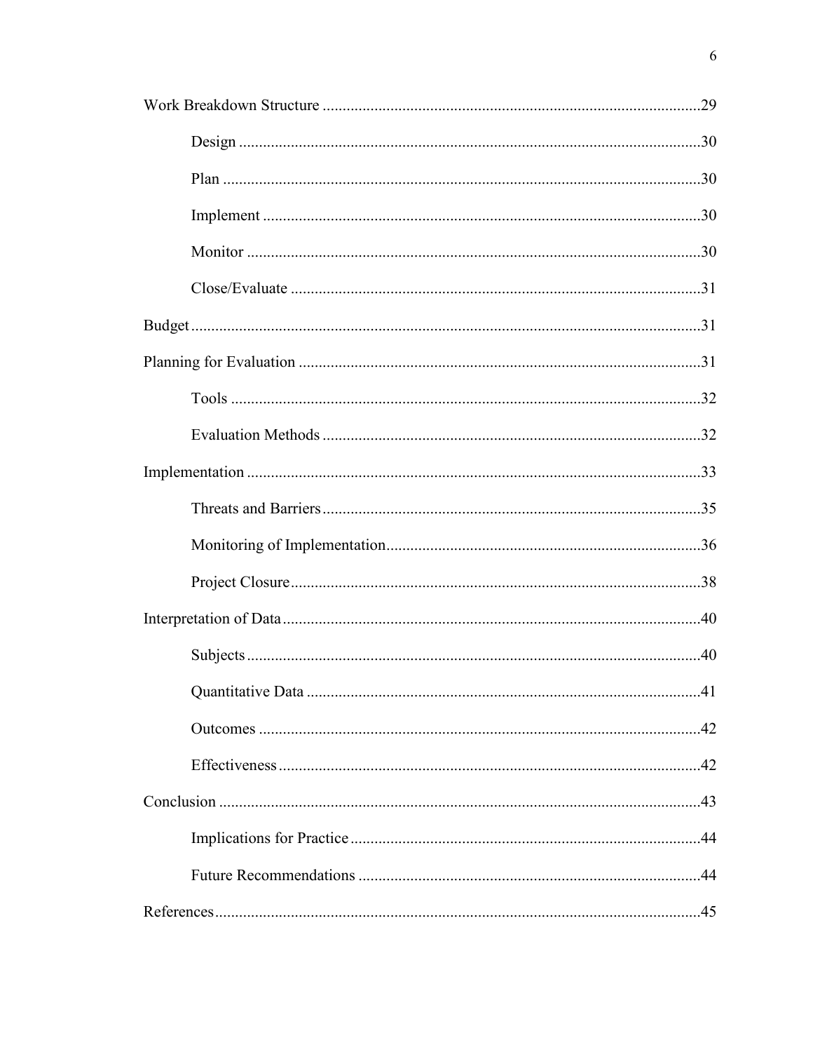Work Breakdown Structure ....................................................................................29

Design ....................................................................................................30

Plan ........................................................................................................30

Implement ..............................................................................................30

Monitor ..................................................................................................30

Close/Evaluate .......................................................................................31

Budget..................................................................................................................31

Planning for Evaluation ......................................................................................31

Tools ......................................................................................................32

Evaluation Methods ...............................................................................32

Implementation ...................................................................................................33

Threats and Barriers...............................................................................35

Monitoring of Implementation...............................................................36

Project Closure.......................................................................................38

Interpretation of Data ..........................................................................................40

Subjects ..................................................................................................40

Quantitative Data ...................................................................................41

Outcomes ...............................................................................................42

Effectiveness ..........................................................................................42

Conclusion ..........................................................................................................43

Implications for Practice ........................................................................44

Future Recommendations ......................................................................44

References............................................................................................................45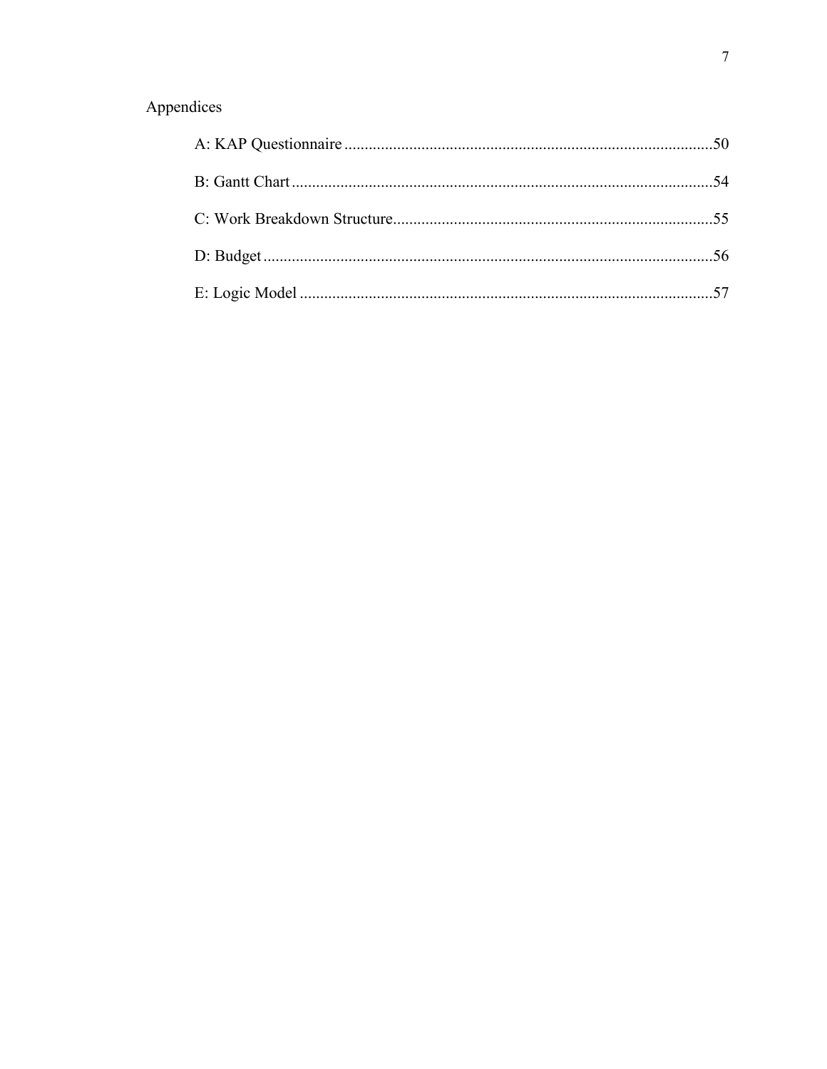Appendices

A: KAP Questionnaire ..........................................................................................50

B: Gantt Chart .......................................................................................................54

C: Work Breakdown Structure...............................................................................55

D: Budget ..............................................................................................................56

E: Logic Model .....................................................................................................57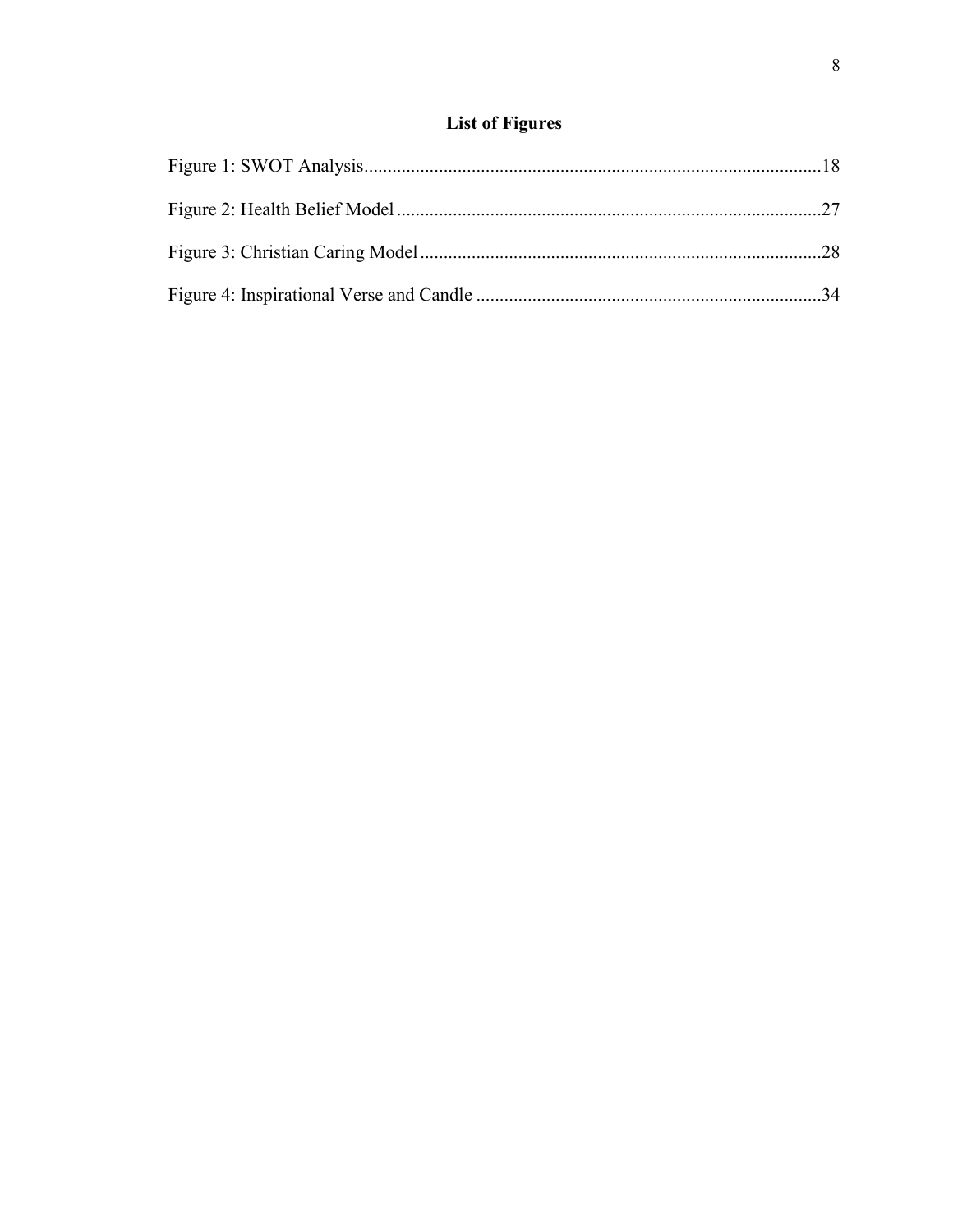## List of Figures

Figure 1: SWOT Analysis.................................................................................................18

Figure 2: Health Belief Model..........................................................................................27

Figure 3: Christian Caring Model.....................................................................................28

Figure 4: Inspirational Verse and Candle..........................................................................34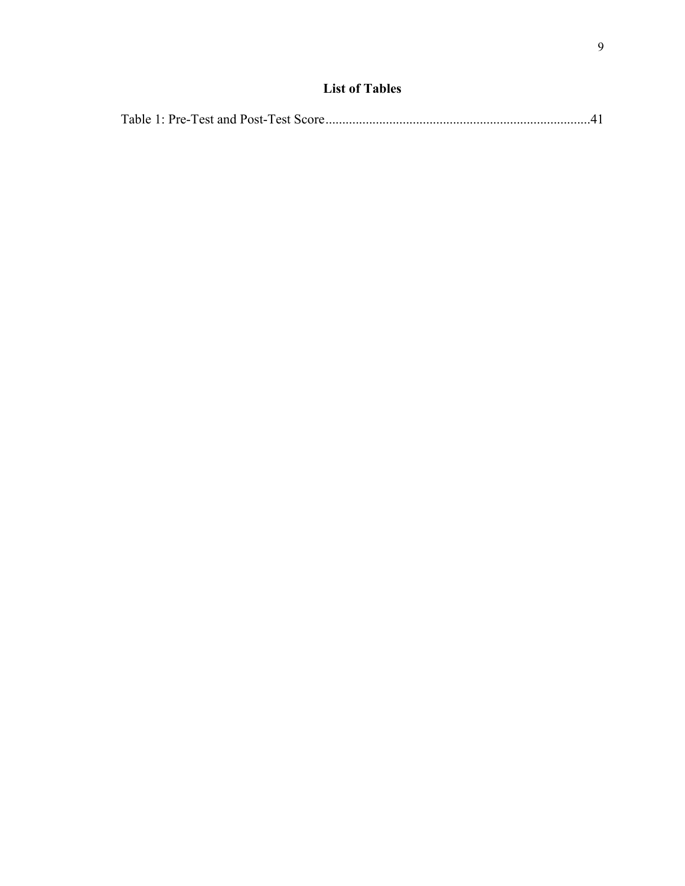# List of Tables

Table 1: Pre-Test and Post-Test Score..............................................................................41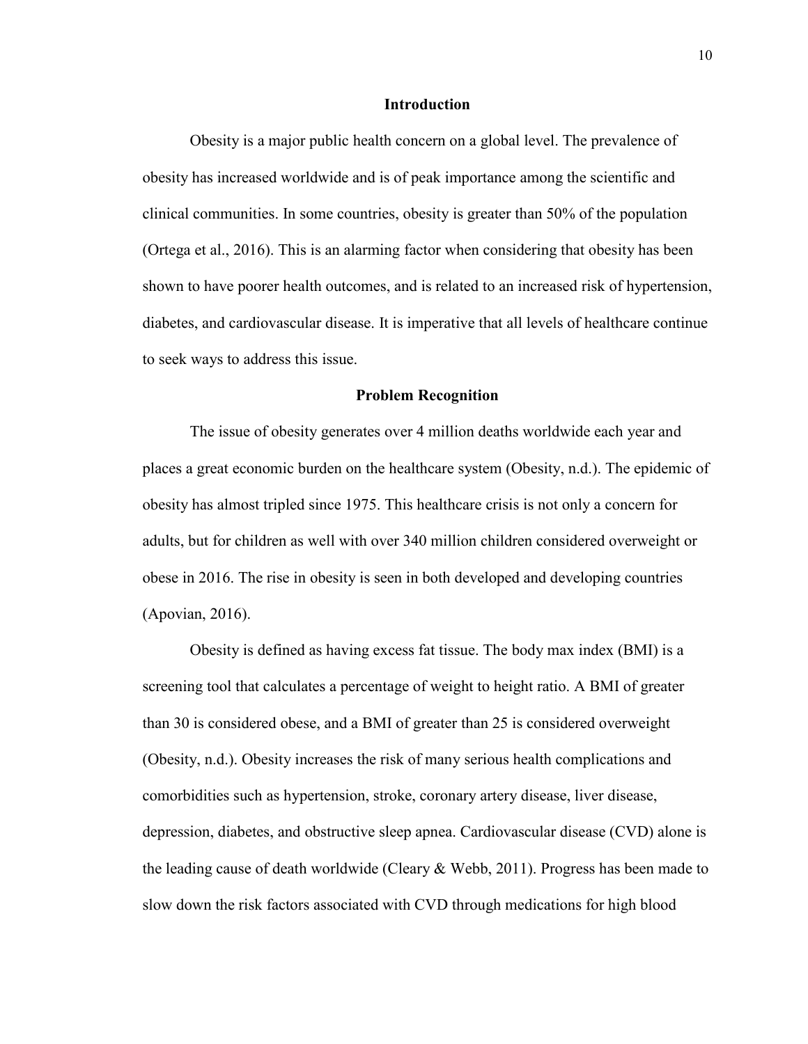## Introduction

Obesity is a major public health concern on a global level. The prevalence of obesity has increased worldwide and is of peak importance among the scientific and clinical communities. In some countries, obesity is greater than 50% of the population (Ortega et al., 2016). This is an alarming factor when considering that obesity has been shown to have poorer health outcomes, and is related to an increased risk of hypertension, diabetes, and cardiovascular disease. It is imperative that all levels of healthcare continue to seek ways to address this issue.

## Problem Recognition

The issue of obesity generates over 4 million deaths worldwide each year and places a great economic burden on the healthcare system (Obesity, n.d.). The epidemic of obesity has almost tripled since 1975. This healthcare crisis is not only a concern for adults, but for children as well with over 340 million children considered overweight or obese in 2016. The rise in obesity is seen in both developed and developing countries (Apovian, 2016).

Obesity is defined as having excess fat tissue. The body max index (BMI) is a screening tool that calculates a percentage of weight to height ratio. A BMI of greater than 30 is considered obese, and a BMI of greater than 25 is considered overweight (Obesity, n.d.). Obesity increases the risk of many serious health complications and comorbidities such as hypertension, stroke, coronary artery disease, liver disease, depression, diabetes, and obstructive sleep apnea. Cardiovascular disease (CVD) alone is the leading cause of death worldwide (Cleary & Webb, 2011). Progress has been made to slow down the risk factors associated with CVD through medications for high blood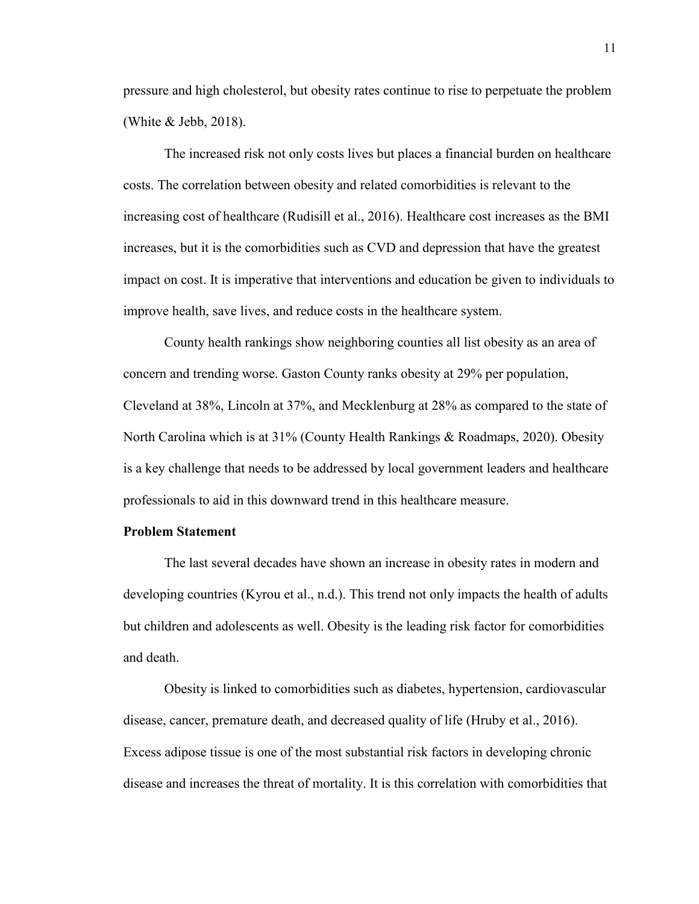pressure and high cholesterol, but obesity rates continue to rise to perpetuate the problem (White & Jebb, 2018).

The increased risk not only costs lives but places a financial burden on healthcare costs. The correlation between obesity and related comorbidities is relevant to the increasing cost of healthcare (Rudisill et al., 2016). Healthcare cost increases as the BMI increases, but it is the comorbidities such as CVD and depression that have the greatest impact on cost. It is imperative that interventions and education be given to individuals to improve health, save lives, and reduce costs in the healthcare system.

County health rankings show neighboring counties all list obesity as an area of concern and trending worse. Gaston County ranks obesity at 29% per population, Cleveland at 38%, Lincoln at 37%, and Mecklenburg at 28% as compared to the state of North Carolina which is at 31% (County Health Rankings & Roadmaps, 2020). Obesity is a key challenge that needs to be addressed by local government leaders and healthcare professionals to aid in this downward trend in this healthcare measure.

**Problem Statement**

The last several decades have shown an increase in obesity rates in modern and developing countries (Kyrou et al., n.d.). This trend not only impacts the health of adults but children and adolescents as well. Obesity is the leading risk factor for comorbidities and death.

Obesity is linked to comorbidities such as diabetes, hypertension, cardiovascular disease, cancer, premature death, and decreased quality of life (Hruby et al., 2016). Excess adipose tissue is one of the most substantial risk factors in developing chronic disease and increases the threat of mortality. It is this correlation with comorbidities that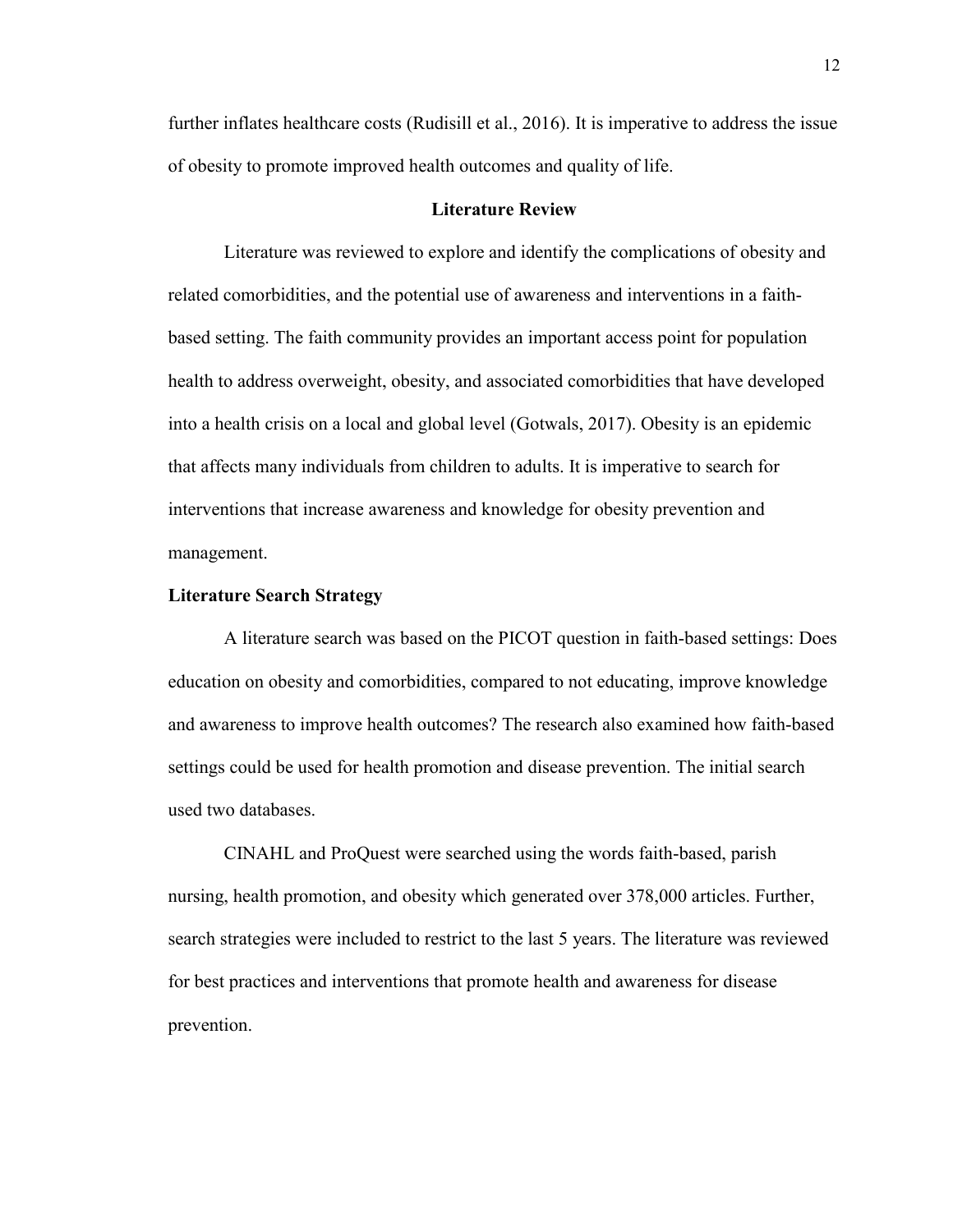further inflates healthcare costs (Rudisill et al., 2016). It is imperative to address the issue of obesity to promote improved health outcomes and quality of life.

## Literature Review

Literature was reviewed to explore and identify the complications of obesity and related comorbidities, and the potential use of awareness and interventions in a faith-based setting. The faith community provides an important access point for population health to address overweight, obesity, and associated comorbidities that have developed into a health crisis on a local and global level (Gotwals, 2017). Obesity is an epidemic that affects many individuals from children to adults. It is imperative to search for interventions that increase awareness and knowledge for obesity prevention and management.

### Literature Search Strategy

A literature search was based on the PICOT question in faith-based settings: Does education on obesity and comorbidities, compared to not educating, improve knowledge and awareness to improve health outcomes? The research also examined how faith-based settings could be used for health promotion and disease prevention. The initial search used two databases.

CINAHL and ProQuest were searched using the words faith-based, parish nursing, health promotion, and obesity which generated over 378,000 articles. Further, search strategies were included to restrict to the last 5 years. The literature was reviewed for best practices and interventions that promote health and awareness for disease prevention.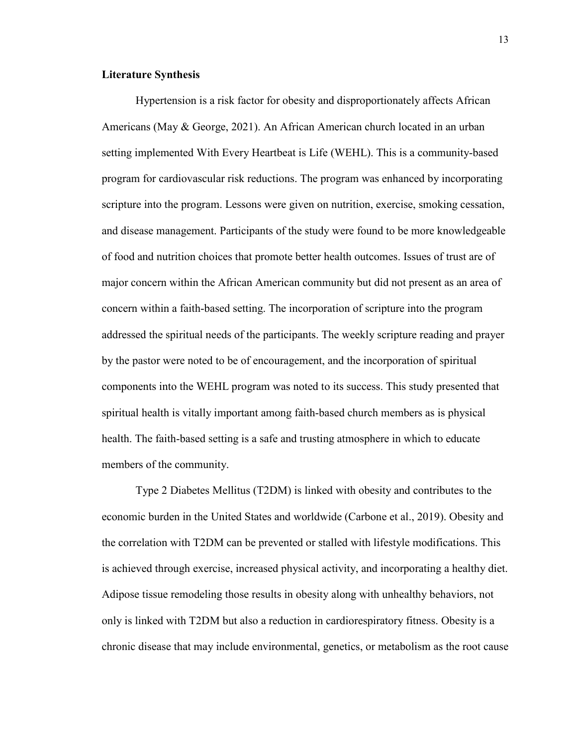**Literature Synthesis**

Hypertension is a risk factor for obesity and disproportionately affects African Americans (May & George, 2021). An African American church located in an urban setting implemented With Every Heartbeat is Life (WEHL). This is a community-based program for cardiovascular risk reductions. The program was enhanced by incorporating scripture into the program. Lessons were given on nutrition, exercise, smoking cessation, and disease management. Participants of the study were found to be more knowledgeable of food and nutrition choices that promote better health outcomes. Issues of trust are of major concern within the African American community but did not present as an area of concern within a faith-based setting. The incorporation of scripture into the program addressed the spiritual needs of the participants. The weekly scripture reading and prayer by the pastor were noted to be of encouragement, and the incorporation of spiritual components into the WEHL program was noted to its success. This study presented that spiritual health is vitally important among faith-based church members as is physical health. The faith-based setting is a safe and trusting atmosphere in which to educate members of the community.

Type 2 Diabetes Mellitus (T2DM) is linked with obesity and contributes to the economic burden in the United States and worldwide (Carbone et al., 2019). Obesity and the correlation with T2DM can be prevented or stalled with lifestyle modifications. This is achieved through exercise, increased physical activity, and incorporating a healthy diet. Adipose tissue remodeling those results in obesity along with unhealthy behaviors, not only is linked with T2DM but also a reduction in cardiorespiratory fitness. Obesity is a chronic disease that may include environmental, genetics, or metabolism as the root cause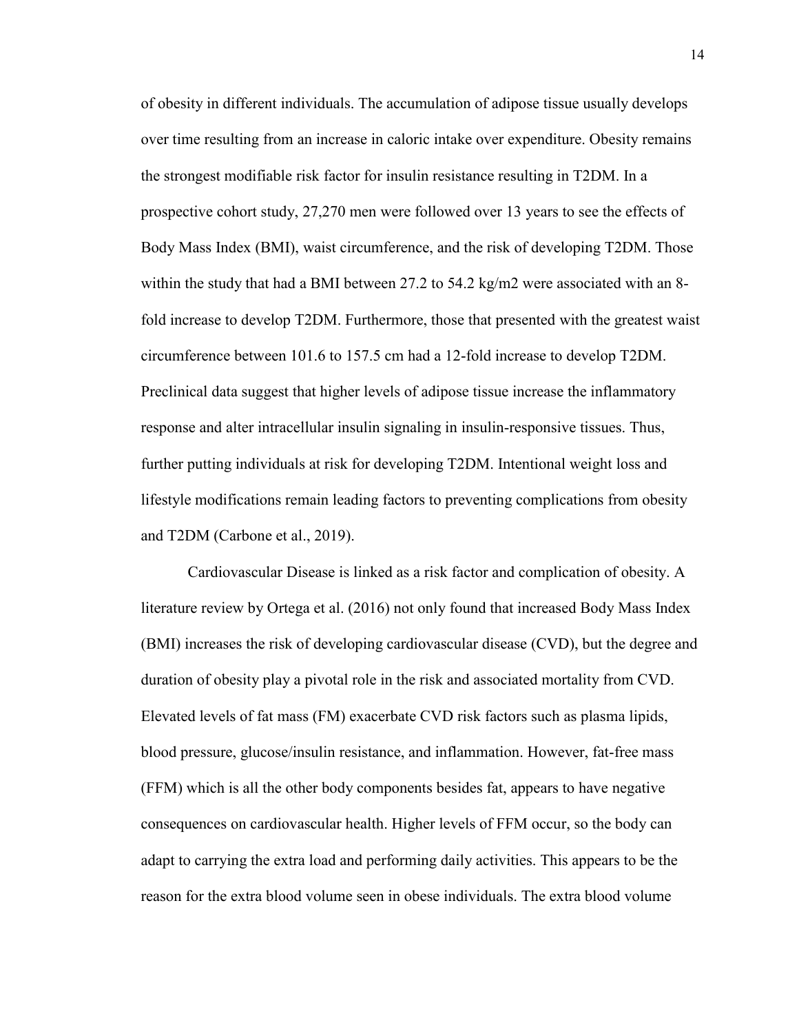of obesity in different individuals. The accumulation of adipose tissue usually develops over time resulting from an increase in caloric intake over expenditure. Obesity remains the strongest modifiable risk factor for insulin resistance resulting in T2DM. In a prospective cohort study, 27,270 men were followed over 13 years to see the effects of Body Mass Index (BMI), waist circumference, and the risk of developing T2DM. Those within the study that had a BMI between 27.2 to 54.2 kg/m2 were associated with an 8-fold increase to develop T2DM. Furthermore, those that presented with the greatest waist circumference between 101.6 to 157.5 cm had a 12-fold increase to develop T2DM. Preclinical data suggest that higher levels of adipose tissue increase the inflammatory response and alter intracellular insulin signaling in insulin-responsive tissues. Thus, further putting individuals at risk for developing T2DM. Intentional weight loss and lifestyle modifications remain leading factors to preventing complications from obesity and T2DM (Carbone et al., 2019).

Cardiovascular Disease is linked as a risk factor and complication of obesity. A literature review by Ortega et al. (2016) not only found that increased Body Mass Index (BMI) increases the risk of developing cardiovascular disease (CVD), but the degree and duration of obesity play a pivotal role in the risk and associated mortality from CVD. Elevated levels of fat mass (FM) exacerbate CVD risk factors such as plasma lipids, blood pressure, glucose/insulin resistance, and inflammation. However, fat-free mass (FFM) which is all the other body components besides fat, appears to have negative consequences on cardiovascular health. Higher levels of FFM occur, so the body can adapt to carrying the extra load and performing daily activities. This appears to be the reason for the extra blood volume seen in obese individuals. The extra blood volume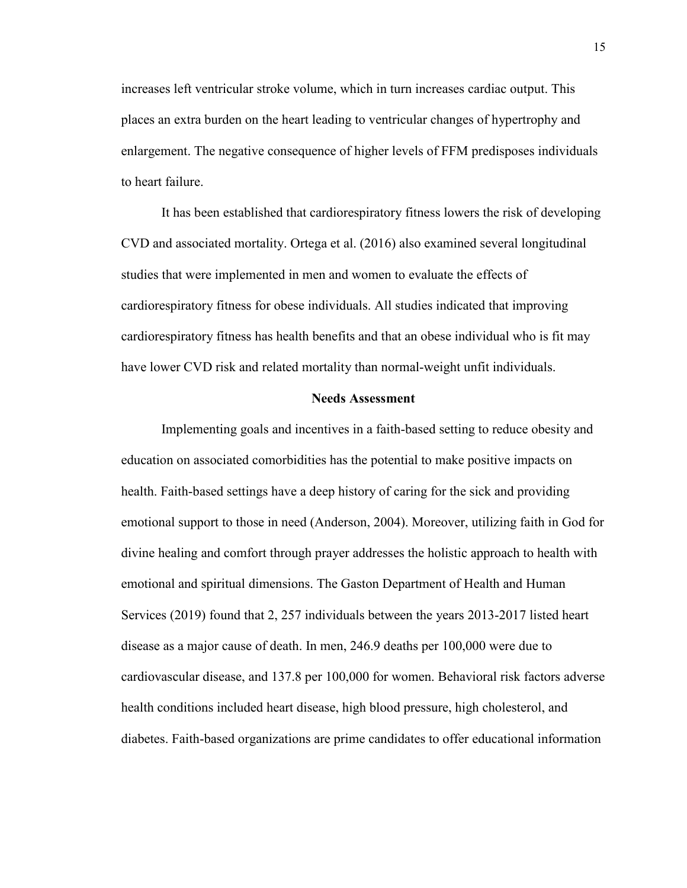increases left ventricular stroke volume, which in turn increases cardiac output. This places an extra burden on the heart leading to ventricular changes of hypertrophy and enlargement. The negative consequence of higher levels of FFM predisposes individuals to heart failure.

It has been established that cardiorespiratory fitness lowers the risk of developing CVD and associated mortality. Ortega et al. (2016) also examined several longitudinal studies that were implemented in men and women to evaluate the effects of cardiorespiratory fitness for obese individuals. All studies indicated that improving cardiorespiratory fitness has health benefits and that an obese individual who is fit may have lower CVD risk and related mortality than normal-weight unfit individuals.

## Needs Assessment

Implementing goals and incentives in a faith-based setting to reduce obesity and education on associated comorbidities has the potential to make positive impacts on health. Faith-based settings have a deep history of caring for the sick and providing emotional support to those in need (Anderson, 2004). Moreover, utilizing faith in God for divine healing and comfort through prayer addresses the holistic approach to health with emotional and spiritual dimensions. The Gaston Department of Health and Human Services (2019) found that 2, 257 individuals between the years 2013-2017 listed heart disease as a major cause of death. In men, 246.9 deaths per 100,000 were due to cardiovascular disease, and 137.8 per 100,000 for women. Behavioral risk factors adverse health conditions included heart disease, high blood pressure, high cholesterol, and diabetes. Faith-based organizations are prime candidates to offer educational information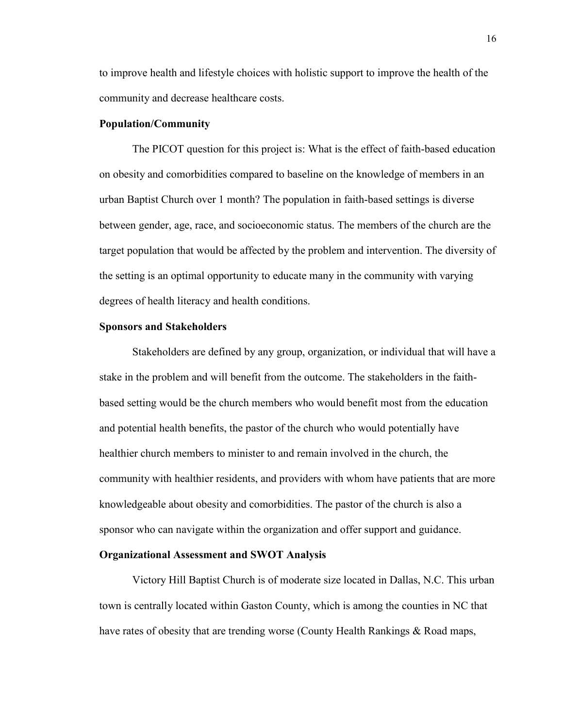to improve health and lifestyle choices with holistic support to improve the health of the community and decrease healthcare costs.

**Population/Community**

The PICOT question for this project is: What is the effect of faith-based education on obesity and comorbidities compared to baseline on the knowledge of members in an urban Baptist Church over 1 month? The population in faith-based settings is diverse between gender, age, race, and socioeconomic status. The members of the church are the target population that would be affected by the problem and intervention. The diversity of the setting is an optimal opportunity to educate many in the community with varying degrees of health literacy and health conditions.

**Sponsors and Stakeholders**

Stakeholders are defined by any group, organization, or individual that will have a stake in the problem and will benefit from the outcome. The stakeholders in the faith-based setting would be the church members who would benefit most from the education and potential health benefits, the pastor of the church who would potentially have healthier church members to minister to and remain involved in the church, the community with healthier residents, and providers with whom have patients that are more knowledgeable about obesity and comorbidities. The pastor of the church is also a sponsor who can navigate within the organization and offer support and guidance.

**Organizational Assessment and SWOT Analysis**

Victory Hill Baptist Church is of moderate size located in Dallas, N.C. This urban town is centrally located within Gaston County, which is among the counties in NC that have rates of obesity that are trending worse (County Health Rankings & Road maps,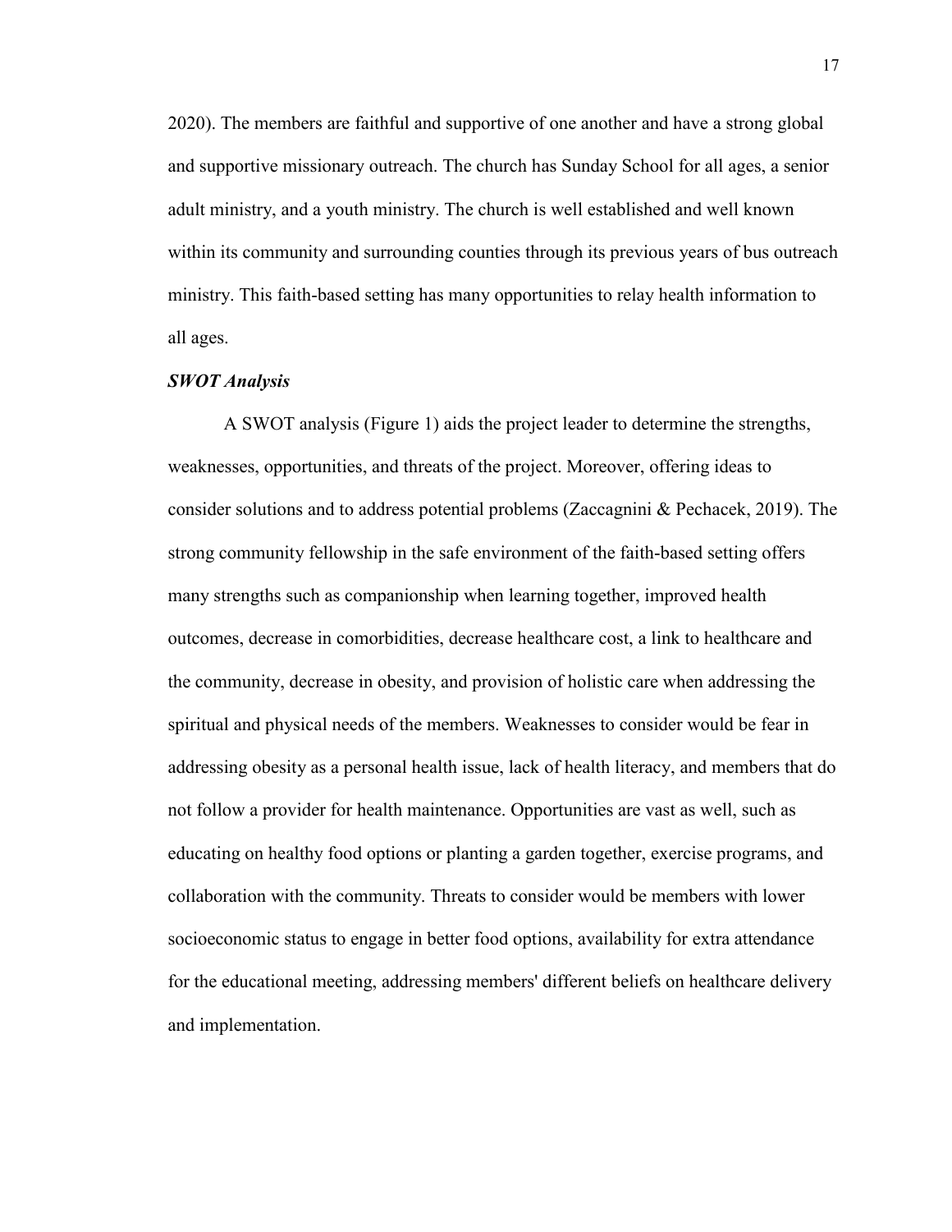2020). The members are faithful and supportive of one another and have a strong global and supportive missionary outreach. The church has Sunday School for all ages, a senior adult ministry, and a youth ministry. The church is well established and well known within its community and surrounding counties through its previous years of bus outreach ministry. This faith-based setting has many opportunities to relay health information to all ages.

### *SWOT Analysis*

A SWOT analysis (Figure 1) aids the project leader to determine the strengths, weaknesses, opportunities, and threats of the project. Moreover, offering ideas to consider solutions and to address potential problems (Zaccagnini & Pechacek, 2019). The strong community fellowship in the safe environment of the faith-based setting offers many strengths such as companionship when learning together, improved health outcomes, decrease in comorbidities, decrease healthcare cost, a link to healthcare and the community, decrease in obesity, and provision of holistic care when addressing the spiritual and physical needs of the members. Weaknesses to consider would be fear in addressing obesity as a personal health issue, lack of health literacy, and members that do not follow a provider for health maintenance. Opportunities are vast as well, such as educating on healthy food options or planting a garden together, exercise programs, and collaboration with the community. Threats to consider would be members with lower socioeconomic status to engage in better food options, availability for extra attendance for the educational meeting, addressing members' different beliefs on healthcare delivery and implementation.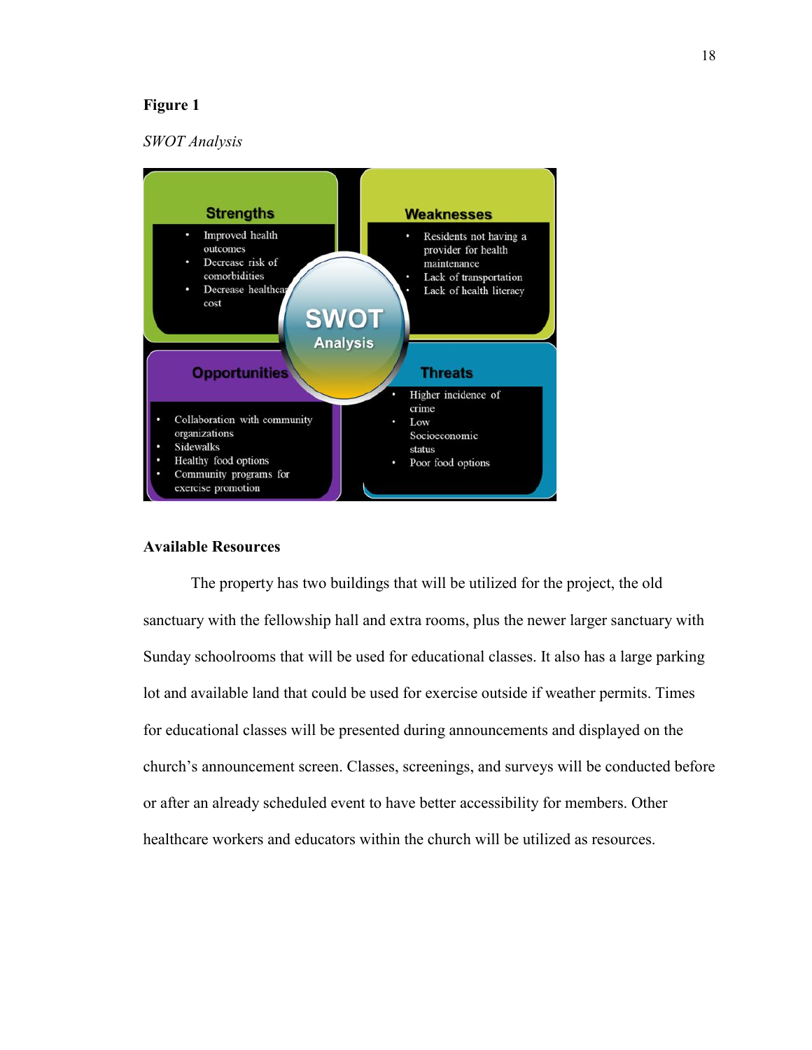**Figure 1**

*SWOT Analysis*

**Strengths**
- Improved health outcomes
- Decrease risk of comorbidities
- Decrease healthcare cost

**Weaknesses**
- Residents not having a provider for health maintenance
- Lack of transportation
- Lack of health literacy

**SWOT Analysis**

**Opportunities**
- Collaboration with community organizations
- Sidewalks
- Healthy food options
- Community programs for exercise promotion

**Threats**
- Higher incidence of crime
- Low Socioeconomic status
- Poor food options

## Available Resources

The property has two buildings that will be utilized for the project, the old sanctuary with the fellowship hall and extra rooms, plus the newer larger sanctuary with Sunday schoolrooms that will be used for educational classes. It also has a large parking lot and available land that could be used for exercise outside if weather permits. Times for educational classes will be presented during announcements and displayed on the church's announcement screen. Classes, screenings, and surveys will be conducted before or after an already scheduled event to have better accessibility for members. Other healthcare workers and educators within the church will be utilized as resources.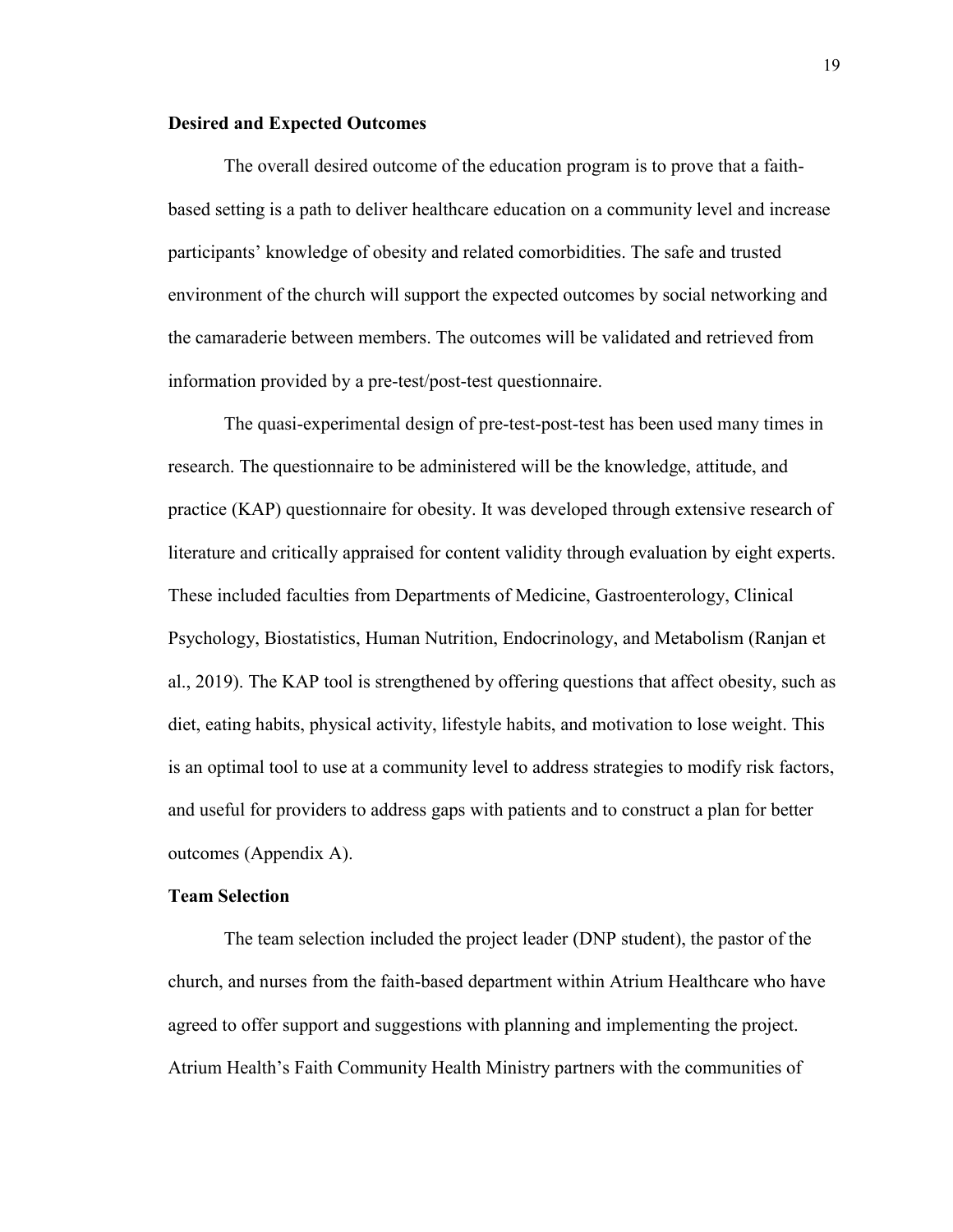**Desired and Expected Outcomes**

The overall desired outcome of the education program is to prove that a faith-based setting is a path to deliver healthcare education on a community level and increase participants' knowledge of obesity and related comorbidities. The safe and trusted environment of the church will support the expected outcomes by social networking and the camaraderie between members. The outcomes will be validated and retrieved from information provided by a pre-test/post-test questionnaire.

The quasi-experimental design of pre-test-post-test has been used many times in research. The questionnaire to be administered will be the knowledge, attitude, and practice (KAP) questionnaire for obesity. It was developed through extensive research of literature and critically appraised for content validity through evaluation by eight experts. These included faculties from Departments of Medicine, Gastroenterology, Clinical Psychology, Biostatistics, Human Nutrition, Endocrinology, and Metabolism (Ranjan et al., 2019). The KAP tool is strengthened by offering questions that affect obesity, such as diet, eating habits, physical activity, lifestyle habits, and motivation to lose weight. This is an optimal tool to use at a community level to address strategies to modify risk factors, and useful for providers to address gaps with patients and to construct a plan for better outcomes (Appendix A).

**Team Selection**

The team selection included the project leader (DNP student), the pastor of the church, and nurses from the faith-based department within Atrium Healthcare who have agreed to offer support and suggestions with planning and implementing the project. Atrium Health's Faith Community Health Ministry partners with the communities of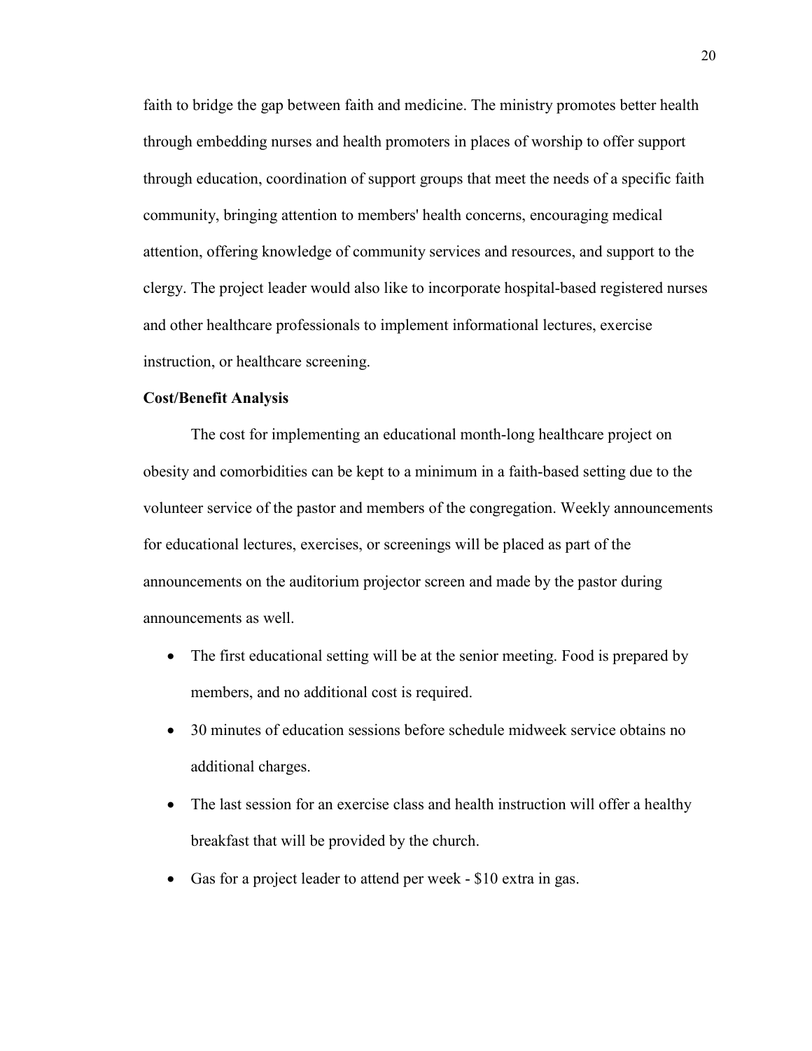faith to bridge the gap between faith and medicine. The ministry promotes better health through embedding nurses and health promoters in places of worship to offer support through education, coordination of support groups that meet the needs of a specific faith community, bringing attention to members' health concerns, encouraging medical attention, offering knowledge of community services and resources, and support to the clergy. The project leader would also like to incorporate hospital-based registered nurses and other healthcare professionals to implement informational lectures, exercise instruction, or healthcare screening.

**Cost/Benefit Analysis**

The cost for implementing an educational month-long healthcare project on obesity and comorbidities can be kept to a minimum in a faith-based setting due to the volunteer service of the pastor and members of the congregation. Weekly announcements for educational lectures, exercises, or screenings will be placed as part of the announcements on the auditorium projector screen and made by the pastor during announcements as well.

- The first educational setting will be at the senior meeting. Food is prepared by members, and no additional cost is required.
- 30 minutes of education sessions before schedule midweek service obtains no additional charges.
- The last session for an exercise class and health instruction will offer a healthy breakfast that will be provided by the church.
- Gas for a project leader to attend per week - $10 extra in gas.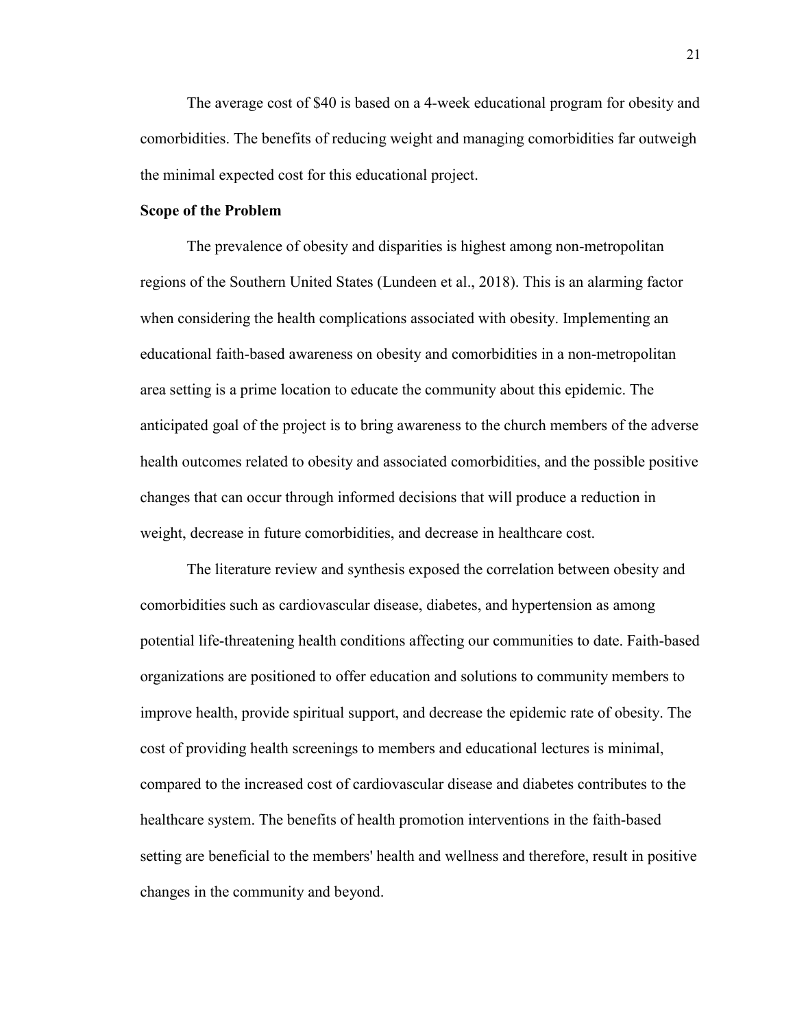The average cost of $40 is based on a 4-week educational program for obesity and comorbidities. The benefits of reducing weight and managing comorbidities far outweigh the minimal expected cost for this educational project.

**Scope of the Problem**

The prevalence of obesity and disparities is highest among non-metropolitan regions of the Southern United States (Lundeen et al., 2018). This is an alarming factor when considering the health complications associated with obesity. Implementing an educational faith-based awareness on obesity and comorbidities in a non-metropolitan area setting is a prime location to educate the community about this epidemic. The anticipated goal of the project is to bring awareness to the church members of the adverse health outcomes related to obesity and associated comorbidities, and the possible positive changes that can occur through informed decisions that will produce a reduction in weight, decrease in future comorbidities, and decrease in healthcare cost.

The literature review and synthesis exposed the correlation between obesity and comorbidities such as cardiovascular disease, diabetes, and hypertension as among potential life-threatening health conditions affecting our communities to date. Faith-based organizations are positioned to offer education and solutions to community members to improve health, provide spiritual support, and decrease the epidemic rate of obesity. The cost of providing health screenings to members and educational lectures is minimal, compared to the increased cost of cardiovascular disease and diabetes contributes to the healthcare system. The benefits of health promotion interventions in the faith-based setting are beneficial to the members' health and wellness and therefore, result in positive changes in the community and beyond.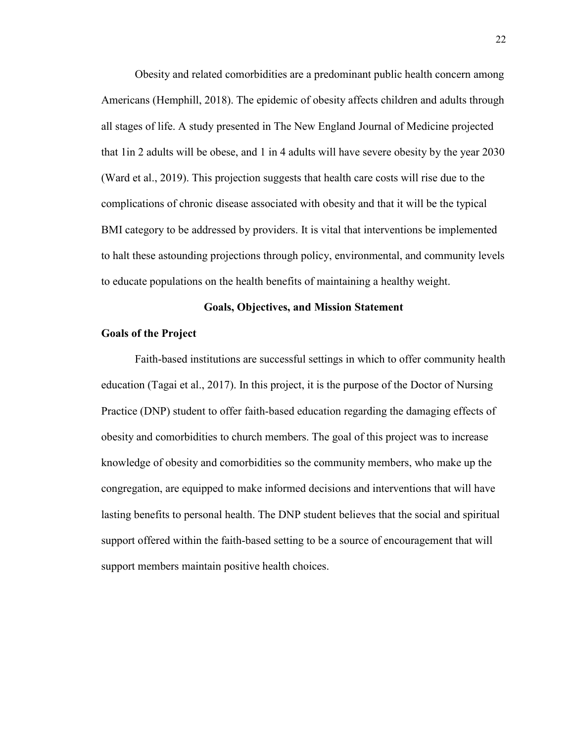Obesity and related comorbidities are a predominant public health concern among Americans (Hemphill, 2018). The epidemic of obesity affects children and adults through all stages of life. A study presented in The New England Journal of Medicine projected that 1in 2 adults will be obese, and 1 in 4 adults will have severe obesity by the year 2030 (Ward et al., 2019). This projection suggests that health care costs will rise due to the complications of chronic disease associated with obesity and that it will be the typical BMI category to be addressed by providers. It is vital that interventions be implemented to halt these astounding projections through policy, environmental, and community levels to educate populations on the health benefits of maintaining a healthy weight.

## Goals, Objectives, and Mission Statement

### Goals of the Project

Faith-based institutions are successful settings in which to offer community health education (Tagai et al., 2017). In this project, it is the purpose of the Doctor of Nursing Practice (DNP) student to offer faith-based education regarding the damaging effects of obesity and comorbidities to church members. The goal of this project was to increase knowledge of obesity and comorbidities so the community members, who make up the congregation, are equipped to make informed decisions and interventions that will have lasting benefits to personal health. The DNP student believes that the social and spiritual support offered within the faith-based setting to be a source of encouragement that will support members maintain positive health choices.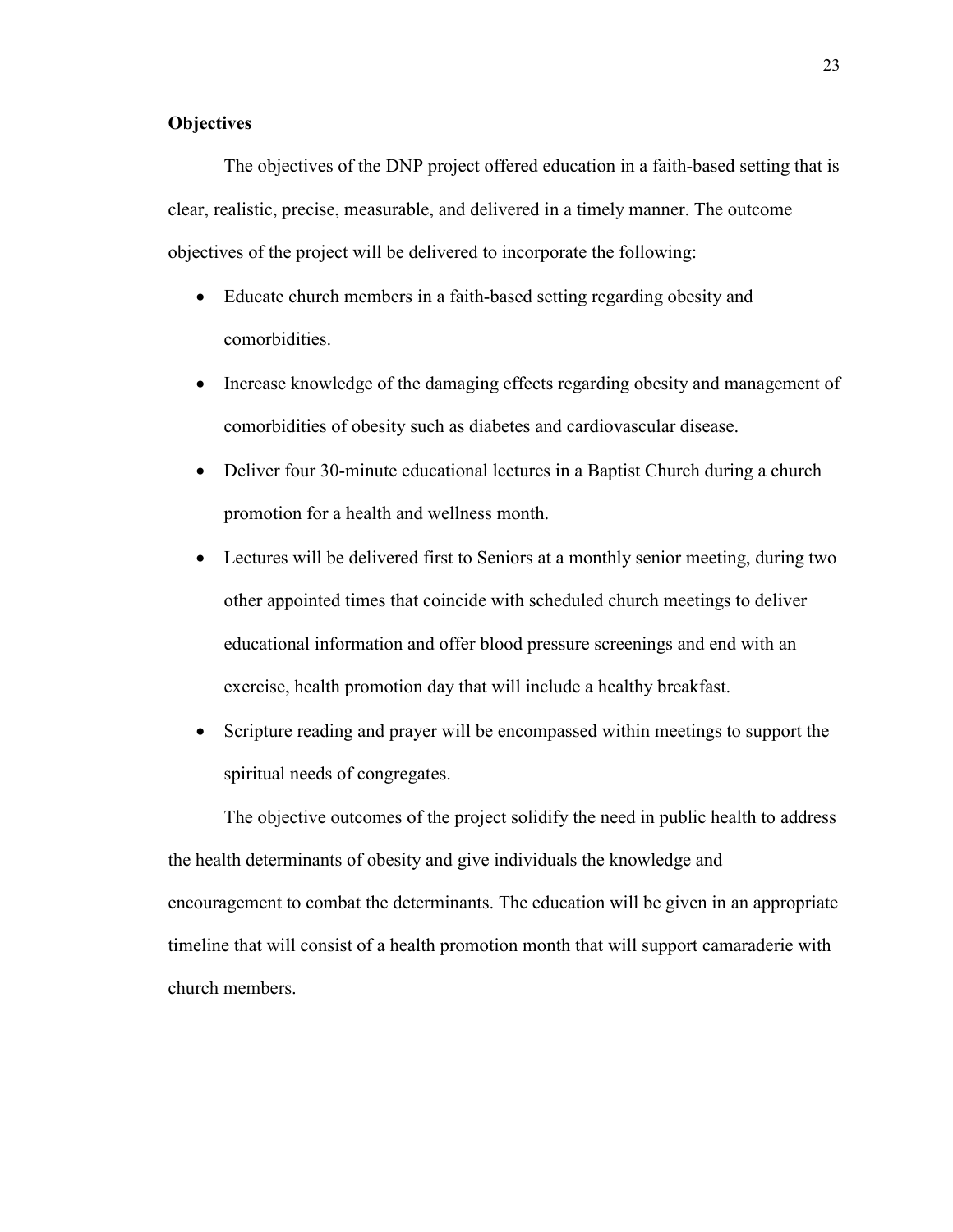**Objectives**

The objectives of the DNP project offered education in a faith-based setting that is clear, realistic, precise, measurable, and delivered in a timely manner. The outcome objectives of the project will be delivered to incorporate the following:

- Educate church members in a faith-based setting regarding obesity and comorbidities.
- Increase knowledge of the damaging effects regarding obesity and management of comorbidities of obesity such as diabetes and cardiovascular disease.
- Deliver four 30-minute educational lectures in a Baptist Church during a church promotion for a health and wellness month.
- Lectures will be delivered first to Seniors at a monthly senior meeting, during two other appointed times that coincide with scheduled church meetings to deliver educational information and offer blood pressure screenings and end with an exercise, health promotion day that will include a healthy breakfast.
- Scripture reading and prayer will be encompassed within meetings to support the spiritual needs of congregates.

The objective outcomes of the project solidify the need in public health to address the health determinants of obesity and give individuals the knowledge and encouragement to combat the determinants. The education will be given in an appropriate timeline that will consist of a health promotion month that will support camaraderie with church members.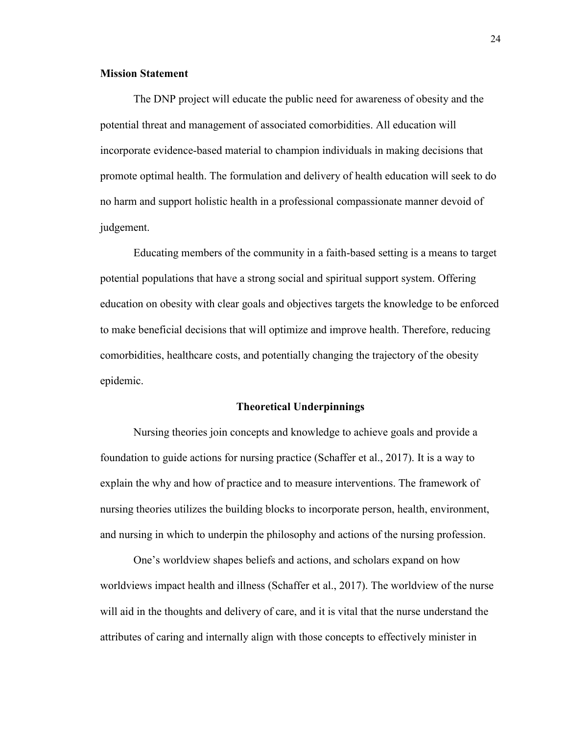## Mission Statement

The DNP project will educate the public need for awareness of obesity and the potential threat and management of associated comorbidities. All education will incorporate evidence-based material to champion individuals in making decisions that promote optimal health. The formulation and delivery of health education will seek to do no harm and support holistic health in a professional compassionate manner devoid of judgement.

Educating members of the community in a faith-based setting is a means to target potential populations that have a strong social and spiritual support system. Offering education on obesity with clear goals and objectives targets the knowledge to be enforced to make beneficial decisions that will optimize and improve health. Therefore, reducing comorbidities, healthcare costs, and potentially changing the trajectory of the obesity epidemic.

## Theoretical Underpinnings

Nursing theories join concepts and knowledge to achieve goals and provide a foundation to guide actions for nursing practice (Schaffer et al., 2017). It is a way to explain the why and how of practice and to measure interventions. The framework of nursing theories utilizes the building blocks to incorporate person, health, environment, and nursing in which to underpin the philosophy and actions of the nursing profession.

One's worldview shapes beliefs and actions, and scholars expand on how worldviews impact health and illness (Schaffer et al., 2017). The worldview of the nurse will aid in the thoughts and delivery of care, and it is vital that the nurse understand the attributes of caring and internally align with those concepts to effectively minister in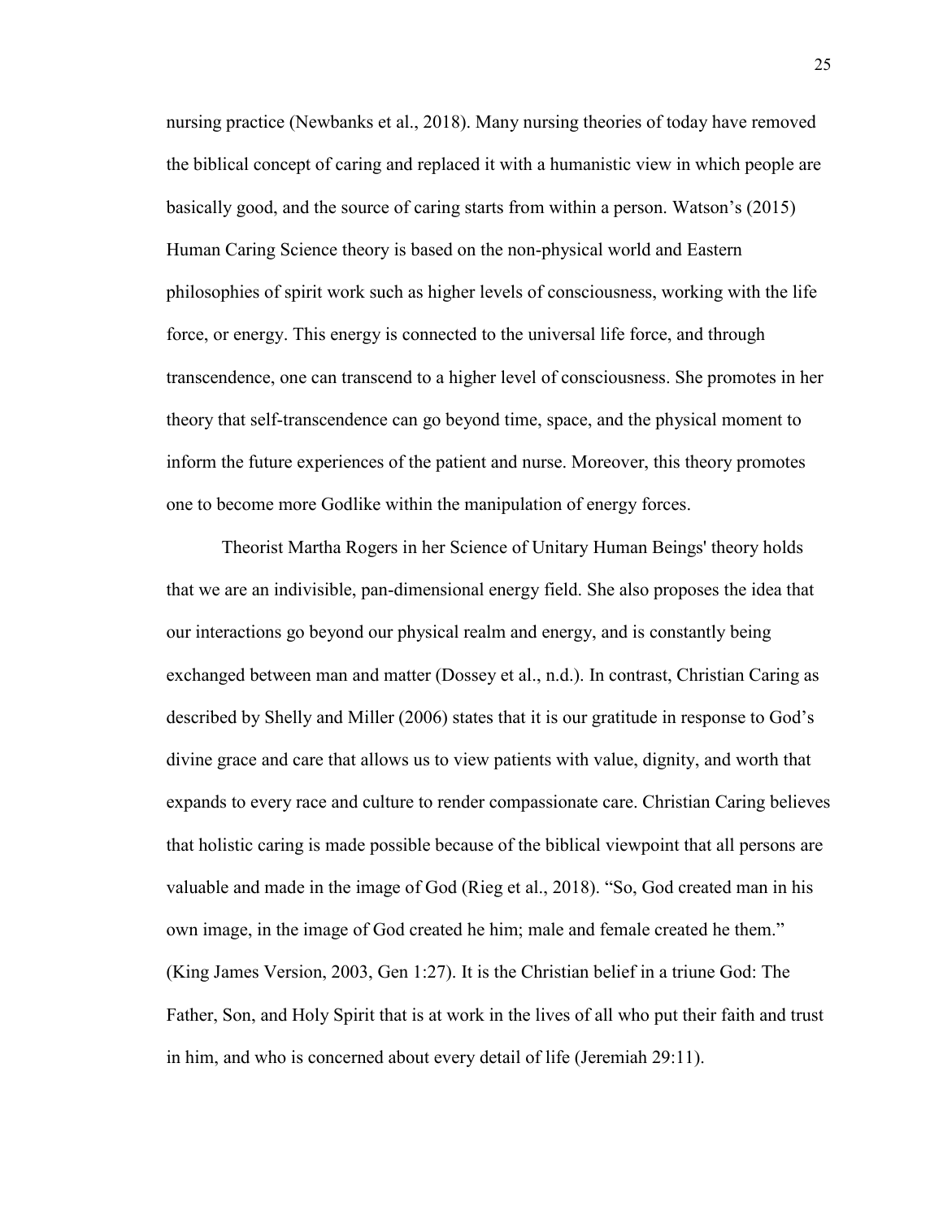nursing practice (Newbanks et al., 2018). Many nursing theories of today have removed the biblical concept of caring and replaced it with a humanistic view in which people are basically good, and the source of caring starts from within a person. Watson's (2015) Human Caring Science theory is based on the non-physical world and Eastern philosophies of spirit work such as higher levels of consciousness, working with the life force, or energy. This energy is connected to the universal life force, and through transcendence, one can transcend to a higher level of consciousness. She promotes in her theory that self-transcendence can go beyond time, space, and the physical moment to inform the future experiences of the patient and nurse. Moreover, this theory promotes one to become more Godlike within the manipulation of energy forces.

Theorist Martha Rogers in her Science of Unitary Human Beings' theory holds that we are an indivisible, pan-dimensional energy field. She also proposes the idea that our interactions go beyond our physical realm and energy, and is constantly being exchanged between man and matter (Dossey et al., n.d.). In contrast, Christian Caring as described by Shelly and Miller (2006) states that it is our gratitude in response to God's divine grace and care that allows us to view patients with value, dignity, and worth that expands to every race and culture to render compassionate care. Christian Caring believes that holistic caring is made possible because of the biblical viewpoint that all persons are valuable and made in the image of God (Rieg et al., 2018). "So, God created man in his own image, in the image of God created he him; male and female created he them." (King James Version, 2003, Gen 1:27). It is the Christian belief in a triune God: The Father, Son, and Holy Spirit that is at work in the lives of all who put their faith and trust in him, and who is concerned about every detail of life (Jeremiah 29:11).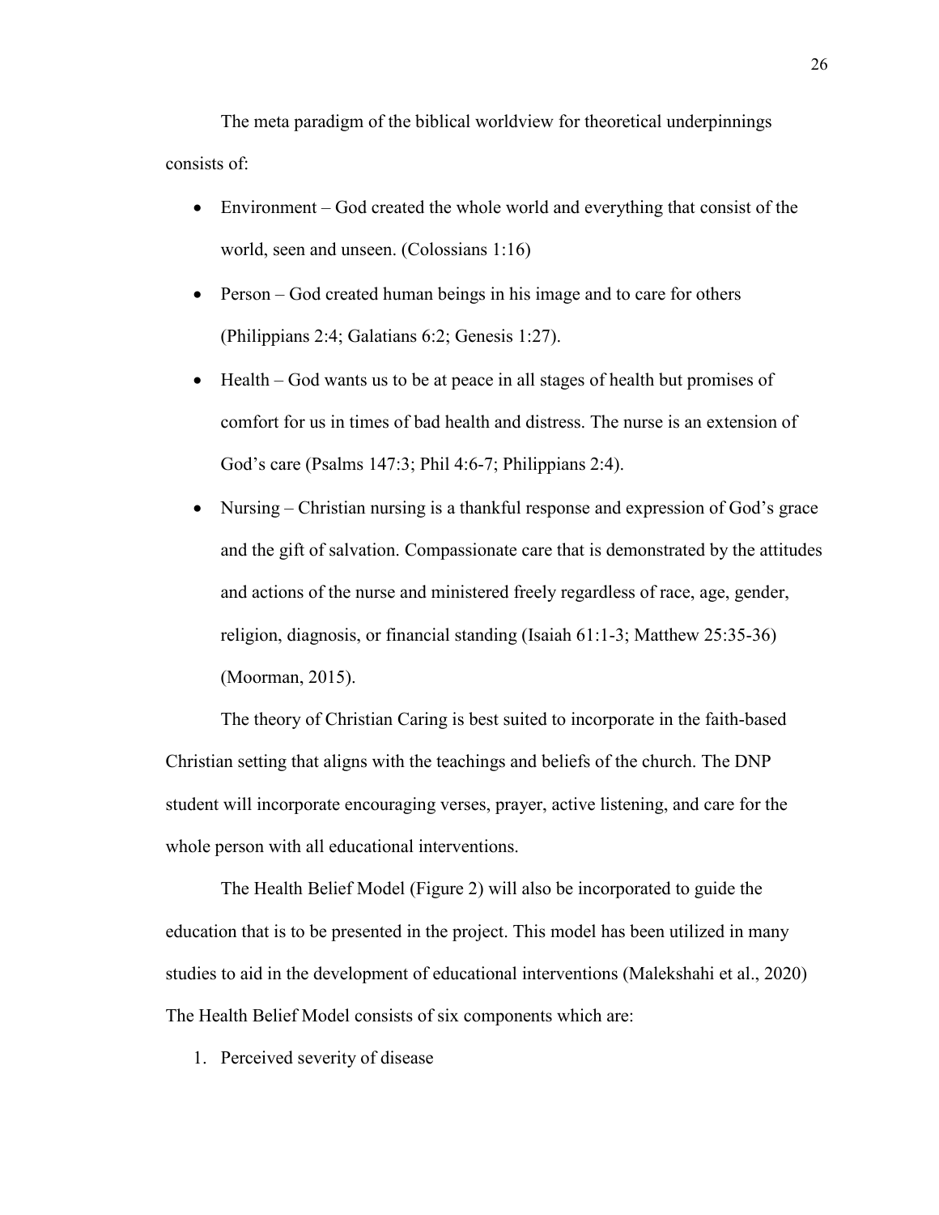The meta paradigm of the biblical worldview for theoretical underpinnings consists of:

- Environment – God created the whole world and everything that consist of the world, seen and unseen. (Colossians 1:16)
- Person – God created human beings in his image and to care for others (Philippians 2:4; Galatians 6:2; Genesis 1:27).
- Health – God wants us to be at peace in all stages of health but promises of comfort for us in times of bad health and distress. The nurse is an extension of God's care (Psalms 147:3; Phil 4:6-7; Philippians 2:4).
- Nursing – Christian nursing is a thankful response and expression of God's grace and the gift of salvation. Compassionate care that is demonstrated by the attitudes and actions of the nurse and ministered freely regardless of race, age, gender, religion, diagnosis, or financial standing (Isaiah 61:1-3; Matthew 25:35-36) (Moorman, 2015).

The theory of Christian Caring is best suited to incorporate in the faith-based Christian setting that aligns with the teachings and beliefs of the church. The DNP student will incorporate encouraging verses, prayer, active listening, and care for the whole person with all educational interventions.

The Health Belief Model (Figure 2) will also be incorporated to guide the education that is to be presented in the project. This model has been utilized in many studies to aid in the development of educational interventions (Malekshahi et al., 2020) The Health Belief Model consists of six components which are:

1. Perceived severity of disease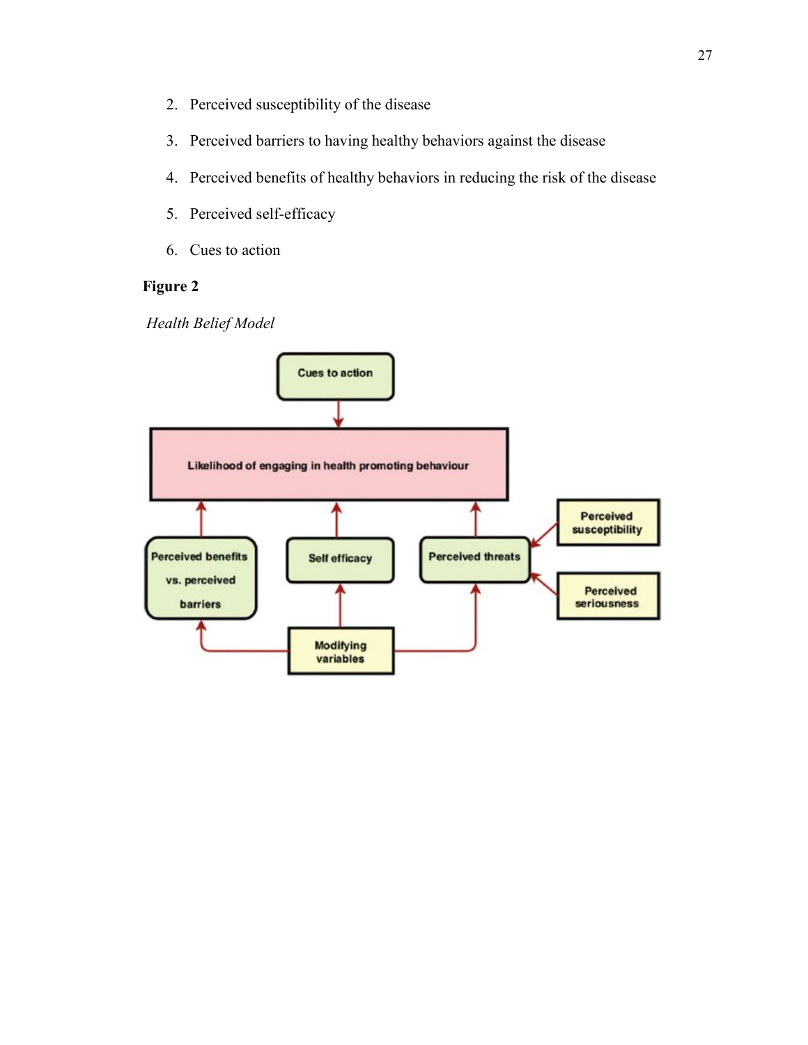2. Perceived susceptibility of the disease
3. Perceived barriers to having healthy behaviors against the disease
4. Perceived benefits of healthy behaviors in reducing the risk of the disease
5. Perceived self-efficacy
6. Cues to action

**Figure 2**

*Health Belief Model*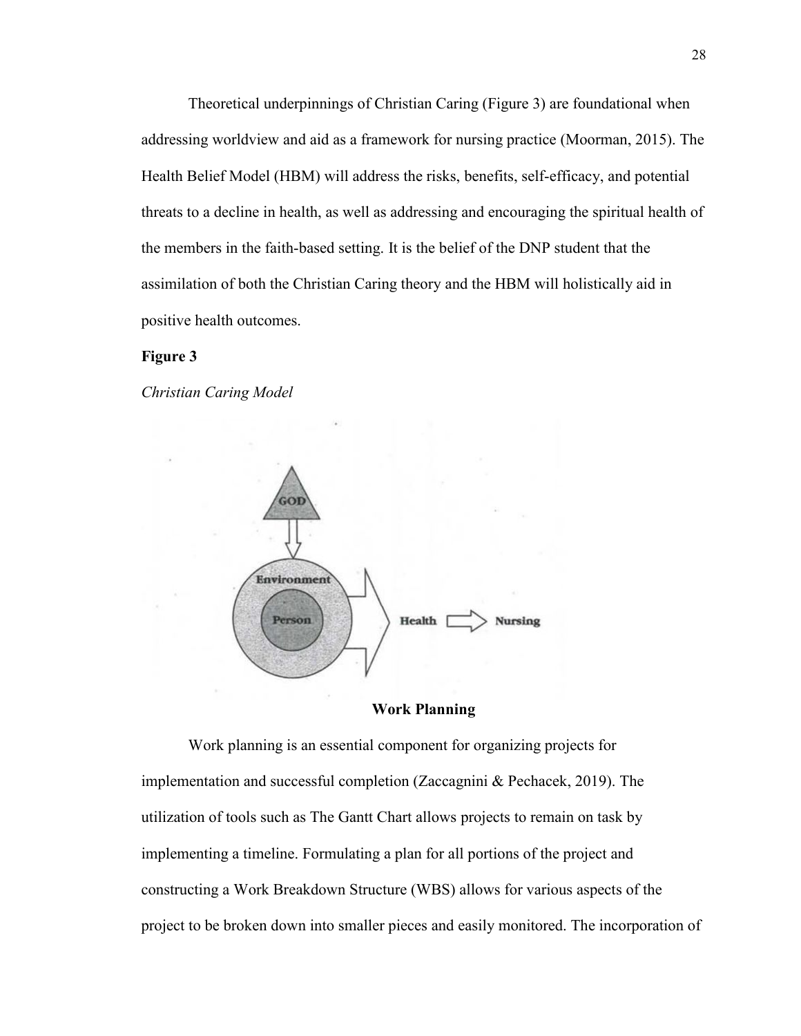Theoretical underpinnings of Christian Caring (Figure 3) are foundational when addressing worldview and aid as a framework for nursing practice (Moorman, 2015). The Health Belief Model (HBM) will address the risks, benefits, self-efficacy, and potential threats to a decline in health, as well as addressing and encouraging the spiritual health of the members in the faith-based setting. It is the belief of the DNP student that the assimilation of both the Christian Caring theory and the HBM will holistically aid in positive health outcomes.

**Figure 3**

*Christian Caring Model*

## Work Planning

Work planning is an essential component for organizing projects for implementation and successful completion (Zaccagnini & Pechacek, 2019). The utilization of tools such as The Gantt Chart allows projects to remain on task by implementing a timeline. Formulating a plan for all portions of the project and constructing a Work Breakdown Structure (WBS) allows for various aspects of the project to be broken down into smaller pieces and easily monitored. The incorporation of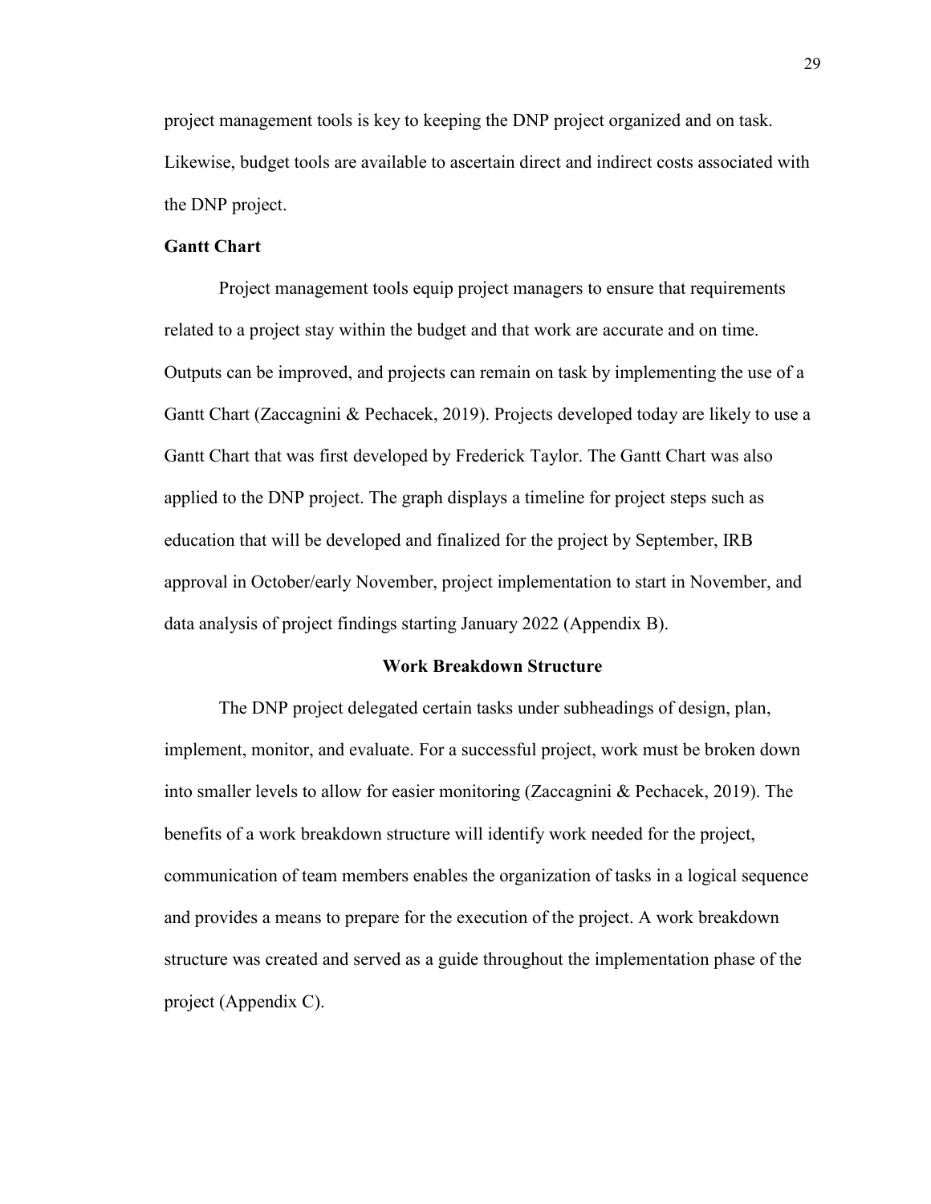project management tools is key to keeping the DNP project organized and on task. Likewise, budget tools are available to ascertain direct and indirect costs associated with the DNP project.

### Gantt Chart

Project management tools equip project managers to ensure that requirements related to a project stay within the budget and that work are accurate and on time. Outputs can be improved, and projects can remain on task by implementing the use of a Gantt Chart (Zaccagnini & Pechacek, 2019). Projects developed today are likely to use a Gantt Chart that was first developed by Frederick Taylor. The Gantt Chart was also applied to the DNP project. The graph displays a timeline for project steps such as education that will be developed and finalized for the project by September, IRB approval in October/early November, project implementation to start in November, and data analysis of project findings starting January 2022 (Appendix B).

## Work Breakdown Structure

The DNP project delegated certain tasks under subheadings of design, plan, implement, monitor, and evaluate. For a successful project, work must be broken down into smaller levels to allow for easier monitoring (Zaccagnini & Pechacek, 2019). The benefits of a work breakdown structure will identify work needed for the project, communication of team members enables the organization of tasks in a logical sequence and provides a means to prepare for the execution of the project. A work breakdown structure was created and served as a guide throughout the implementation phase of the project (Appendix C).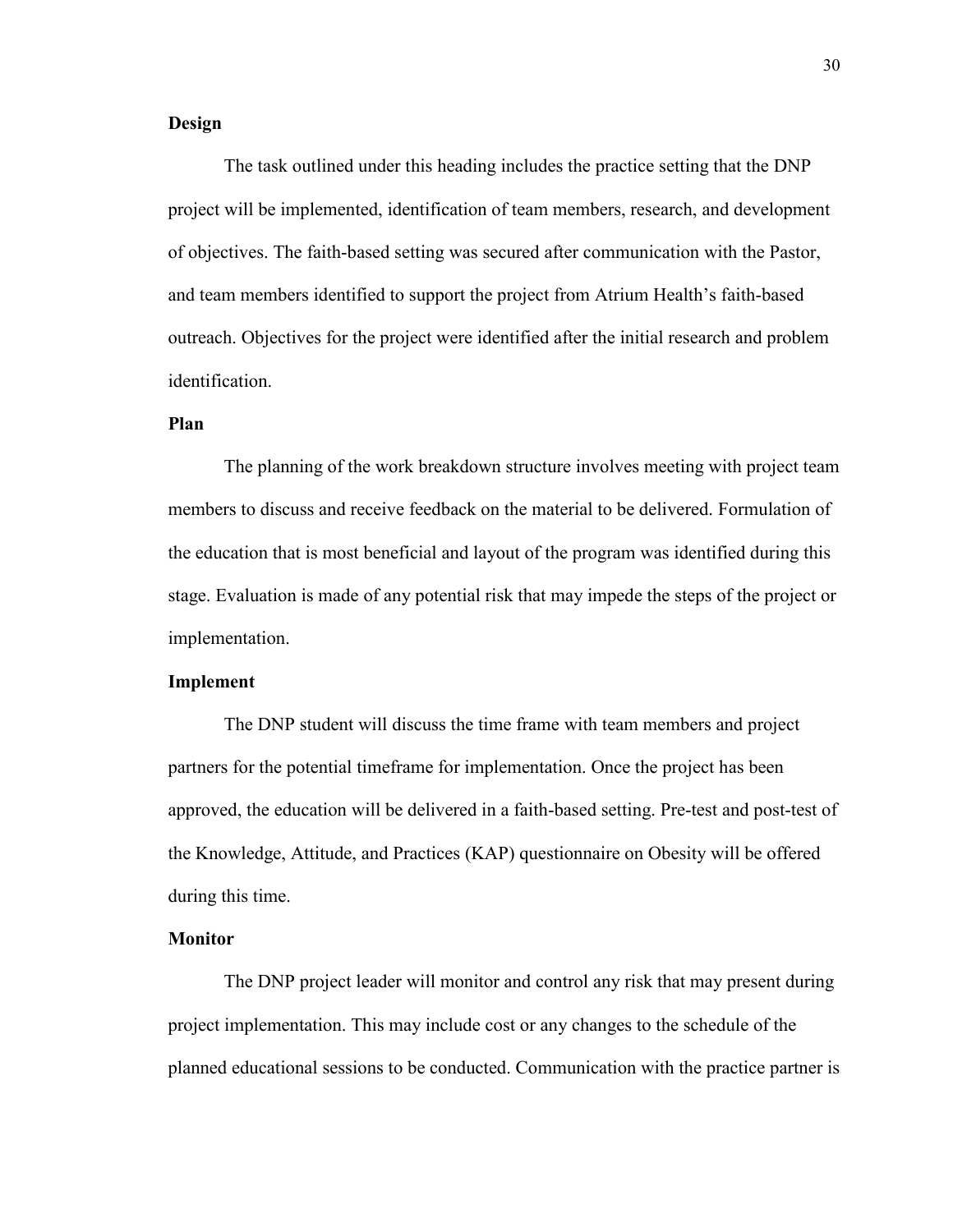### Design

The task outlined under this heading includes the practice setting that the DNP project will be implemented, identification of team members, research, and development of objectives. The faith-based setting was secured after communication with the Pastor, and team members identified to support the project from Atrium Health's faith-based outreach. Objectives for the project were identified after the initial research and problem identification.

### Plan

The planning of the work breakdown structure involves meeting with project team members to discuss and receive feedback on the material to be delivered. Formulation of the education that is most beneficial and layout of the program was identified during this stage. Evaluation is made of any potential risk that may impede the steps of the project or implementation.

### Implement

The DNP student will discuss the time frame with team members and project partners for the potential timeframe for implementation. Once the project has been approved, the education will be delivered in a faith-based setting. Pre-test and post-test of the Knowledge, Attitude, and Practices (KAP) questionnaire on Obesity will be offered during this time.

### Monitor

The DNP project leader will monitor and control any risk that may present during project implementation. This may include cost or any changes to the schedule of the planned educational sessions to be conducted. Communication with the practice partner is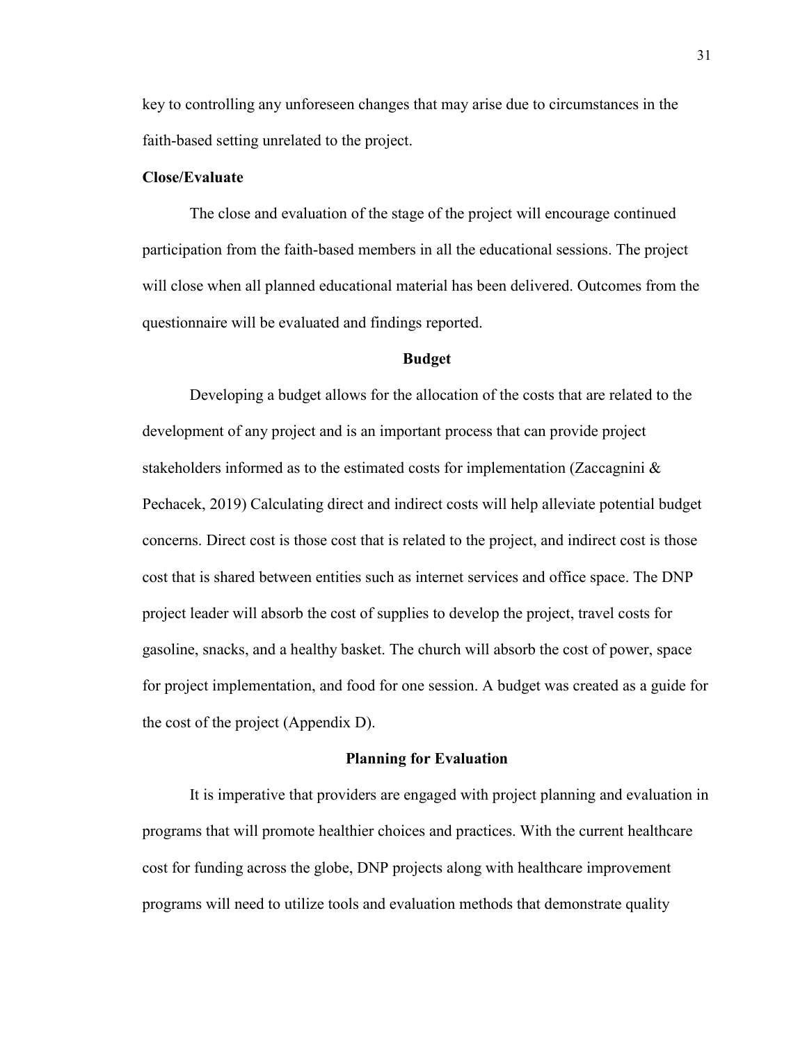key to controlling any unforeseen changes that may arise due to circumstances in the faith-based setting unrelated to the project.

**Close/Evaluate**

The close and evaluation of the stage of the project will encourage continued participation from the faith-based members in all the educational sessions. The project will close when all planned educational material has been delivered. Outcomes from the questionnaire will be evaluated and findings reported.

## Budget

Developing a budget allows for the allocation of the costs that are related to the development of any project and is an important process that can provide project stakeholders informed as to the estimated costs for implementation (Zaccagnini & Pechacek, 2019) Calculating direct and indirect costs will help alleviate potential budget concerns. Direct cost is those cost that is related to the project, and indirect cost is those cost that is shared between entities such as internet services and office space. The DNP project leader will absorb the cost of supplies to develop the project, travel costs for gasoline, snacks, and a healthy basket. The church will absorb the cost of power, space for project implementation, and food for one session. A budget was created as a guide for the cost of the project (Appendix D).

## Planning for Evaluation

It is imperative that providers are engaged with project planning and evaluation in programs that will promote healthier choices and practices. With the current healthcare cost for funding across the globe, DNP projects along with healthcare improvement programs will need to utilize tools and evaluation methods that demonstrate quality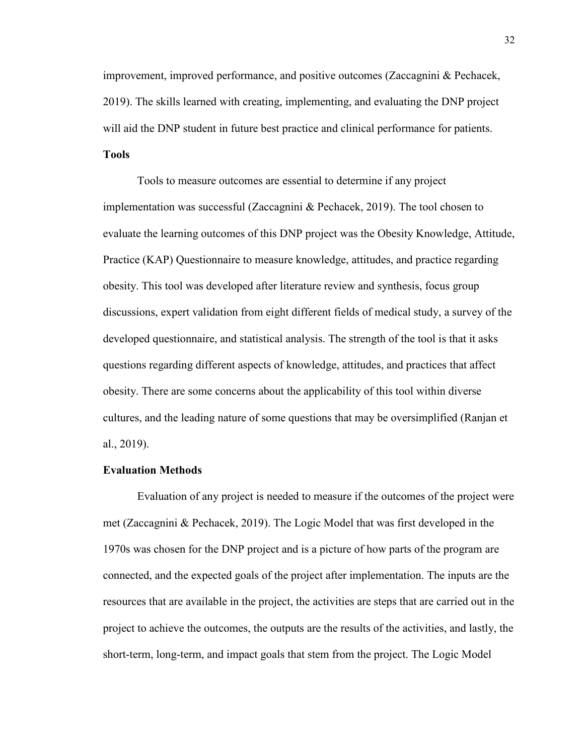improvement, improved performance, and positive outcomes (Zaccagnini & Pechacek, 2019). The skills learned with creating, implementing, and evaluating the DNP project will aid the DNP student in future best practice and clinical performance for patients.

## Tools

Tools to measure outcomes are essential to determine if any project implementation was successful (Zaccagnini & Pechacek, 2019). The tool chosen to evaluate the learning outcomes of this DNP project was the Obesity Knowledge, Attitude, Practice (KAP) Questionnaire to measure knowledge, attitudes, and practice regarding obesity. This tool was developed after literature review and synthesis, focus group discussions, expert validation from eight different fields of medical study, a survey of the developed questionnaire, and statistical analysis. The strength of the tool is that it asks questions regarding different aspects of knowledge, attitudes, and practices that affect obesity. There are some concerns about the applicability of this tool within diverse cultures, and the leading nature of some questions that may be oversimplified (Ranjan et al., 2019).

## Evaluation Methods

Evaluation of any project is needed to measure if the outcomes of the project were met (Zaccagnini & Pechacek, 2019). The Logic Model that was first developed in the 1970s was chosen for the DNP project and is a picture of how parts of the program are connected, and the expected goals of the project after implementation. The inputs are the resources that are available in the project, the activities are steps that are carried out in the project to achieve the outcomes, the outputs are the results of the activities, and lastly, the short-term, long-term, and impact goals that stem from the project. The Logic Model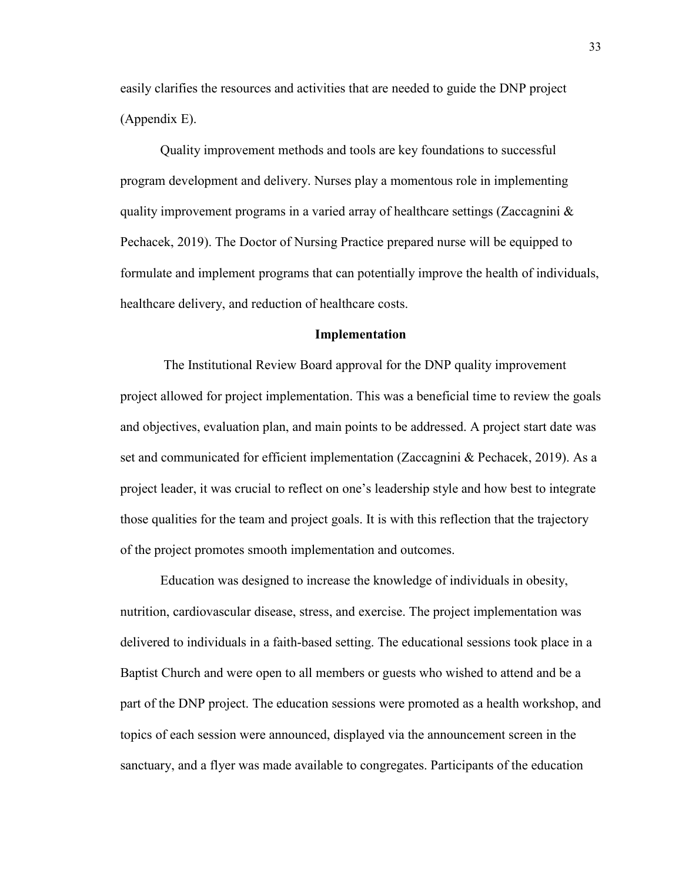easily clarifies the resources and activities that are needed to guide the DNP project (Appendix E).

Quality improvement methods and tools are key foundations to successful program development and delivery. Nurses play a momentous role in implementing quality improvement programs in a varied array of healthcare settings (Zaccagnini & Pechacek, 2019). The Doctor of Nursing Practice prepared nurse will be equipped to formulate and implement programs that can potentially improve the health of individuals, healthcare delivery, and reduction of healthcare costs.

## Implementation

The Institutional Review Board approval for the DNP quality improvement project allowed for project implementation. This was a beneficial time to review the goals and objectives, evaluation plan, and main points to be addressed. A project start date was set and communicated for efficient implementation (Zaccagnini & Pechacek, 2019). As a project leader, it was crucial to reflect on one's leadership style and how best to integrate those qualities for the team and project goals. It is with this reflection that the trajectory of the project promotes smooth implementation and outcomes.

Education was designed to increase the knowledge of individuals in obesity, nutrition, cardiovascular disease, stress, and exercise. The project implementation was delivered to individuals in a faith-based setting. The educational sessions took place in a Baptist Church and were open to all members or guests who wished to attend and be a part of the DNP project. The education sessions were promoted as a health workshop, and topics of each session were announced, displayed via the announcement screen in the sanctuary, and a flyer was made available to congregates. Participants of the education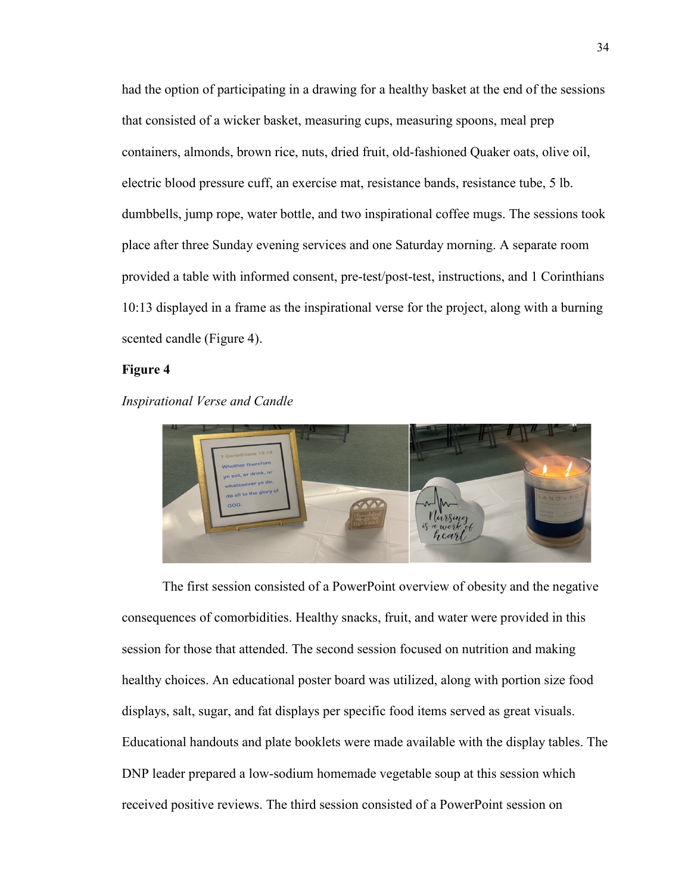had the option of participating in a drawing for a healthy basket at the end of the sessions that consisted of a wicker basket, measuring cups, measuring spoons, meal prep containers, almonds, brown rice, nuts, dried fruit, old-fashioned Quaker oats, olive oil, electric blood pressure cuff, an exercise mat, resistance bands, resistance tube, 5 lb. dumbbells, jump rope, water bottle, and two inspirational coffee mugs. The sessions took place after three Sunday evening services and one Saturday morning. A separate room provided a table with informed consent, pre-test/post-test, instructions, and 1 Corinthians 10:13 displayed in a frame as the inspirational verse for the project, along with a burning scented candle (Figure 4).

**Figure 4**

*Inspirational Verse and Candle*

The first session consisted of a PowerPoint overview of obesity and the negative consequences of comorbidities. Healthy snacks, fruit, and water were provided in this session for those that attended. The second session focused on nutrition and making healthy choices. An educational poster board was utilized, along with portion size food displays, salt, sugar, and fat displays per specific food items served as great visuals. Educational handouts and plate booklets were made available with the display tables. The DNP leader prepared a low-sodium homemade vegetable soup at this session which received positive reviews. The third session consisted of a PowerPoint session on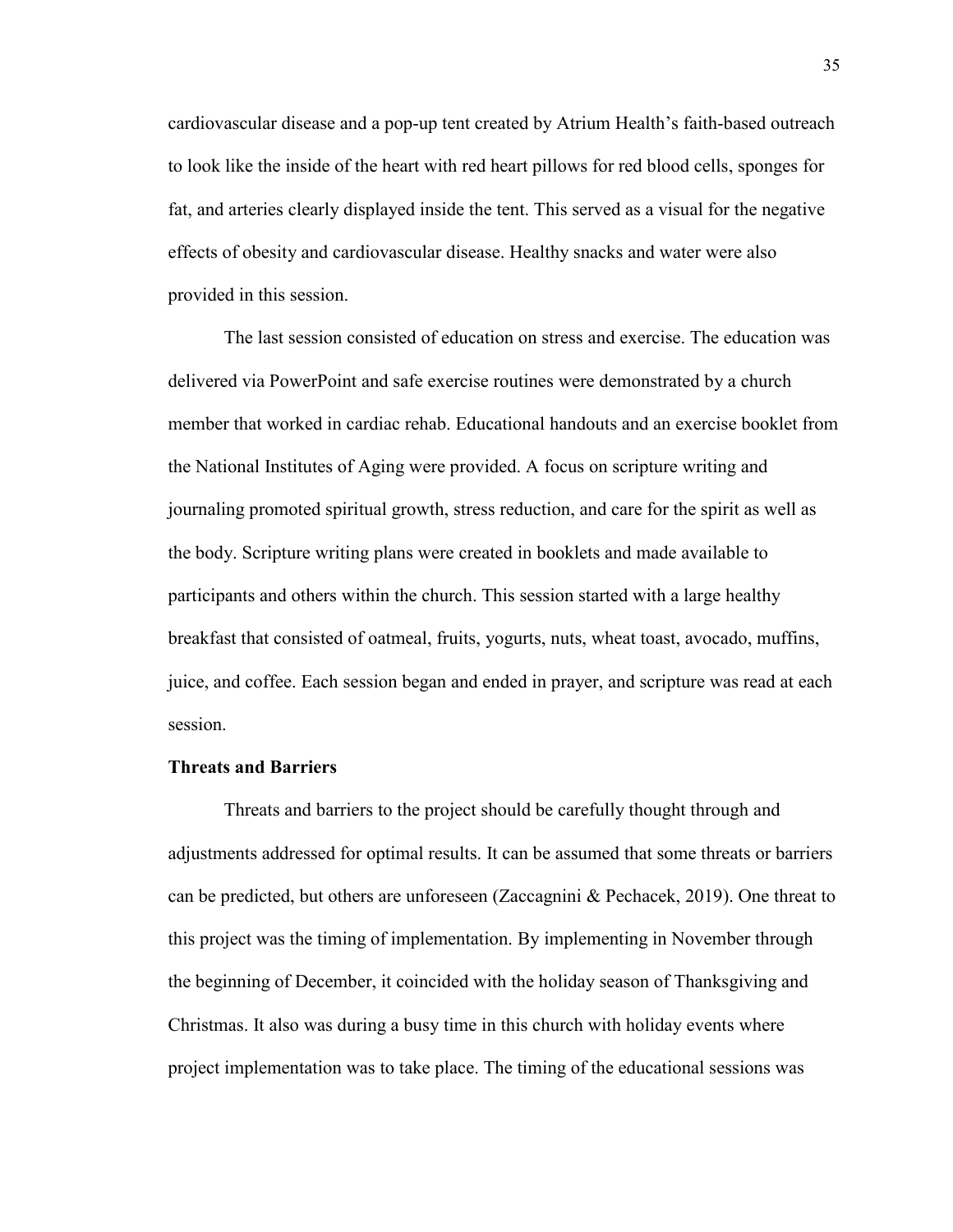cardiovascular disease and a pop-up tent created by Atrium Health's faith-based outreach to look like the inside of the heart with red heart pillows for red blood cells, sponges for fat, and arteries clearly displayed inside the tent. This served as a visual for the negative effects of obesity and cardiovascular disease. Healthy snacks and water were also provided in this session.

The last session consisted of education on stress and exercise. The education was delivered via PowerPoint and safe exercise routines were demonstrated by a church member that worked in cardiac rehab. Educational handouts and an exercise booklet from the National Institutes of Aging were provided. A focus on scripture writing and journaling promoted spiritual growth, stress reduction, and care for the spirit as well as the body. Scripture writing plans were created in booklets and made available to participants and others within the church. This session started with a large healthy breakfast that consisted of oatmeal, fruits, yogurts, nuts, wheat toast, avocado, muffins, juice, and coffee. Each session began and ended in prayer, and scripture was read at each session.

**Threats and Barriers**

Threats and barriers to the project should be carefully thought through and adjustments addressed for optimal results. It can be assumed that some threats or barriers can be predicted, but others are unforeseen (Zaccagnini & Pechacek, 2019). One threat to this project was the timing of implementation. By implementing in November through the beginning of December, it coincided with the holiday season of Thanksgiving and Christmas. It also was during a busy time in this church with holiday events where project implementation was to take place. The timing of the educational sessions was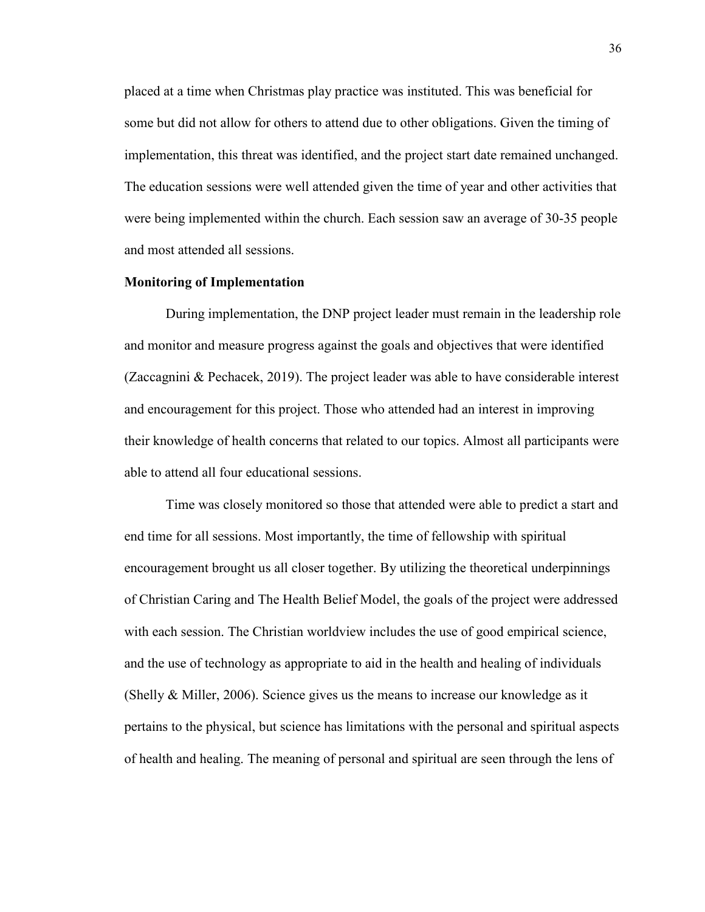placed at a time when Christmas play practice was instituted. This was beneficial for some but did not allow for others to attend due to other obligations. Given the timing of implementation, this threat was identified, and the project start date remained unchanged. The education sessions were well attended given the time of year and other activities that were being implemented within the church. Each session saw an average of 30-35 people and most attended all sessions.

### Monitoring of Implementation

During implementation, the DNP project leader must remain in the leadership role and monitor and measure progress against the goals and objectives that were identified (Zaccagnini & Pechacek, 2019). The project leader was able to have considerable interest and encouragement for this project. Those who attended had an interest in improving their knowledge of health concerns that related to our topics. Almost all participants were able to attend all four educational sessions.

Time was closely monitored so those that attended were able to predict a start and end time for all sessions. Most importantly, the time of fellowship with spiritual encouragement brought us all closer together. By utilizing the theoretical underpinnings of Christian Caring and The Health Belief Model, the goals of the project were addressed with each session. The Christian worldview includes the use of good empirical science, and the use of technology as appropriate to aid in the health and healing of individuals (Shelly & Miller, 2006). Science gives us the means to increase our knowledge as it pertains to the physical, but science has limitations with the personal and spiritual aspects of health and healing. The meaning of personal and spiritual are seen through the lens of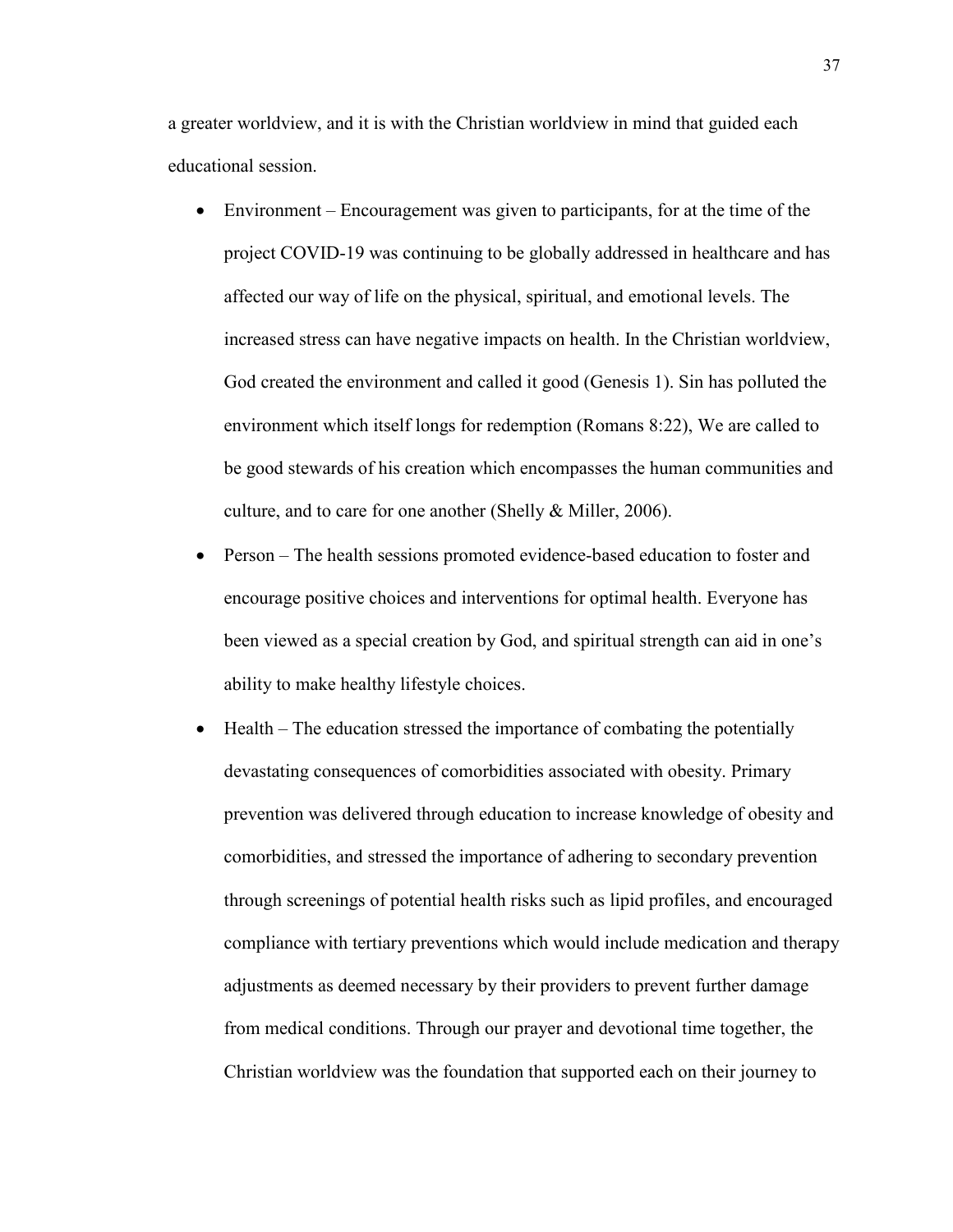a greater worldview, and it is with the Christian worldview in mind that guided each educational session.

- Environment – Encouragement was given to participants, for at the time of the project COVID-19 was continuing to be globally addressed in healthcare and has affected our way of life on the physical, spiritual, and emotional levels. The increased stress can have negative impacts on health. In the Christian worldview, God created the environment and called it good (Genesis 1). Sin has polluted the environment which itself longs for redemption (Romans 8:22), We are called to be good stewards of his creation which encompasses the human communities and culture, and to care for one another (Shelly & Miller, 2006).
- Person – The health sessions promoted evidence-based education to foster and encourage positive choices and interventions for optimal health. Everyone has been viewed as a special creation by God, and spiritual strength can aid in one's ability to make healthy lifestyle choices.
- Health – The education stressed the importance of combating the potentially devastating consequences of comorbidities associated with obesity. Primary prevention was delivered through education to increase knowledge of obesity and comorbidities, and stressed the importance of adhering to secondary prevention through screenings of potential health risks such as lipid profiles, and encouraged compliance with tertiary preventions which would include medication and therapy adjustments as deemed necessary by their providers to prevent further damage from medical conditions. Through our prayer and devotional time together, the Christian worldview was the foundation that supported each on their journey to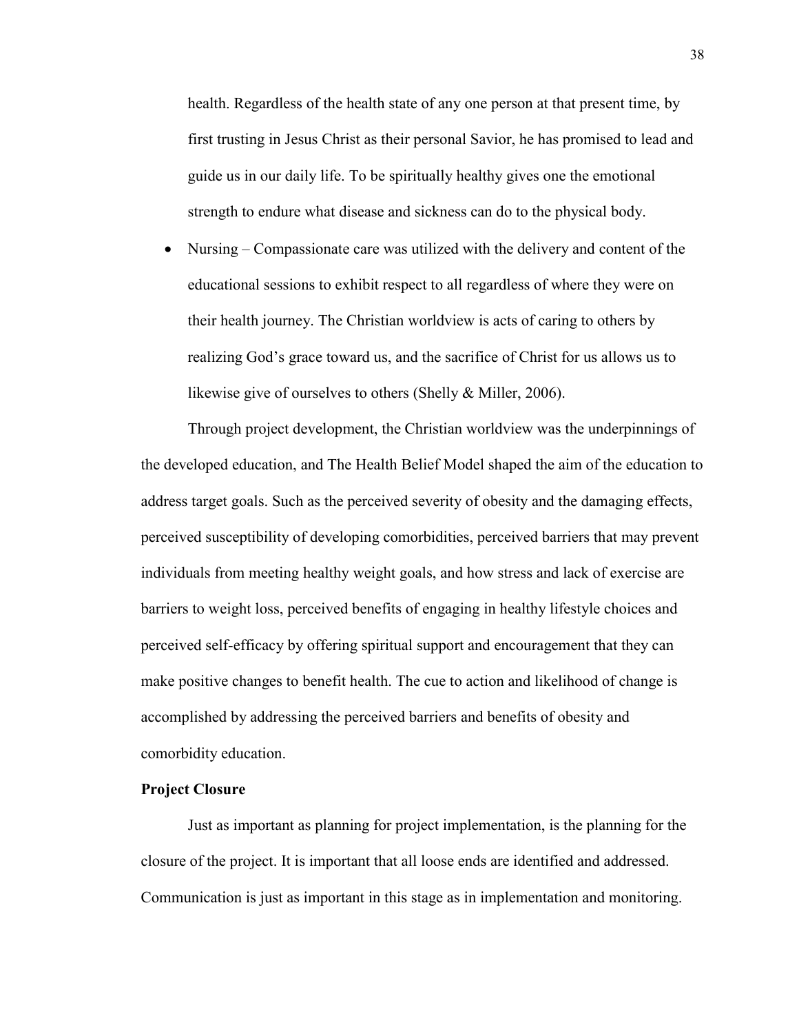health. Regardless of the health state of any one person at that present time, by first trusting in Jesus Christ as their personal Savior, he has promised to lead and guide us in our daily life. To be spiritually healthy gives one the emotional strength to endure what disease and sickness can do to the physical body.

- Nursing – Compassionate care was utilized with the delivery and content of the educational sessions to exhibit respect to all regardless of where they were on their health journey. The Christian worldview is acts of caring to others by realizing God's grace toward us, and the sacrifice of Christ for us allows us to likewise give of ourselves to others (Shelly & Miller, 2006).

Through project development, the Christian worldview was the underpinnings of the developed education, and The Health Belief Model shaped the aim of the education to address target goals. Such as the perceived severity of obesity and the damaging effects, perceived susceptibility of developing comorbidities, perceived barriers that may prevent individuals from meeting healthy weight goals, and how stress and lack of exercise are barriers to weight loss, perceived benefits of engaging in healthy lifestyle choices and perceived self-efficacy by offering spiritual support and encouragement that they can make positive changes to benefit health. The cue to action and likelihood of change is accomplished by addressing the perceived barriers and benefits of obesity and comorbidity education.

**Project Closure**

Just as important as planning for project implementation, is the planning for the closure of the project. It is important that all loose ends are identified and addressed. Communication is just as important in this stage as in implementation and monitoring.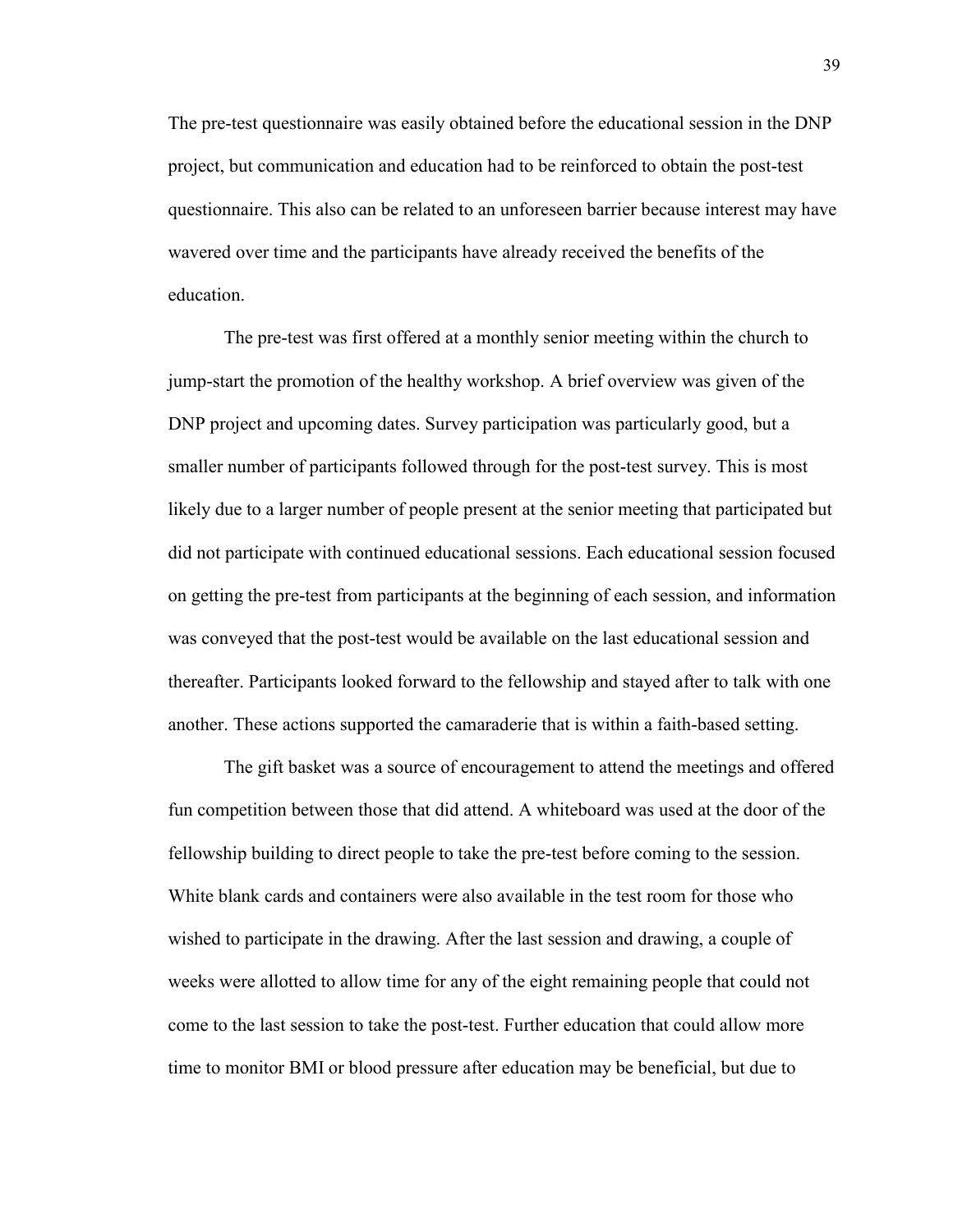The pre-test questionnaire was easily obtained before the educational session in the DNP project, but communication and education had to be reinforced to obtain the post-test questionnaire. This also can be related to an unforeseen barrier because interest may have wavered over time and the participants have already received the benefits of the education.

The pre-test was first offered at a monthly senior meeting within the church to jump-start the promotion of the healthy workshop. A brief overview was given of the DNP project and upcoming dates. Survey participation was particularly good, but a smaller number of participants followed through for the post-test survey. This is most likely due to a larger number of people present at the senior meeting that participated but did not participate with continued educational sessions. Each educational session focused on getting the pre-test from participants at the beginning of each session, and information was conveyed that the post-test would be available on the last educational session and thereafter. Participants looked forward to the fellowship and stayed after to talk with one another. These actions supported the camaraderie that is within a faith-based setting.

The gift basket was a source of encouragement to attend the meetings and offered fun competition between those that did attend. A whiteboard was used at the door of the fellowship building to direct people to take the pre-test before coming to the session. White blank cards and containers were also available in the test room for those who wished to participate in the drawing. After the last session and drawing, a couple of weeks were allotted to allow time for any of the eight remaining people that could not come to the last session to take the post-test. Further education that could allow more time to monitor BMI or blood pressure after education may be beneficial, but due to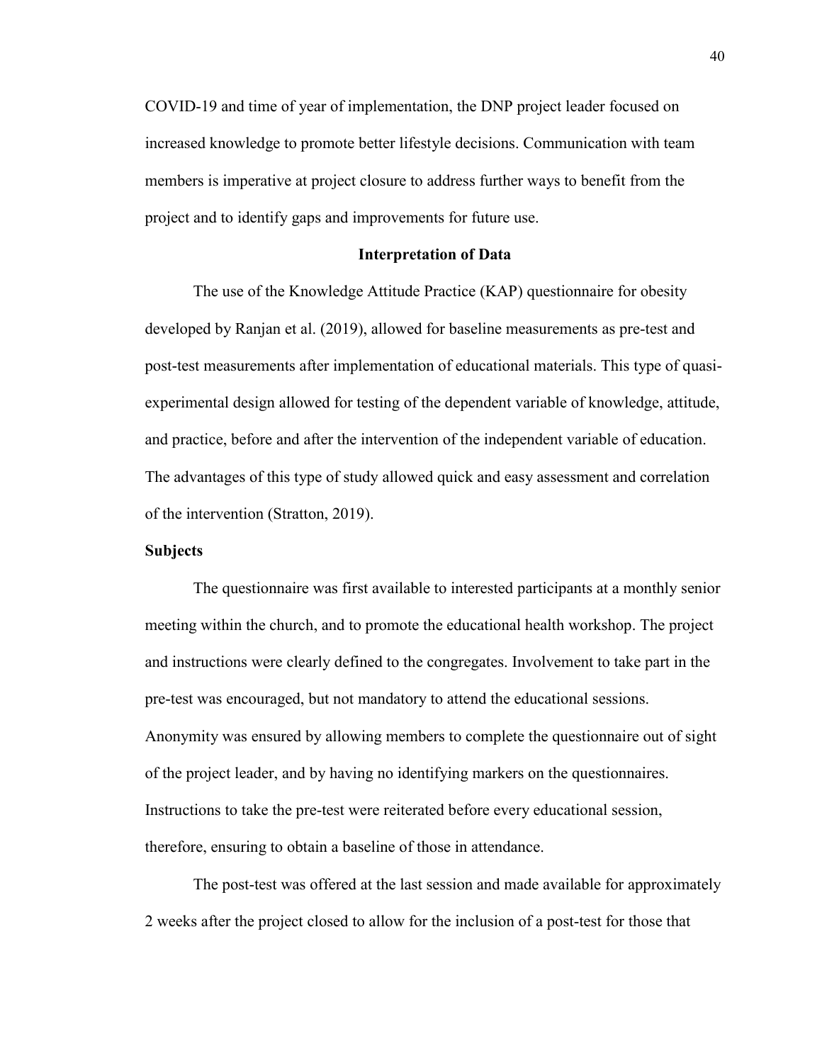COVID-19 and time of year of implementation, the DNP project leader focused on increased knowledge to promote better lifestyle decisions. Communication with team members is imperative at project closure to address further ways to benefit from the project and to identify gaps and improvements for future use.

## Interpretation of Data

The use of the Knowledge Attitude Practice (KAP) questionnaire for obesity developed by Ranjan et al. (2019), allowed for baseline measurements as pre-test and post-test measurements after implementation of educational materials. This type of quasi-experimental design allowed for testing of the dependent variable of knowledge, attitude, and practice, before and after the intervention of the independent variable of education. The advantages of this type of study allowed quick and easy assessment and correlation of the intervention (Stratton, 2019).

### Subjects

The questionnaire was first available to interested participants at a monthly senior meeting within the church, and to promote the educational health workshop. The project and instructions were clearly defined to the congregates. Involvement to take part in the pre-test was encouraged, but not mandatory to attend the educational sessions. Anonymity was ensured by allowing members to complete the questionnaire out of sight of the project leader, and by having no identifying markers on the questionnaires. Instructions to take the pre-test were reiterated before every educational session, therefore, ensuring to obtain a baseline of those in attendance.

The post-test was offered at the last session and made available for approximately 2 weeks after the project closed to allow for the inclusion of a post-test for those that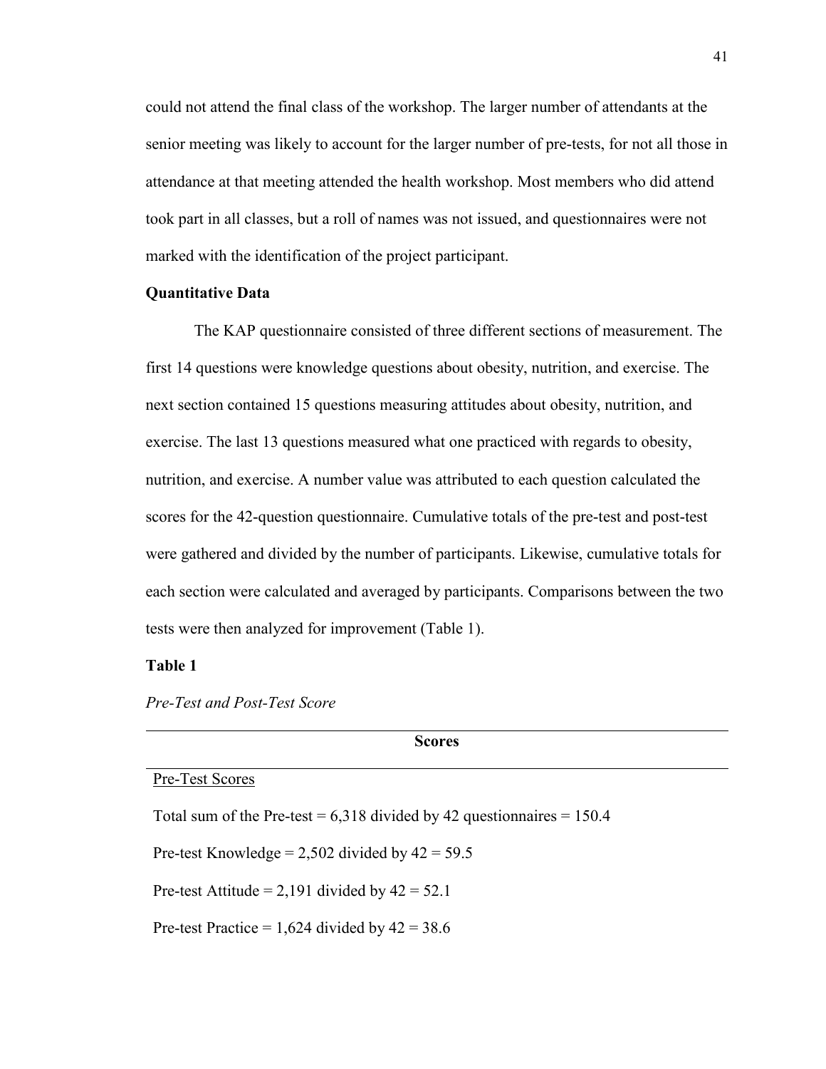could not attend the final class of the workshop. The larger number of attendants at the senior meeting was likely to account for the larger number of pre-tests, for not all those in attendance at that meeting attended the health workshop. Most members who did attend took part in all classes, but a roll of names was not issued, and questionnaires were not marked with the identification of the project participant.

### Quantitative Data

The KAP questionnaire consisted of three different sections of measurement. The first 14 questions were knowledge questions about obesity, nutrition, and exercise. The next section contained 15 questions measuring attitudes about obesity, nutrition, and exercise. The last 13 questions measured what one practiced with regards to obesity, nutrition, and exercise. A number value was attributed to each question calculated the scores for the 42-question questionnaire. Cumulative totals of the pre-test and post-test were gathered and divided by the number of participants. Likewise, cumulative totals for each section were calculated and averaged by participants. Comparisons between the two tests were then analyzed for improvement (Table 1).

**Table 1**

*Pre-Test and Post-Test Score*

| **Scores** |
| --- |
| Pre-Test Scores |
| Total sum of the Pre-test = 6,318 divided by 42 questionnaires = 150.4 |
| Pre-test Knowledge = 2,502 divided by 42 = 59.5 |
| Pre-test Attitude = 2,191 divided by 42 = 52.1 |
| Pre-test Practice = 1,624 divided by 42 = 38.6 |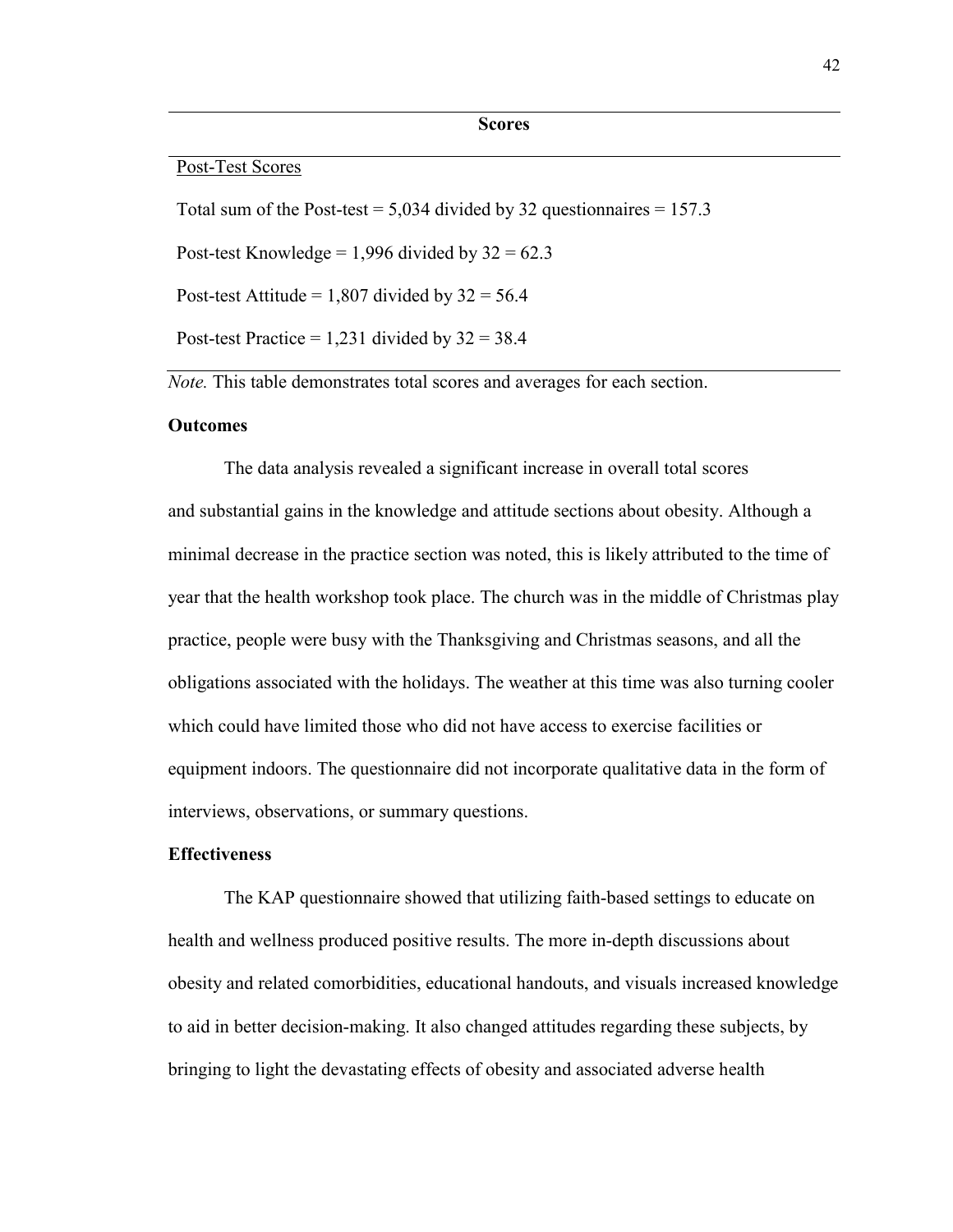| Scores |
| --- |
| Post-Test Scores |
| Total sum of the Post-test = 5,034 divided by 32 questionnaires = 157.3 |
| Post-test Knowledge = 1,996 divided by 32 = 62.3 |
| Post-test Attitude = 1,807 divided by 32 = 56.4 |
| Post-test Practice = 1,231 divided by 32 = 38.4 |

*Note.* This table demonstrates total scores and averages for each section.

**Outcomes**

The data analysis revealed a significant increase in overall total scores and substantial gains in the knowledge and attitude sections about obesity. Although a minimal decrease in the practice section was noted, this is likely attributed to the time of year that the health workshop took place. The church was in the middle of Christmas play practice, people were busy with the Thanksgiving and Christmas seasons, and all the obligations associated with the holidays. The weather at this time was also turning cooler which could have limited those who did not have access to exercise facilities or equipment indoors. The questionnaire did not incorporate qualitative data in the form of interviews, observations, or summary questions.

**Effectiveness**

The KAP questionnaire showed that utilizing faith-based settings to educate on health and wellness produced positive results. The more in-depth discussions about obesity and related comorbidities, educational handouts, and visuals increased knowledge to aid in better decision-making. It also changed attitudes regarding these subjects, by bringing to light the devastating effects of obesity and associated adverse health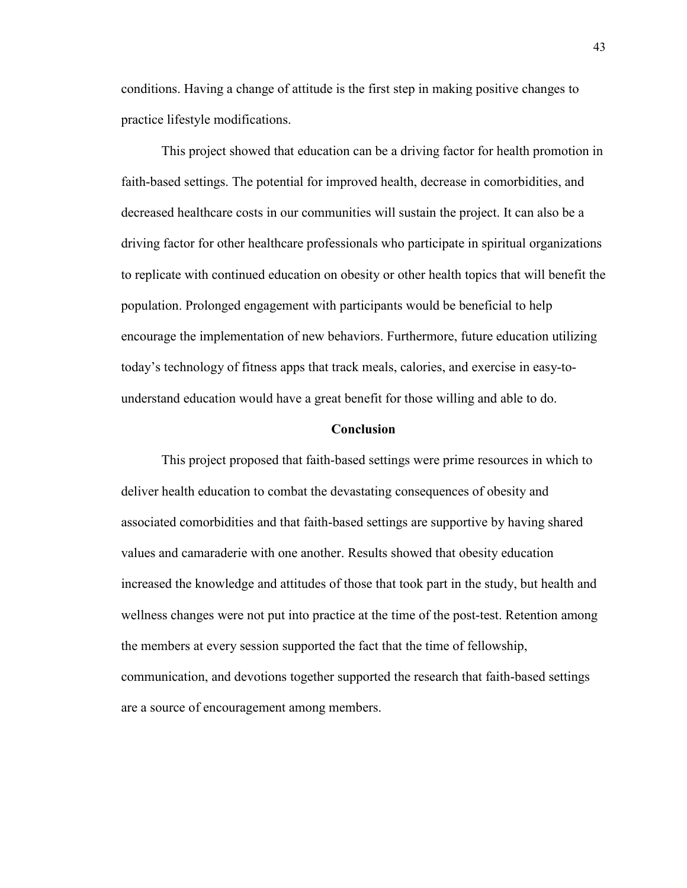conditions. Having a change of attitude is the first step in making positive changes to practice lifestyle modifications.

This project showed that education can be a driving factor for health promotion in faith-based settings. The potential for improved health, decrease in comorbidities, and decreased healthcare costs in our communities will sustain the project. It can also be a driving factor for other healthcare professionals who participate in spiritual organizations to replicate with continued education on obesity or other health topics that will benefit the population. Prolonged engagement with participants would be beneficial to help encourage the implementation of new behaviors. Furthermore, future education utilizing today's technology of fitness apps that track meals, calories, and exercise in easy-to-understand education would have a great benefit for those willing and able to do.

## Conclusion

This project proposed that faith-based settings were prime resources in which to deliver health education to combat the devastating consequences of obesity and associated comorbidities and that faith-based settings are supportive by having shared values and camaraderie with one another. Results showed that obesity education increased the knowledge and attitudes of those that took part in the study, but health and wellness changes were not put into practice at the time of the post-test. Retention among the members at every session supported the fact that the time of fellowship, communication, and devotions together supported the research that faith-based settings are a source of encouragement among members.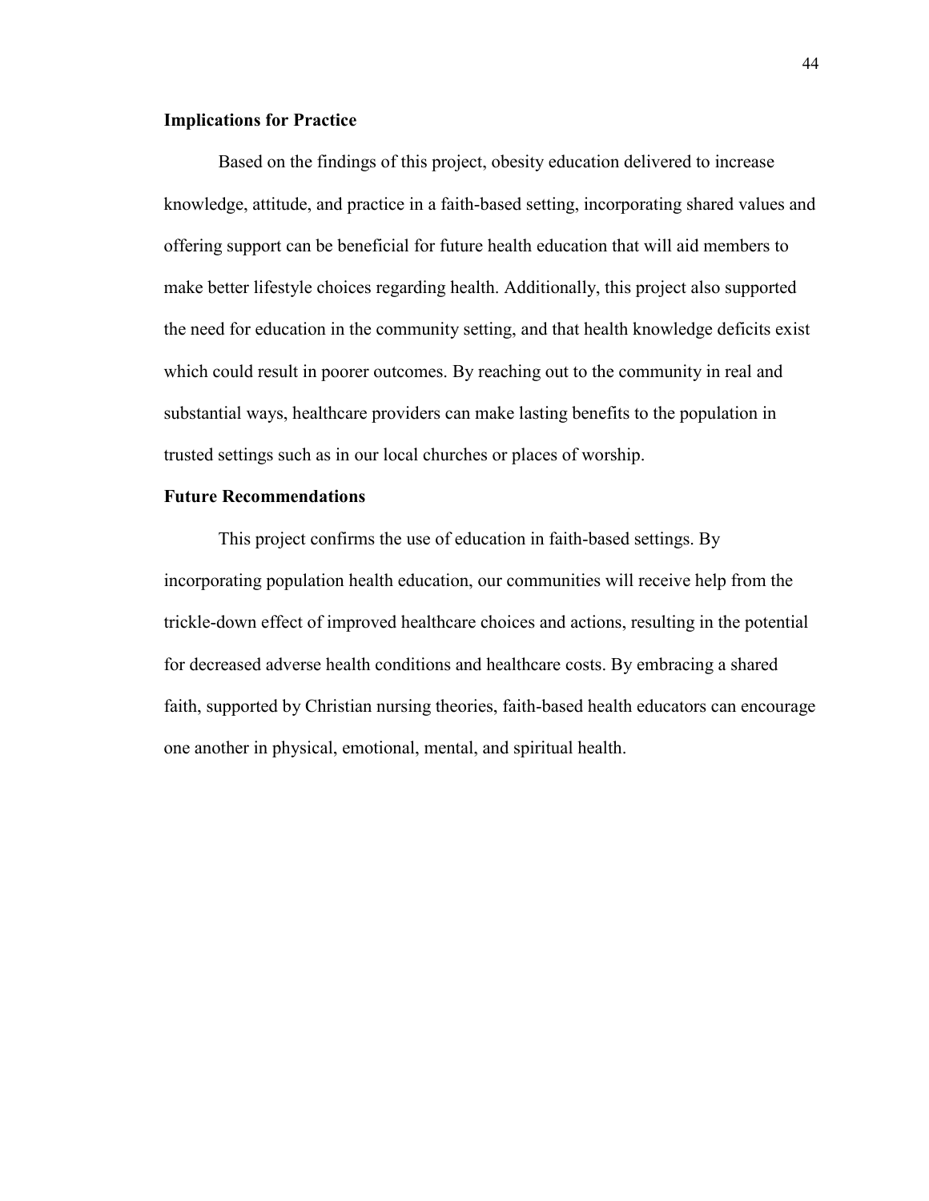## Implications for Practice

Based on the findings of this project, obesity education delivered to increase knowledge, attitude, and practice in a faith-based setting, incorporating shared values and offering support can be beneficial for future health education that will aid members to make better lifestyle choices regarding health. Additionally, this project also supported the need for education in the community setting, and that health knowledge deficits exist which could result in poorer outcomes. By reaching out to the community in real and substantial ways, healthcare providers can make lasting benefits to the population in trusted settings such as in our local churches or places of worship.

## Future Recommendations

This project confirms the use of education in faith-based settings. By incorporating population health education, our communities will receive help from the trickle-down effect of improved healthcare choices and actions, resulting in the potential for decreased adverse health conditions and healthcare costs. By embracing a shared faith, supported by Christian nursing theories, faith-based health educators can encourage one another in physical, emotional, mental, and spiritual health.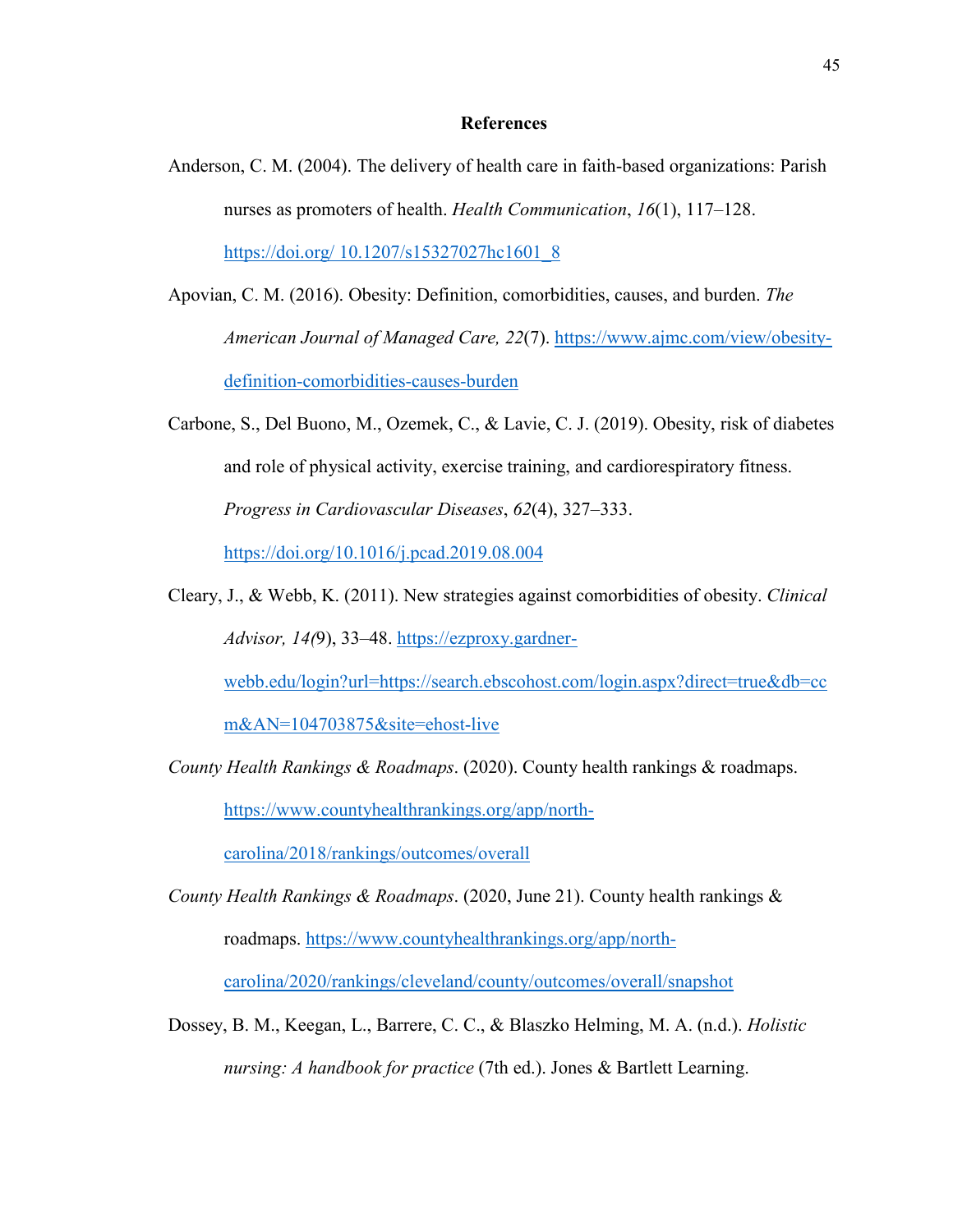**References**

Anderson, C. M. (2004). The delivery of health care in faith-based organizations: Parish nurses as promoters of health. *Health Communication*, *16*(1), 117–128. https://doi.org/ 10.1207/s15327027hc1601_8

Apovian, C. M. (2016). Obesity: Definition, comorbidities, causes, and burden. *The American Journal of Managed Care, 22*(7). https://www.ajmc.com/view/obesity-definition-comorbidities-causes-burden

Carbone, S., Del Buono, M., Ozemek, C., & Lavie, C. J. (2019). Obesity, risk of diabetes and role of physical activity, exercise training, and cardiorespiratory fitness. *Progress in Cardiovascular Diseases*, *62*(4), 327–333. https://doi.org/10.1016/j.pcad.2019.08.004

Cleary, J., & Webb, K. (2011). New strategies against comorbidities of obesity. *Clinical Advisor, 14(*9), 33–48. https://ezproxy.gardner-webb.edu/login?url=https://search.ebscohost.com/login.aspx?direct=true&db=ccm&AN=104703875&site=ehost-live

*County Health Rankings & Roadmaps*. (2020). County health rankings & roadmaps. https://www.countyhealthrankings.org/app/north-carolina/2018/rankings/outcomes/overall

*County Health Rankings & Roadmaps*. (2020, June 21). County health rankings & roadmaps. https://www.countyhealthrankings.org/app/north-carolina/2020/rankings/cleveland/county/outcomes/overall/snapshot

Dossey, B. M., Keegan, L., Barrere, C. C., & Blaszko Helming, M. A. (n.d.). *Holistic nursing: A handbook for practice* (7th ed.). Jones & Bartlett Learning.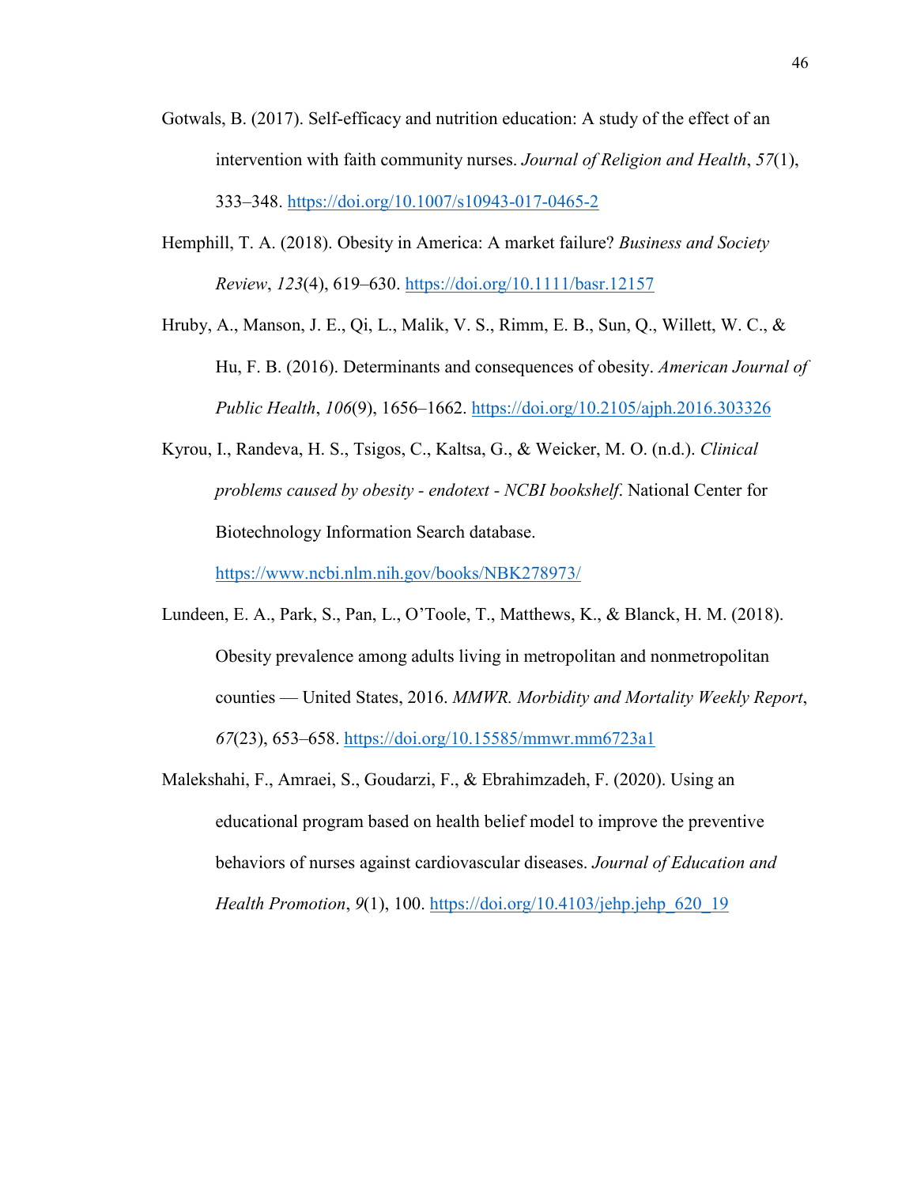Gotwals, B. (2017). Self-efficacy and nutrition education: A study of the effect of an intervention with faith community nurses. *Journal of Religion and Health*, *57*(1), 333–348. https://doi.org/10.1007/s10943-017-0465-2

Hemphill, T. A. (2018). Obesity in America: A market failure? *Business and Society Review*, *123*(4), 619–630. https://doi.org/10.1111/basr.12157

Hruby, A., Manson, J. E., Qi, L., Malik, V. S., Rimm, E. B., Sun, Q., Willett, W. C., & Hu, F. B. (2016). Determinants and consequences of obesity. *American Journal of Public Health*, *106*(9), 1656–1662. https://doi.org/10.2105/ajph.2016.303326

Kyrou, I., Randeva, H. S., Tsigos, C., Kaltsa, G., & Weicker, M. O. (n.d.). *Clinical problems caused by obesity - endotext - NCBI bookshelf*. National Center for Biotechnology Information Search database. https://www.ncbi.nlm.nih.gov/books/NBK278973/

Lundeen, E. A., Park, S., Pan, L., O'Toole, T., Matthews, K., & Blanck, H. M. (2018). Obesity prevalence among adults living in metropolitan and nonmetropolitan counties — United States, 2016. *MMWR. Morbidity and Mortality Weekly Report*, *67*(23), 653–658. https://doi.org/10.15585/mmwr.mm6723a1

Malekshahi, F., Amraei, S., Goudarzi, F., & Ebrahimzadeh, F. (2020). Using an educational program based on health belief model to improve the preventive behaviors of nurses against cardiovascular diseases. *Journal of Education and Health Promotion*, *9*(1), 100. https://doi.org/10.4103/jehp.jehp_620_19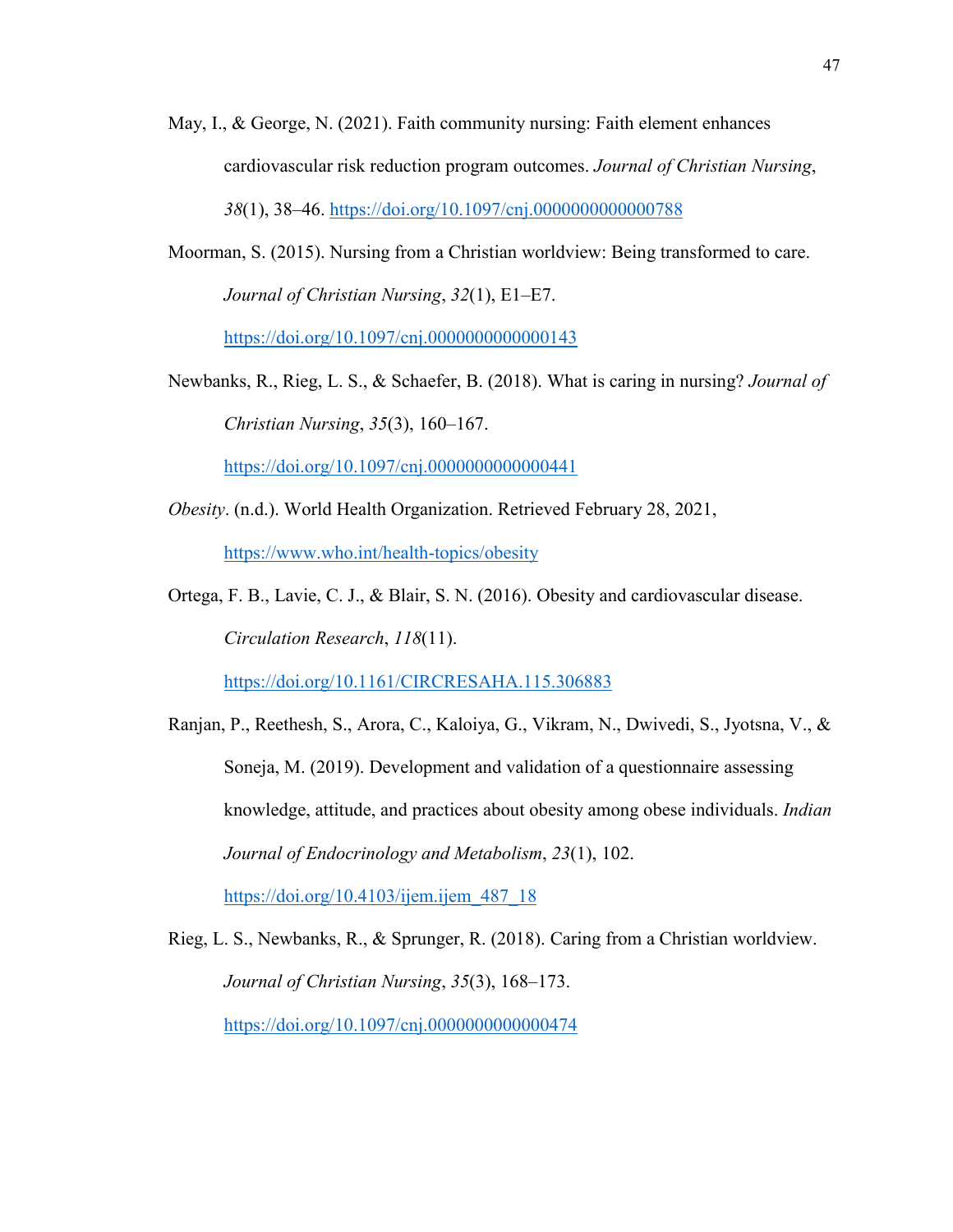May, I., & George, N. (2021). Faith community nursing: Faith element enhances cardiovascular risk reduction program outcomes. *Journal of Christian Nursing*, *38*(1), 38–46. https://doi.org/10.1097/cnj.0000000000000788

Moorman, S. (2015). Nursing from a Christian worldview: Being transformed to care. *Journal of Christian Nursing*, *32*(1), E1–E7. https://doi.org/10.1097/cnj.0000000000000143

Newbanks, R., Rieg, L. S., & Schaefer, B. (2018). What is caring in nursing? *Journal of Christian Nursing*, *35*(3), 160–167. https://doi.org/10.1097/cnj.0000000000000441

*Obesity*. (n.d.). World Health Organization. Retrieved February 28, 2021, https://www.who.int/health-topics/obesity

Ortega, F. B., Lavie, C. J., & Blair, S. N. (2016). Obesity and cardiovascular disease. *Circulation Research*, *118*(11). https://doi.org/10.1161/CIRCRESAHA.115.306883

Ranjan, P., Reethesh, S., Arora, C., Kaloiya, G., Vikram, N., Dwivedi, S., Jyotsna, V., & Soneja, M. (2019). Development and validation of a questionnaire assessing knowledge, attitude, and practices about obesity among obese individuals. *Indian Journal of Endocrinology and Metabolism*, *23*(1), 102. https://doi.org/10.4103/ijem.ijem_487_18

Rieg, L. S., Newbanks, R., & Sprunger, R. (2018). Caring from a Christian worldview. *Journal of Christian Nursing*, *35*(3), 168–173. https://doi.org/10.1097/cnj.0000000000000474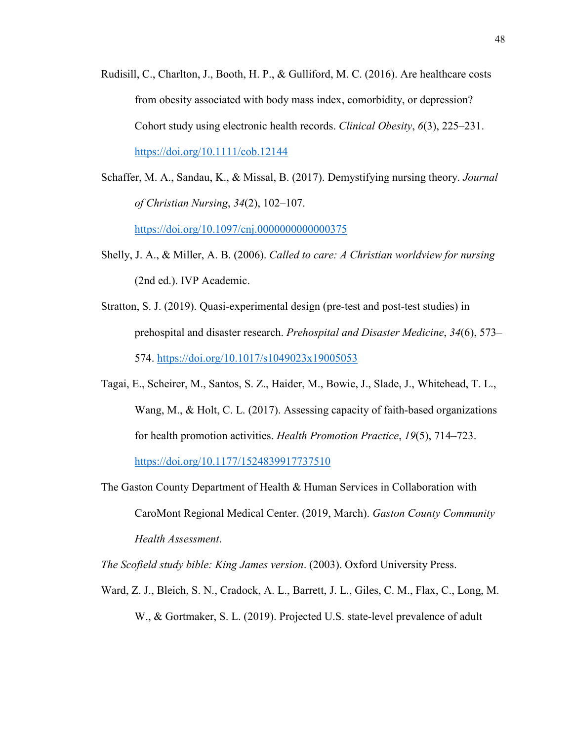Rudisill, C., Charlton, J., Booth, H. P., & Gulliford, M. C. (2016). Are healthcare costs from obesity associated with body mass index, comorbidity, or depression? Cohort study using electronic health records. *Clinical Obesity*, *6*(3), 225–231. https://doi.org/10.1111/cob.12144

Schaffer, M. A., Sandau, K., & Missal, B. (2017). Demystifying nursing theory. *Journal of Christian Nursing*, *34*(2), 102–107. https://doi.org/10.1097/cnj.0000000000000375

Shelly, J. A., & Miller, A. B. (2006). *Called to care: A Christian worldview for nursing* (2nd ed.). IVP Academic.

Stratton, S. J. (2019). Quasi-experimental design (pre-test and post-test studies) in prehospital and disaster research. *Prehospital and Disaster Medicine*, *34*(6), 573–574. https://doi.org/10.1017/s1049023x19005053

Tagai, E., Scheirer, M., Santos, S. Z., Haider, M., Bowie, J., Slade, J., Whitehead, T. L., Wang, M., & Holt, C. L. (2017). Assessing capacity of faith-based organizations for health promotion activities. *Health Promotion Practice*, *19*(5), 714–723. https://doi.org/10.1177/1524839917737510

The Gaston County Department of Health & Human Services in Collaboration with CaroMont Regional Medical Center. (2019, March). *Gaston County Community Health Assessment*.

*The Scofield study bible: King James version*. (2003). Oxford University Press.

Ward, Z. J., Bleich, S. N., Cradock, A. L., Barrett, J. L., Giles, C. M., Flax, C., Long, M. W., & Gortmaker, S. L. (2019). Projected U.S. state-level prevalence of adult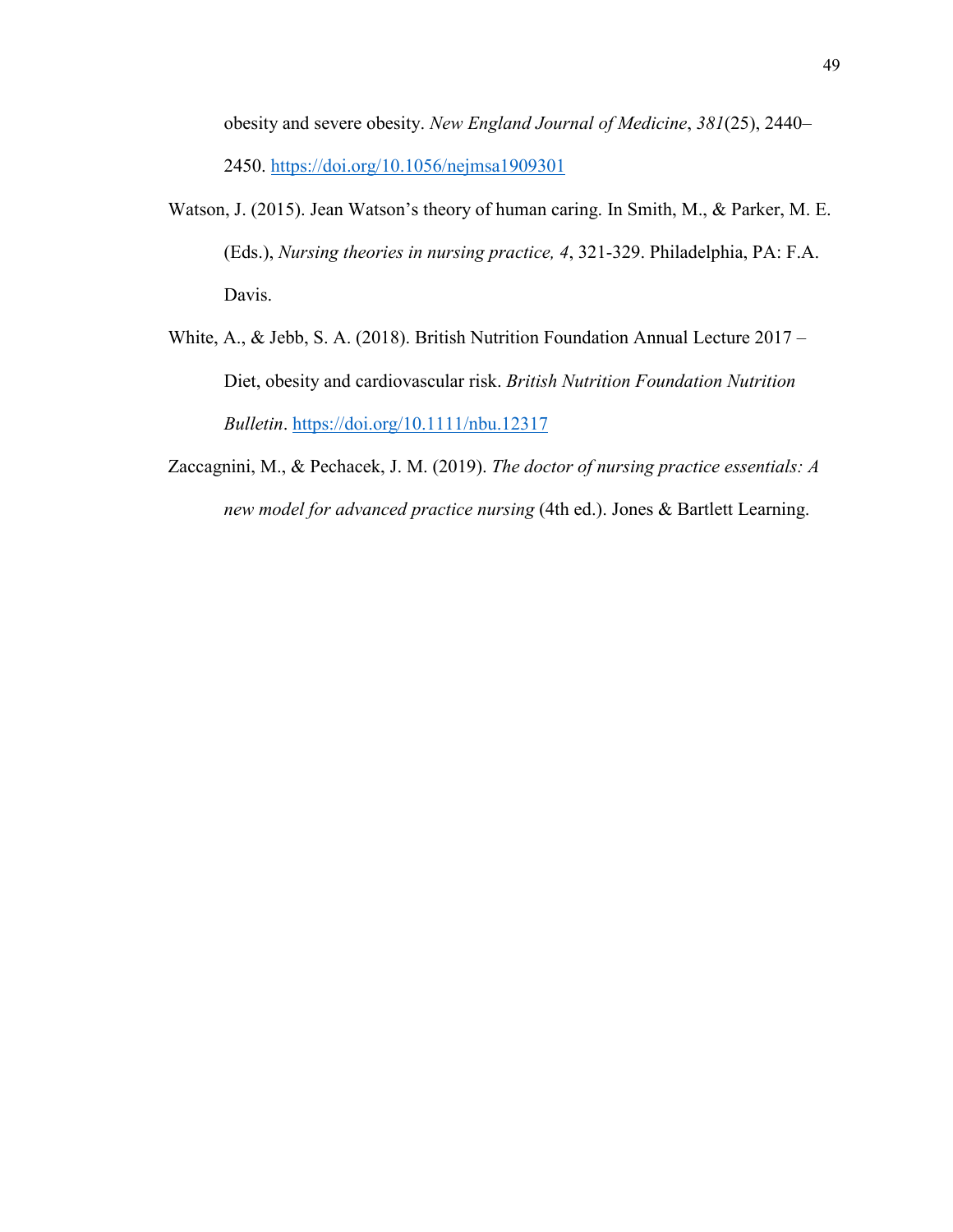obesity and severe obesity. *New England Journal of Medicine*, *381*(25), 2440–2450. https://doi.org/10.1056/nejmsa1909301

Watson, J. (2015). Jean Watson's theory of human caring. In Smith, M., & Parker, M. E. (Eds.), *Nursing theories in nursing practice, 4*, 321-329. Philadelphia, PA: F.A. Davis.

White, A., & Jebb, S. A. (2018). British Nutrition Foundation Annual Lecture 2017 – Diet, obesity and cardiovascular risk. *British Nutrition Foundation Nutrition Bulletin*. https://doi.org/10.1111/nbu.12317

Zaccagnini, M., & Pechacek, J. M. (2019). *The doctor of nursing practice essentials: A new model for advanced practice nursing* (4th ed.). Jones & Bartlett Learning.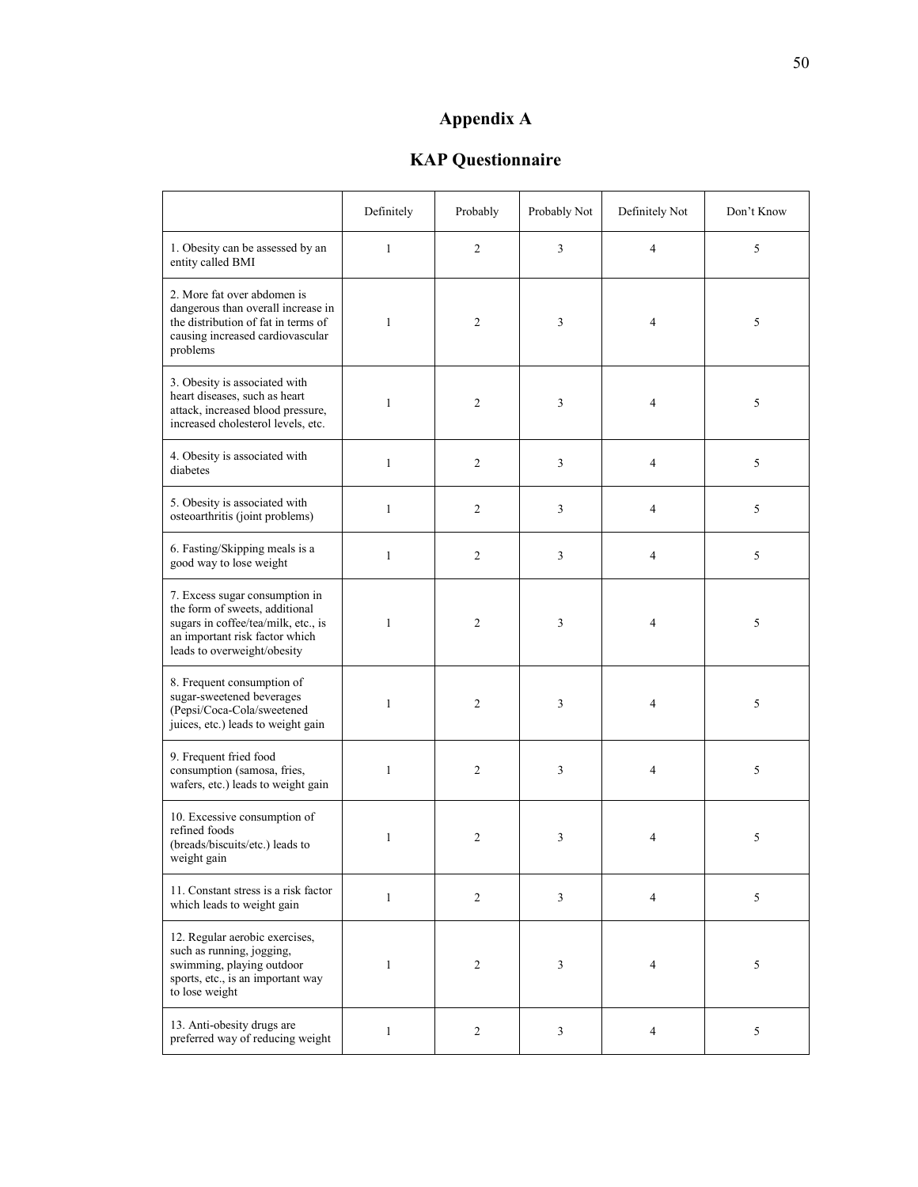# Appendix A

## KAP Questionnaire

| | Definitely | Probably | Probably Not | Definitely Not | Don't Know |
|---|---|---|---|---|---|
| 1. Obesity can be assessed by an entity called BMI | 1 | 2 | 3 | 4 | 5 |
| 2. More fat over abdomen is dangerous than overall increase in the distribution of fat in terms of causing increased cardiovascular problems | 1 | 2 | 3 | 4 | 5 |
| 3. Obesity is associated with heart diseases, such as heart attack, increased blood pressure, increased cholesterol levels, etc. | 1 | 2 | 3 | 4 | 5 |
| 4. Obesity is associated with diabetes | 1 | 2 | 3 | 4 | 5 |
| 5. Obesity is associated with osteoarthritis (joint problems) | 1 | 2 | 3 | 4 | 5 |
| 6. Fasting/Skipping meals is a good way to lose weight | 1 | 2 | 3 | 4 | 5 |
| 7. Excess sugar consumption in the form of sweets, additional sugars in coffee/tea/milk, etc., is an important risk factor which leads to overweight/obesity | 1 | 2 | 3 | 4 | 5 |
| 8. Frequent consumption of sugar-sweetened beverages (Pepsi/Coca-Cola/sweetened juices, etc.) leads to weight gain | 1 | 2 | 3 | 4 | 5 |
| 9. Frequent fried food consumption (samosa, fries, wafers, etc.) leads to weight gain | 1 | 2 | 3 | 4 | 5 |
| 10. Excessive consumption of refined foods (breads/biscuits/etc.) leads to weight gain | 1 | 2 | 3 | 4 | 5 |
| 11. Constant stress is a risk factor which leads to weight gain | 1 | 2 | 3 | 4 | 5 |
| 12. Regular aerobic exercises, such as running, jogging, swimming, playing outdoor sports, etc., is an important way to lose weight | 1 | 2 | 3 | 4 | 5 |
| 13. Anti-obesity drugs are preferred way of reducing weight | 1 | 2 | 3 | 4 | 5 |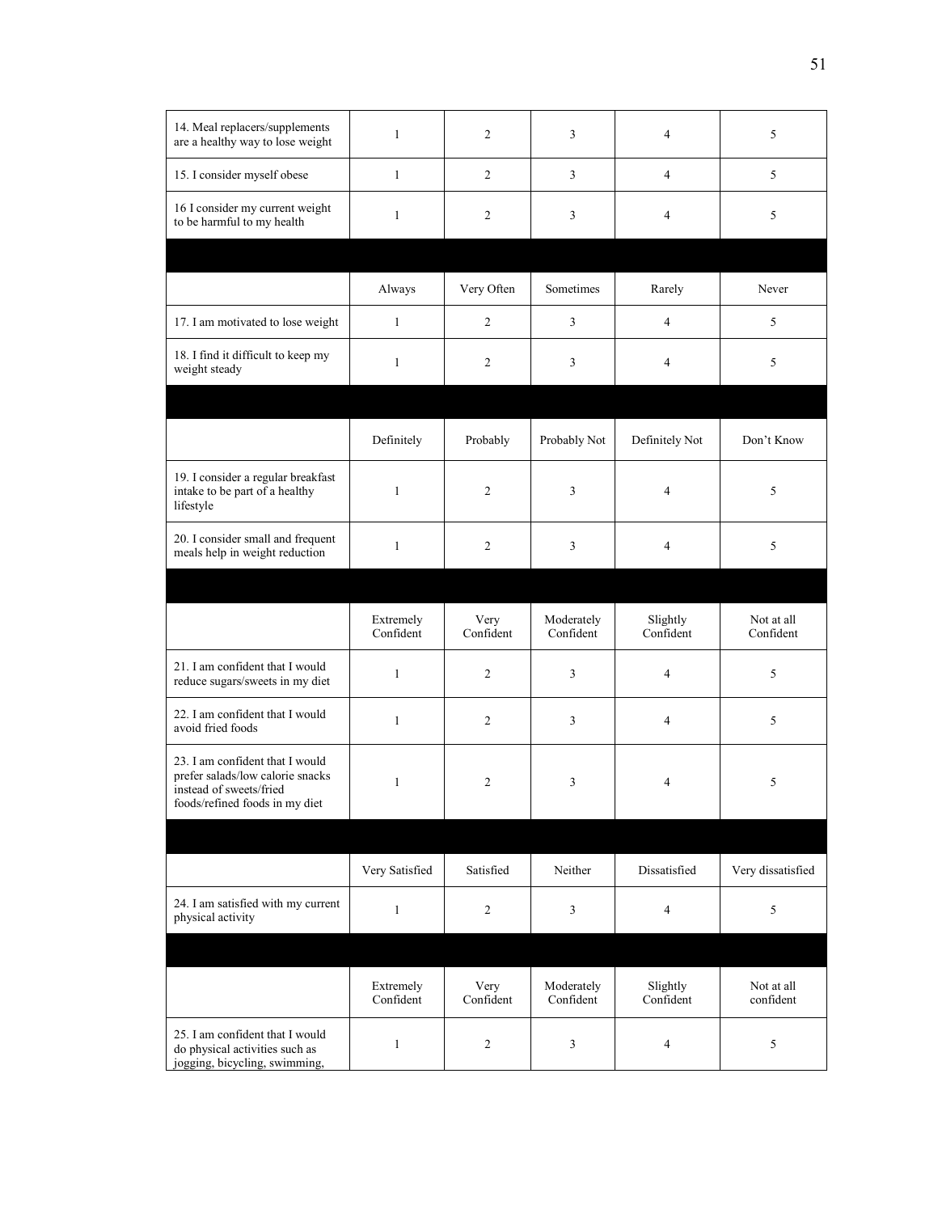| | | | | | |
|---|---|---|---|---|---|
| 14. Meal replacers/supplements are a healthy way to lose weight | 1 | 2 | 3 | 4 | 5 |
| 15. I consider myself obese | 1 | 2 | 3 | 4 | 5 |
| 16 I consider my current weight to be harmful to my health | 1 | 2 | 3 | 4 | 5 |

| | Always | Very Often | Sometimes | Rarely | Never |
|---|---|---|---|---|---|
| 17. I am motivated to lose weight | 1 | 2 | 3 | 4 | 5 |
| 18. I find it difficult to keep my weight steady | 1 | 2 | 3 | 4 | 5 |

| | Definitely | Probably | Probably Not | Definitely Not | Don't Know |
|---|---|---|---|---|---|
| 19. I consider a regular breakfast intake to be part of a healthy lifestyle | 1 | 2 | 3 | 4 | 5 |
| 20. I consider small and frequent meals help in weight reduction | 1 | 2 | 3 | 4 | 5 |

| | Extremely Confident | Very Confident | Moderately Confident | Slightly Confident | Not at all Confident |
|---|---|---|---|---|---|
| 21. I am confident that I would reduce sugars/sweets in my diet | 1 | 2 | 3 | 4 | 5 |
| 22. I am confident that I would avoid fried foods | 1 | 2 | 3 | 4 | 5 |
| 23. I am confident that I would prefer salads/low calorie snacks instead of sweets/fried foods/refined foods in my diet | 1 | 2 | 3 | 4 | 5 |

| | Very Satisfied | Satisfied | Neither | Dissatisfied | Very dissatisfied |
|---|---|---|---|---|---|
| 24. I am satisfied with my current physical activity | 1 | 2 | 3 | 4 | 5 |

| | Extremely Confident | Very Confident | Moderately Confident | Slightly Confident | Not at all confident |
|---|---|---|---|---|---|
| 25. I am confident that I would do physical activities such as jogging, bicycling, swimming, | 1 | 2 | 3 | 4 | 5 |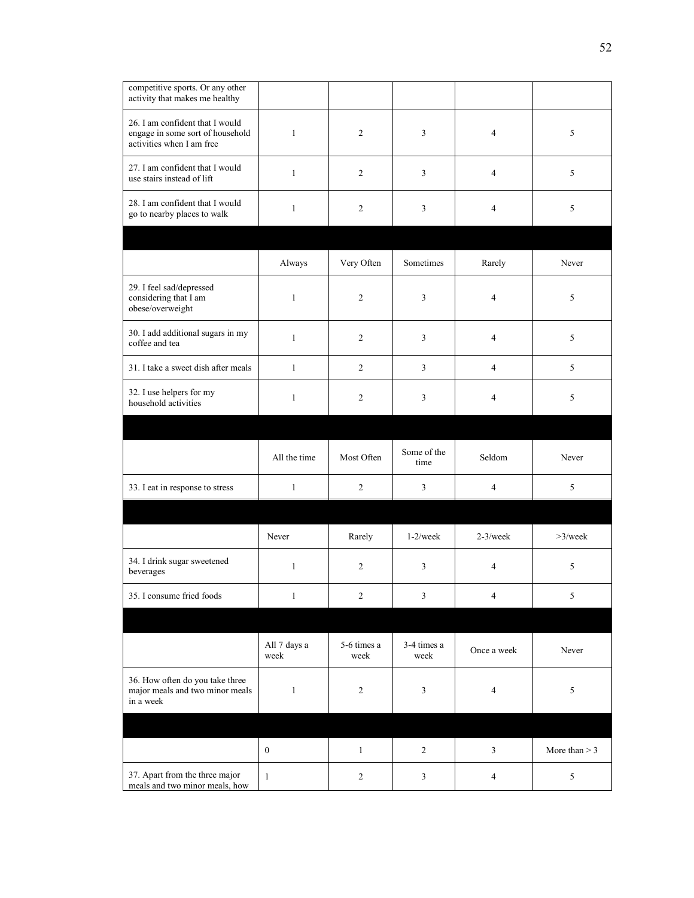| | | | | | |
|---|---|---|---|---|---|
| competitive sports. Or any other activity that makes me healthy | | | | | |
| 26. I am confident that I would engage in some sort of household activities when I am free | 1 | 2 | 3 | 4 | 5 |
| 27. I am confident that I would use stairs instead of lift | 1 | 2 | 3 | 4 | 5 |
| 28. I am confident that I would go to nearby places to walk | 1 | 2 | 3 | 4 | 5 |
| | | | | | |
| | Always | Very Often | Sometimes | Rarely | Never |
| 29. I feel sad/depressed considering that I am obese/overweight | 1 | 2 | 3 | 4 | 5 |
| 30. I add additional sugars in my coffee and tea | 1 | 2 | 3 | 4 | 5 |
| 31. I take a sweet dish after meals | 1 | 2 | 3 | 4 | 5 |
| 32. I use helpers for my household activities | 1 | 2 | 3 | 4 | 5 |
| | | | | | |
| | All the time | Most Often | Some of the time | Seldom | Never |
| 33. I eat in response to stress | 1 | 2 | 3 | 4 | 5 |
| | | | | | |
| | Never | Rarely | 1-2/week | 2-3/week | >3/week |
| 34. I drink sugar sweetened beverages | 1 | 2 | 3 | 4 | 5 |
| 35. I consume fried foods | 1 | 2 | 3 | 4 | 5 |
| | | | | | |
| | All 7 days a week | 5-6 times a week | 3-4 times a week | Once a week | Never |
| 36. How often do you take three major meals and two minor meals in a week | 1 | 2 | 3 | 4 | 5 |
| | | | | | |
| | 0 | 1 | 2 | 3 | More than > 3 |
| 37. Apart from the three major meals and two minor meals, how | 1 | 2 | 3 | 4 | 5 |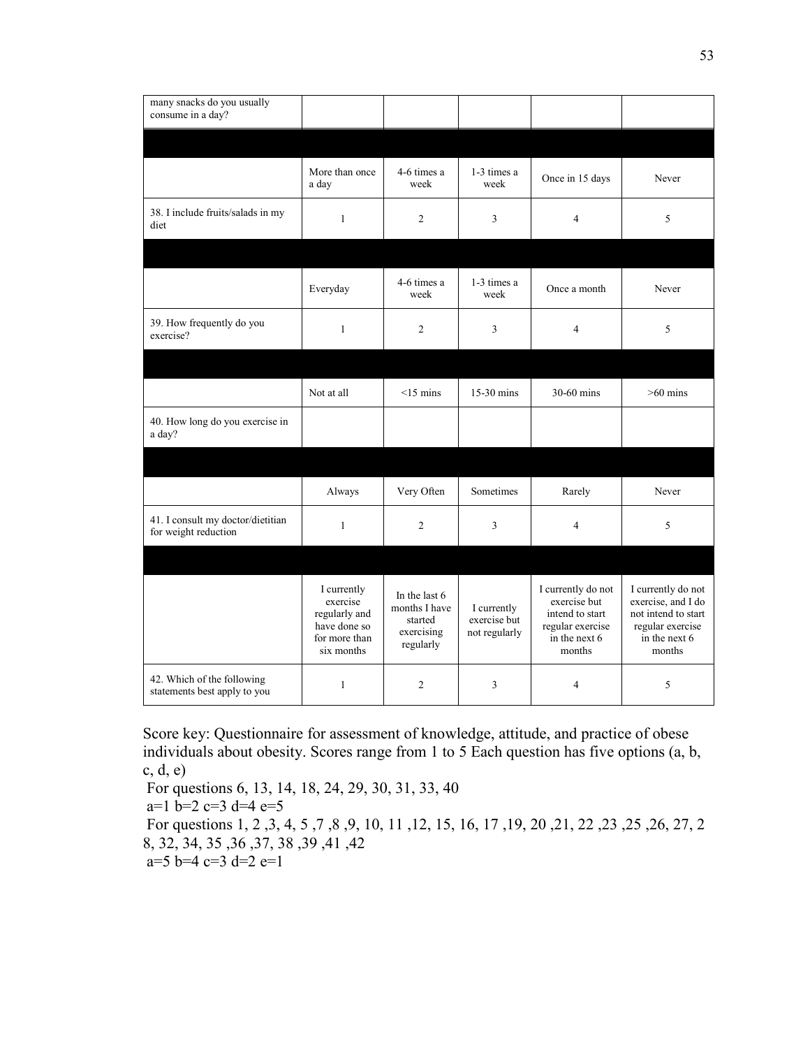| many snacks do you usually consume in a day? | | | | | |
|---|---|---|---|---|---|
| | | | | | |
| | More than once a day | 4-6 times a week | 1-3 times a week | Once in 15 days | Never |
| 38. I include fruits/salads in my diet | 1 | 2 | 3 | 4 | 5 |
| | | | | | |
| | Everyday | 4-6 times a week | 1-3 times a week | Once a month | Never |
| 39. How frequently do you exercise? | 1 | 2 | 3 | 4 | 5 |
| | | | | | |
| | Not at all | <15 mins | 15-30 mins | 30-60 mins | >60 mins |
| 40. How long do you exercise in a day? | | | | | |
| | | | | | |
| | Always | Very Often | Sometimes | Rarely | Never |
| 41. I consult my doctor/dietitian for weight reduction | 1 | 2 | 3 | 4 | 5 |
| | | | | | |
| | I currently exercise regularly and have done so for more than six months | In the last 6 months I have started exercising regularly | I currently exercise but not regularly | I currently do not exercise but intend to start regular exercise in the next 6 months | I currently do not exercise, and I do not intend to start regular exercise in the next 6 months |
| 42. Which of the following statements best apply to you | 1 | 2 | 3 | 4 | 5 |

Score key: Questionnaire for assessment of knowledge, attitude, and practice of obese individuals about obesity. Scores range from 1 to 5 Each question has five options (a, b, c, d, e)

For questions 6, 13, 14, 18, 24, 29, 30, 31, 33, 40

a=1 b=2 c=3 d=4 e=5

For questions 1, 2 ,3, 4, 5 ,7 ,8 ,9, 10, 11 ,12, 15, 16, 17 ,19, 20 ,21, 22 ,23 ,25 ,26, 27, 28, 32, 34, 35 ,36 ,37, 38 ,39 ,41 ,42

a=5 b=4 c=3 d=2 e=1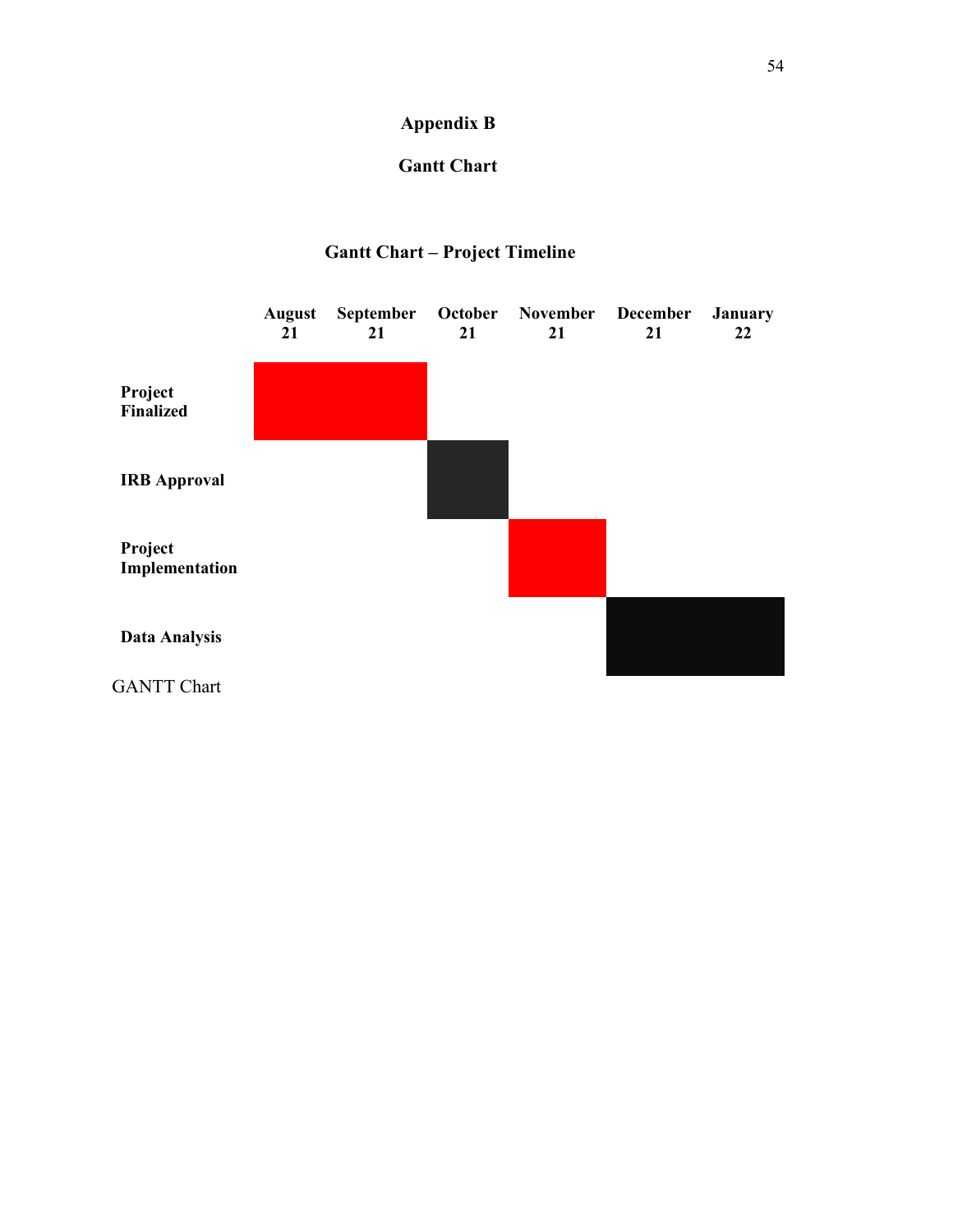# Appendix B

## Gantt Chart

### Gantt Chart – Project Timeline

| | August 21 | September 21 | October 21 | November 21 | December 21 | January 22 |
|---|---|---|---|---|---|---|
| Project Finalized | X | X | | | | |
| IRB Approval | | | X | | | |
| Project Implementation | | | | X | | |
| Data Analysis | | | | | X | X |

GANTT Chart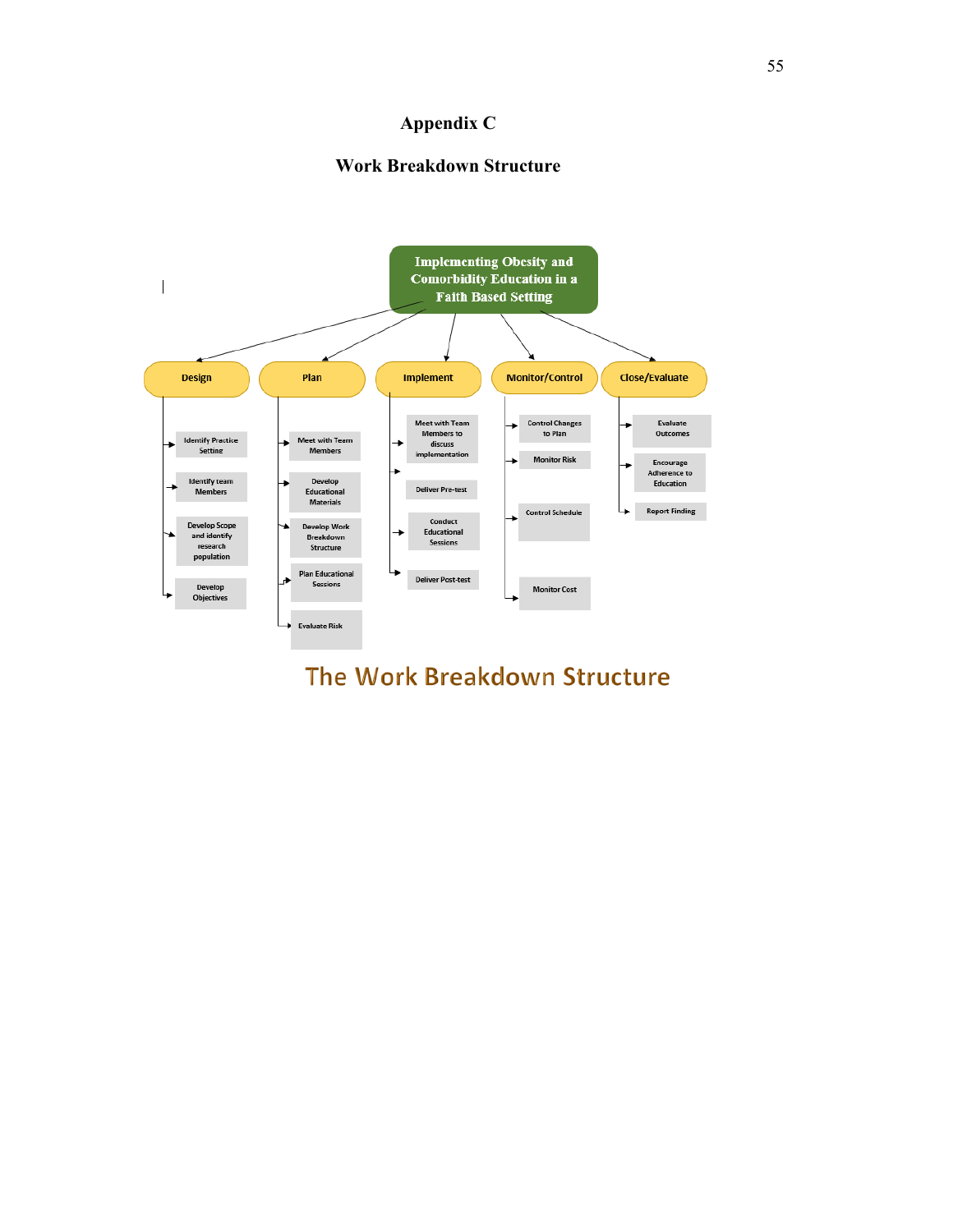# Appendix C

## Work Breakdown Structure

**Implementing Obesity and Comorbidity Education in a Faith Based Setting**

- **Design**
  - Identify Practice Setting
  - Identify team Members
  - Develop Scope and identify research population
  - Develop Objectives
- **Plan**
  - Meet with Team Members
  - Develop Educational Materials
  - Develop Work Breakdown Structure
  - Plan Educational Sessions
  - Evaluate Risk
- **Implement**
  - Meet with Team Members to discuss implementation
  - Deliver Pre-test
  - Conduct Educational Sessions
  - Deliver Post-test
- **Monitor/Control**
  - Control Changes to Plan
  - Monitor Risk
  - Control Schedule
  - Monitor Cost
- **Close/Evaluate**
  - Evaluate Outcomes
  - Encourage Adherence to Education
  - Report Finding

The Work Breakdown Structure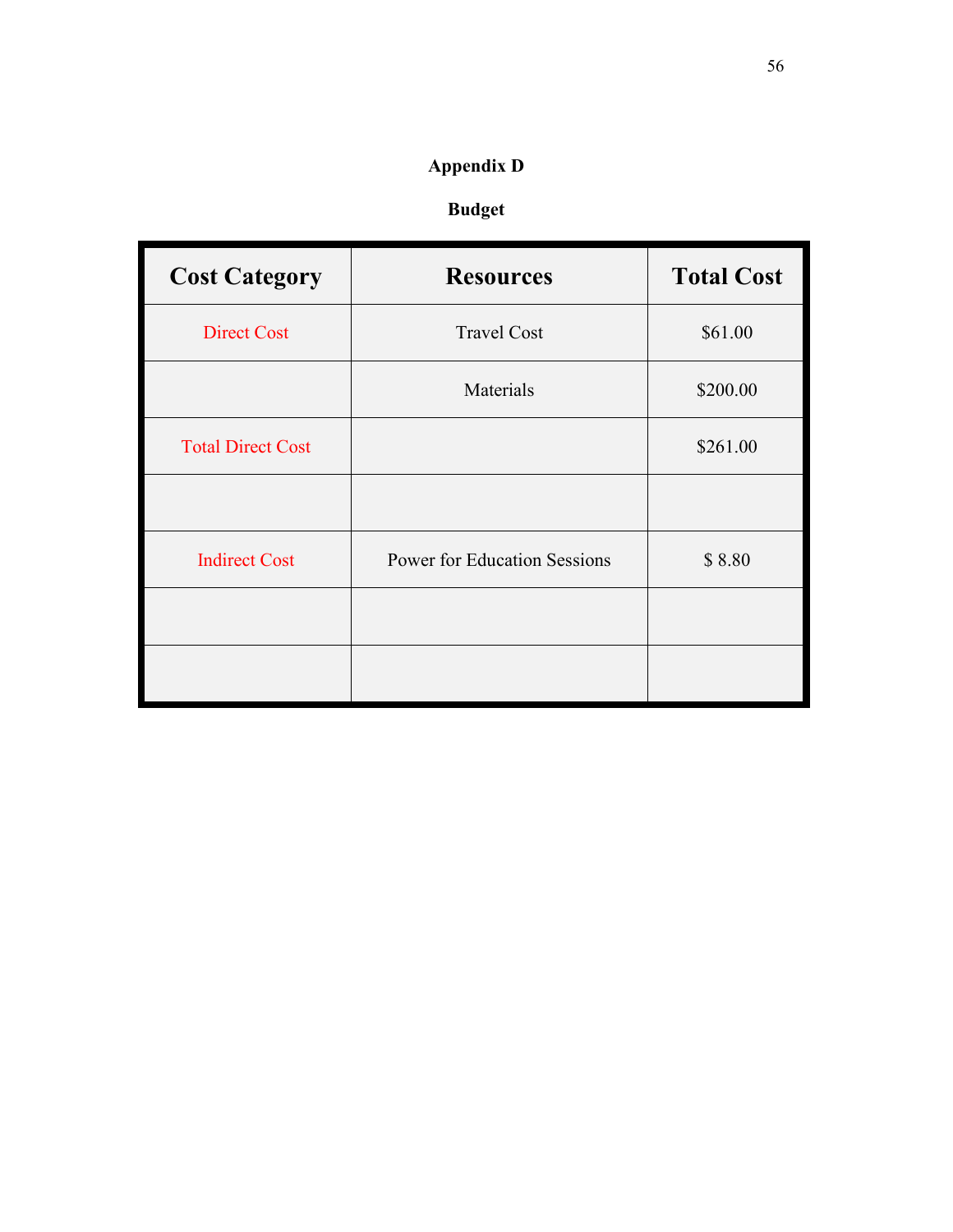# Appendix D

## Budget

| Cost Category | Resources | Total Cost |
|---|---|---|
| Direct Cost | Travel Cost | $61.00 |
| | Materials | $200.00 |
| Total Direct Cost | | $261.00 |
| | | |
| Indirect Cost | Power for Education Sessions | $ 8.80 |
| | | |
| | | |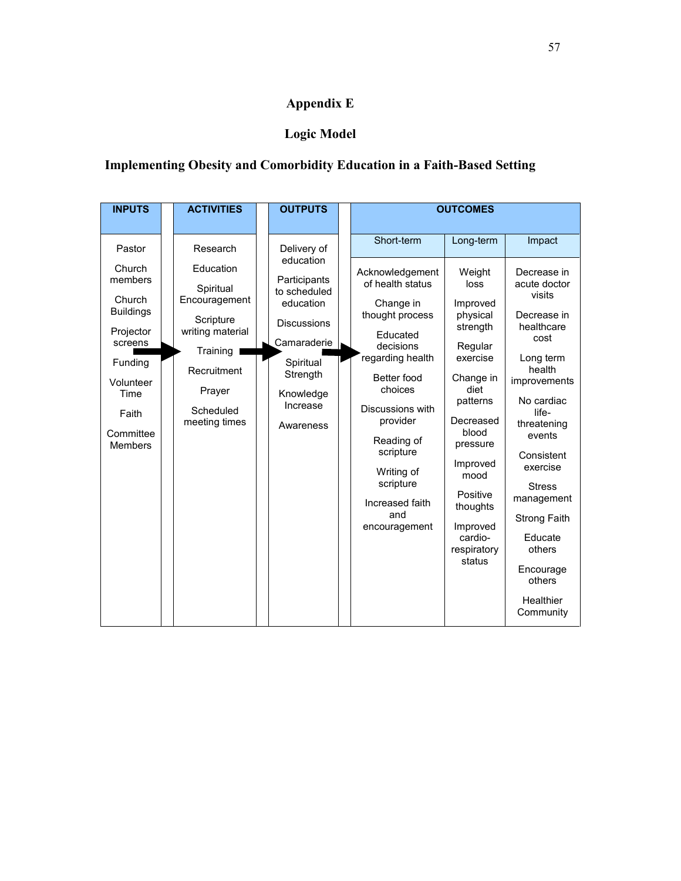# Appendix E

## Logic Model

### Implementing Obesity and Comorbidity Education in a Faith-Based Setting

| INPUTS | ACTIVITIES | OUTPUTS | OUTCOMES | | |
|---|---|---|---|---|---|
| | | | Short-term | Long-term | Impact |
| Pastor | Research | Delivery of education | Acknowledgement of health status | Weight loss | Decrease in acute doctor visits |
| Church members | Education | Participants to scheduled education | Change in thought process | Improved physical strength | Decrease in healthcare cost |
| Church Buildings | Spiritual Encouragement | Discussions | Educated decisions regarding health | Regular exercise | Long term health improvements |
| Projector screens | Scripture writing material | Camaraderie | Better food choices | Change in diet patterns | No cardiac life-threatening events |
| Funding | Training | Spiritual Strength | Discussions with provider | Decreased blood pressure | Consistent exercise |
| Volunteer Time | Recruitment | Knowledge Increase | Reading of scripture | Improved mood | Stress management |
| Faith | Prayer | Awareness | Writing of scripture | Positive thoughts | Strong Faith |
| Committee Members | Scheduled meeting times | | Increased faith and encouragement | Improved cardio-respiratory status | Educate others |
| | | | | | Encourage others |
| | | | | | Healthier Community |